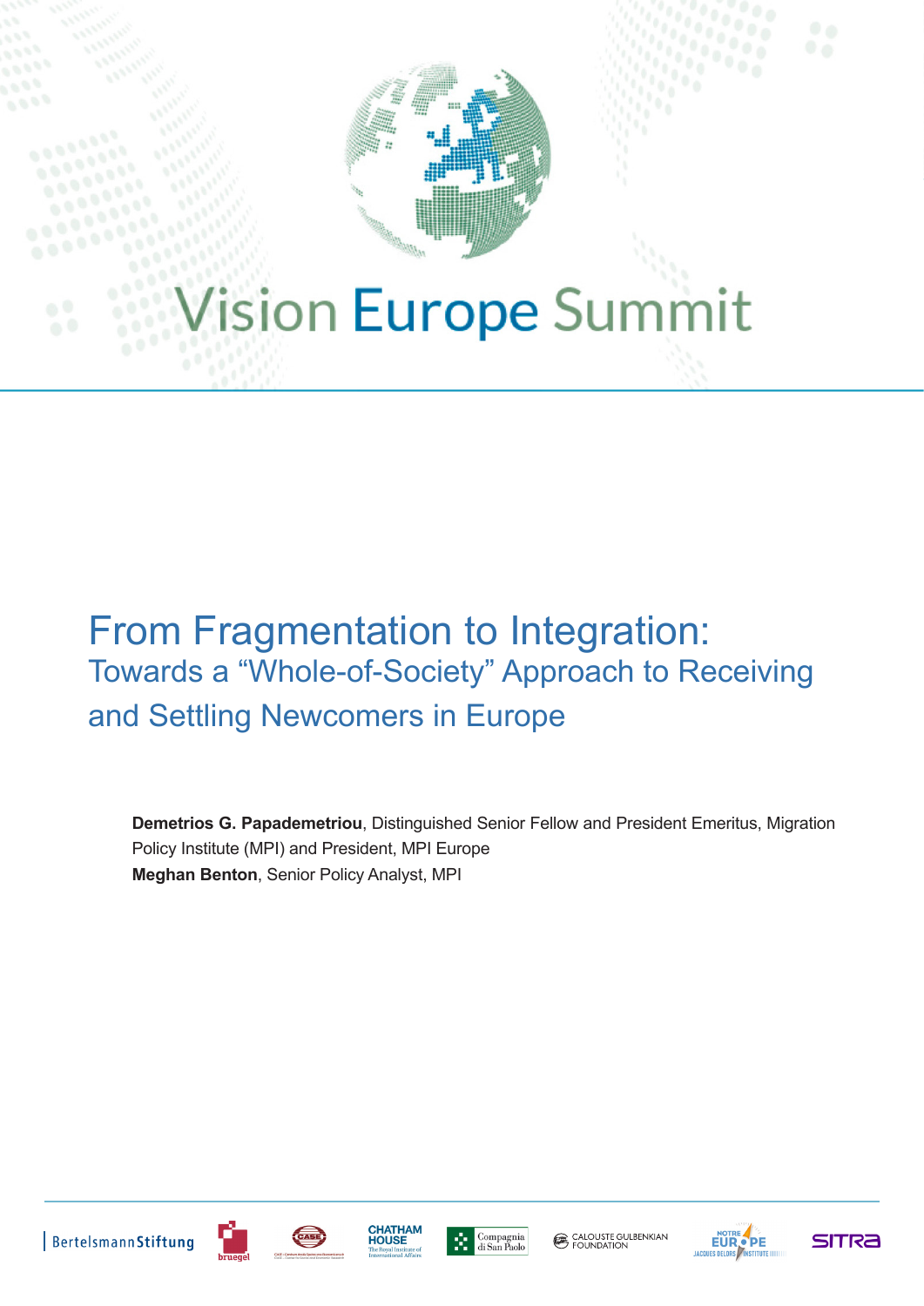# Vision Europe Summit

# From Fragmentation to Integration:

## Towards a "Whole-of-Society" Approach to Receiving and Settling Newcomers in Europe

**Demetrios G. Papademetriou**, Distinguished Senior Fellow and President Emeritus, Migration Policy Institute (MPI) and President, MPI Europe
**Meghan Benton**, Senior Policy Analyst, MPI

BertelsmannStiftung | bruegel | CASE | CHATHAM HOUSE The Royal Institute of International Affairs | Compagnia di San Paolo | CALOUSTE GULBENKIAN FOUNDATION | NOTRE EUROPE JACQUES DELORS INSTITUTE | SITRA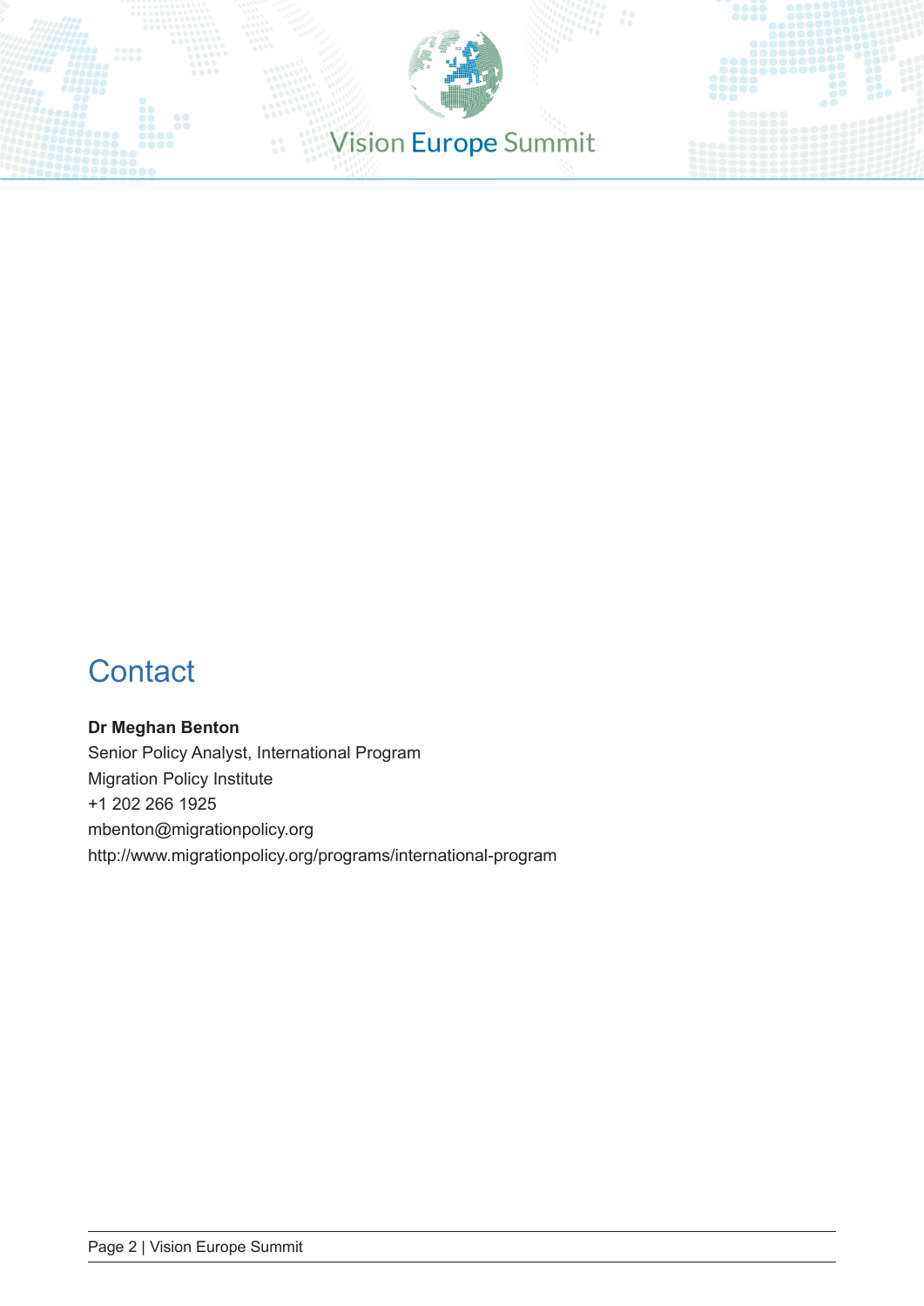# Contact

**Dr Meghan Benton**
Senior Policy Analyst, International Program
Migration Policy Institute
+1 202 266 1925
mbenton@migrationpolicy.org
http://www.migrationpolicy.org/programs/international-program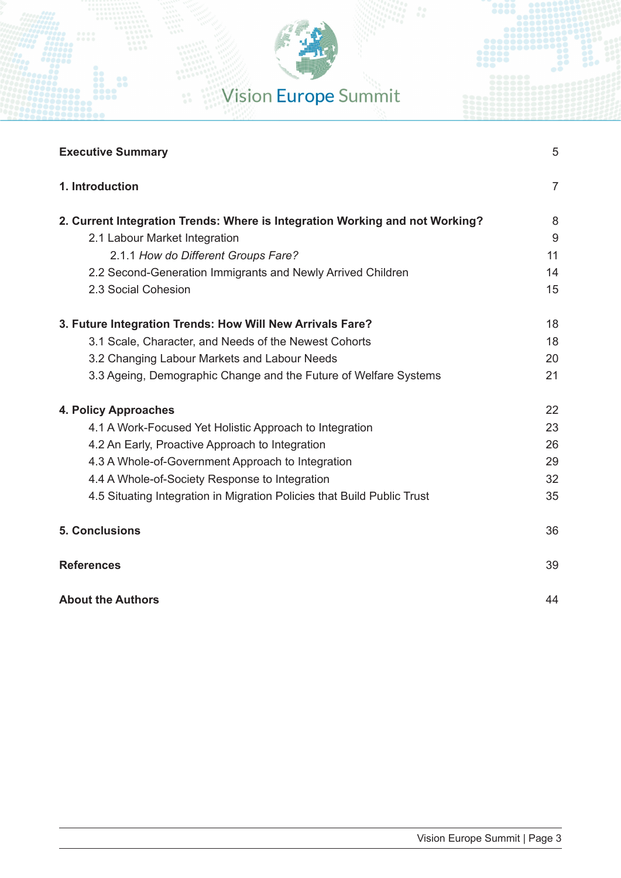| | |
|---|---|
| **Executive Summary** | 5 |
| **1. Introduction** | 7 |
| **2. Current Integration Trends: Where is Integration Working and not Working?** | 8 |
| 2.1 Labour Market Integration | 9 |
| 2.1.1 *How do Different Groups Fare?* | 11 |
| 2.2 Second-Generation Immigrants and Newly Arrived Children | 14 |
| 2.3 Social Cohesion | 15 |
| **3. Future Integration Trends: How Will New Arrivals Fare?** | 18 |
| 3.1 Scale, Character, and Needs of the Newest Cohorts | 18 |
| 3.2 Changing Labour Markets and Labour Needs | 20 |
| 3.3 Ageing, Demographic Change and the Future of Welfare Systems | 21 |
| **4. Policy Approaches** | 22 |
| 4.1 A Work-Focused Yet Holistic Approach to Integration | 23 |
| 4.2 An Early, Proactive Approach to Integration | 26 |
| 4.3 A Whole-of-Government Approach to Integration | 29 |
| 4.4 A Whole-of-Society Response to Integration | 32 |
| 4.5 Situating Integration in Migration Policies that Build Public Trust | 35 |
| **5. Conclusions** | 36 |
| **References** | 39 |
| **About the Authors** | 44 |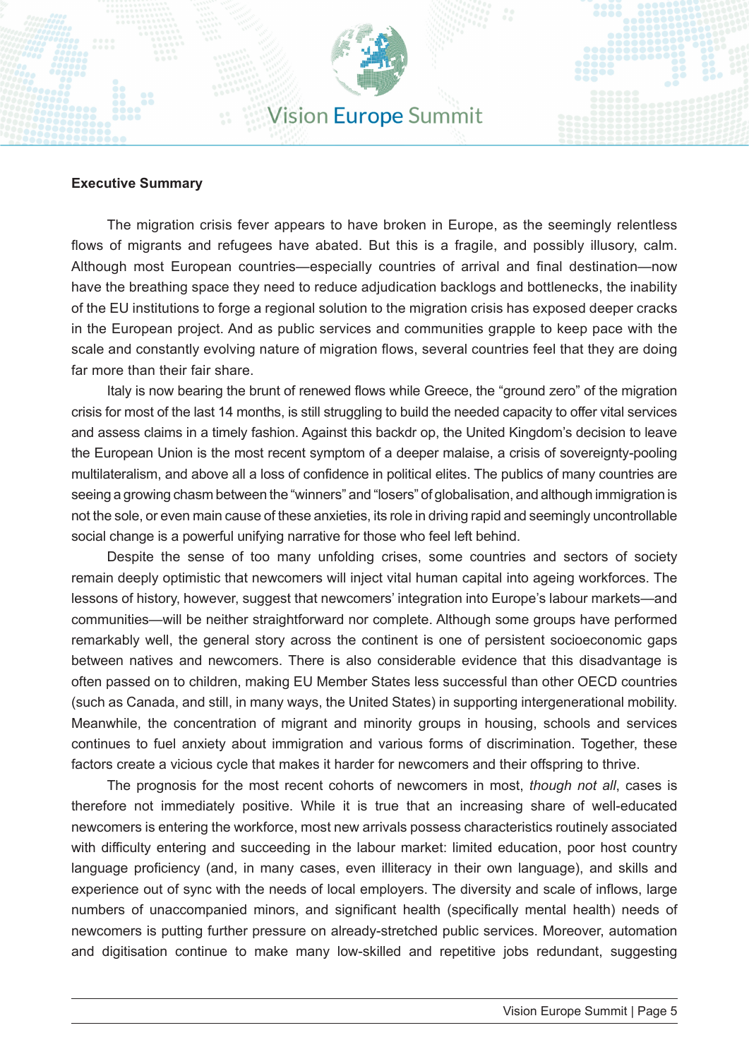**Executive Summary**

The migration crisis fever appears to have broken in Europe, as the seemingly relentless flows of migrants and refugees have abated. But this is a fragile, and possibly illusory, calm. Although most European countries—especially countries of arrival and final destination—now have the breathing space they need to reduce adjudication backlogs and bottlenecks, the inability of the EU institutions to forge a regional solution to the migration crisis has exposed deeper cracks in the European project. And as public services and communities grapple to keep pace with the scale and constantly evolving nature of migration flows, several countries feel that they are doing far more than their fair share.

Italy is now bearing the brunt of renewed flows while Greece, the "ground zero" of the migration crisis for most of the last 14 months, is still struggling to build the needed capacity to offer vital services and assess claims in a timely fashion. Against this backdr op, the United Kingdom's decision to leave the European Union is the most recent symptom of a deeper malaise, a crisis of sovereignty-pooling multilateralism, and above all a loss of confidence in political elites. The publics of many countries are seeing a growing chasm between the "winners" and "losers" of globalisation, and although immigration is not the sole, or even main cause of these anxieties, its role in driving rapid and seemingly uncontrollable social change is a powerful unifying narrative for those who feel left behind.

Despite the sense of too many unfolding crises, some countries and sectors of society remain deeply optimistic that newcomers will inject vital human capital into ageing workforces. The lessons of history, however, suggest that newcomers' integration into Europe's labour markets—and communities—will be neither straightforward nor complete. Although some groups have performed remarkably well, the general story across the continent is one of persistent socioeconomic gaps between natives and newcomers. There is also considerable evidence that this disadvantage is often passed on to children, making EU Member States less successful than other OECD countries (such as Canada, and still, in many ways, the United States) in supporting intergenerational mobility. Meanwhile, the concentration of migrant and minority groups in housing, schools and services continues to fuel anxiety about immigration and various forms of discrimination. Together, these factors create a vicious cycle that makes it harder for newcomers and their offspring to thrive.

The prognosis for the most recent cohorts of newcomers in most, *though not all*, cases is therefore not immediately positive. While it is true that an increasing share of well-educated newcomers is entering the workforce, most new arrivals possess characteristics routinely associated with difficulty entering and succeeding in the labour market: limited education, poor host country language proficiency (and, in many cases, even illiteracy in their own language), and skills and experience out of sync with the needs of local employers. The diversity and scale of inflows, large numbers of unaccompanied minors, and significant health (specifically mental health) needs of newcomers is putting further pressure on already-stretched public services. Moreover, automation and digitisation continue to make many low-skilled and repetitive jobs redundant, suggesting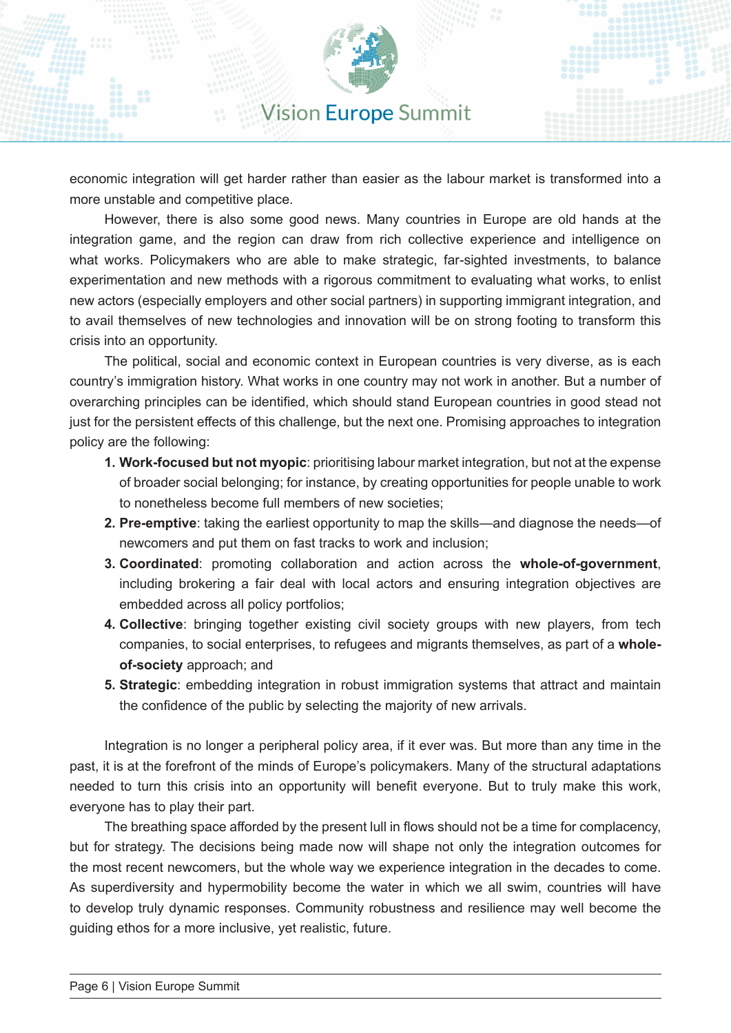economic integration will get harder rather than easier as the labour market is transformed into a more unstable and competitive place.

However, there is also some good news. Many countries in Europe are old hands at the integration game, and the region can draw from rich collective experience and intelligence on what works. Policymakers who are able to make strategic, far-sighted investments, to balance experimentation and new methods with a rigorous commitment to evaluating what works, to enlist new actors (especially employers and other social partners) in supporting immigrant integration, and to avail themselves of new technologies and innovation will be on strong footing to transform this crisis into an opportunity.

The political, social and economic context in European countries is very diverse, as is each country's immigration history. What works in one country may not work in another. But a number of overarching principles can be identified, which should stand European countries in good stead not just for the persistent effects of this challenge, but the next one. Promising approaches to integration policy are the following:

1. **Work-focused but not myopic**: prioritising labour market integration, but not at the expense of broader social belonging; for instance, by creating opportunities for people unable to work to nonetheless become full members of new societies;
2. **Pre-emptive**: taking the earliest opportunity to map the skills—and diagnose the needs—of newcomers and put them on fast tracks to work and inclusion;
3. **Coordinated**: promoting collaboration and action across the **whole-of-government**, including brokering a fair deal with local actors and ensuring integration objectives are embedded across all policy portfolios;
4. **Collective**: bringing together existing civil society groups with new players, from tech companies, to social enterprises, to refugees and migrants themselves, as part of a **whole-of-society** approach; and
5. **Strategic**: embedding integration in robust immigration systems that attract and maintain the confidence of the public by selecting the majority of new arrivals.

Integration is no longer a peripheral policy area, if it ever was. But more than any time in the past, it is at the forefront of the minds of Europe's policymakers. Many of the structural adaptations needed to turn this crisis into an opportunity will benefit everyone. But to truly make this work, everyone has to play their part.

The breathing space afforded by the present lull in flows should not be a time for complacency, but for strategy. The decisions being made now will shape not only the integration outcomes for the most recent newcomers, but the whole way we experience integration in the decades to come. As superdiversity and hypermobility become the water in which we all swim, countries will have to develop truly dynamic responses. Community robustness and resilience may well become the guiding ethos for a more inclusive, yet realistic, future.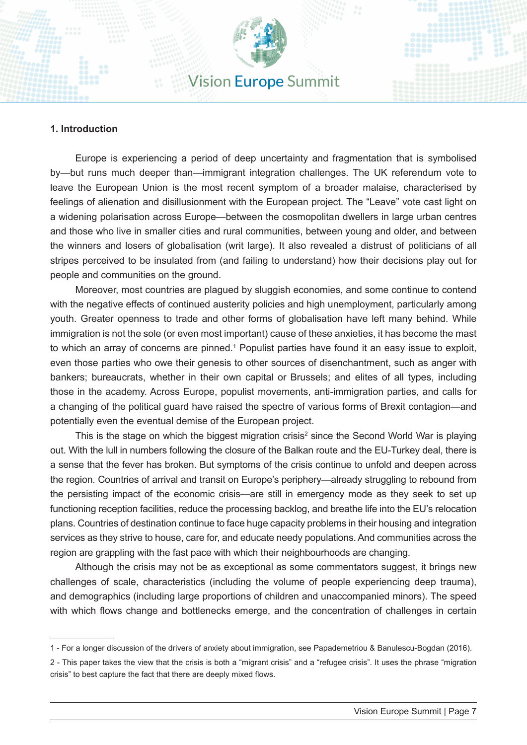## 1. Introduction

Europe is experiencing a period of deep uncertainty and fragmentation that is symbolised by—but runs much deeper than—immigrant integration challenges. The UK referendum vote to leave the European Union is the most recent symptom of a broader malaise, characterised by feelings of alienation and disillusionment with the European project. The "Leave" vote cast light on a widening polarisation across Europe—between the cosmopolitan dwellers in large urban centres and those who live in smaller cities and rural communities, between young and older, and between the winners and losers of globalisation (writ large). It also revealed a distrust of politicians of all stripes perceived to be insulated from (and failing to understand) how their decisions play out for people and communities on the ground.

Moreover, most countries are plagued by sluggish economies, and some continue to contend with the negative effects of continued austerity policies and high unemployment, particularly among youth. Greater openness to trade and other forms of globalisation have left many behind. While immigration is not the sole (or even most important) cause of these anxieties, it has become the mast to which an array of concerns are pinned.[1] Populist parties have found it an easy issue to exploit, even those parties who owe their genesis to other sources of disenchantment, such as anger with bankers; bureaucrats, whether in their own capital or Brussels; and elites of all types, including those in the academy. Across Europe, populist movements, anti-immigration parties, and calls for a changing of the political guard have raised the spectre of various forms of Brexit contagion—and potentially even the eventual demise of the European project.

This is the stage on which the biggest migration crisis[2] since the Second World War is playing out. With the lull in numbers following the closure of the Balkan route and the EU-Turkey deal, there is a sense that the fever has broken. But symptoms of the crisis continue to unfold and deepen across the region. Countries of arrival and transit on Europe's periphery—already struggling to rebound from the persisting impact of the economic crisis—are still in emergency mode as they seek to set up functioning reception facilities, reduce the processing backlog, and breathe life into the EU's relocation plans. Countries of destination continue to face huge capacity problems in their housing and integration services as they strive to house, care for, and educate needy populations. And communities across the region are grappling with the fast pace with which their neighbourhoods are changing.

Although the crisis may not be as exceptional as some commentators suggest, it brings new challenges of scale, characteristics (including the volume of people experiencing deep trauma), and demographics (including large proportions of children and unaccompanied minors). The speed with which flows change and bottlenecks emerge, and the concentration of challenges in certain

---

1 - For a longer discussion of the drivers of anxiety about immigration, see Papademetriou & Banulescu-Bogdan (2016).

2 - This paper takes the view that the crisis is both a "migrant crisis" and a "refugee crisis". It uses the phrase "migration crisis" to best capture the fact that there are deeply mixed flows.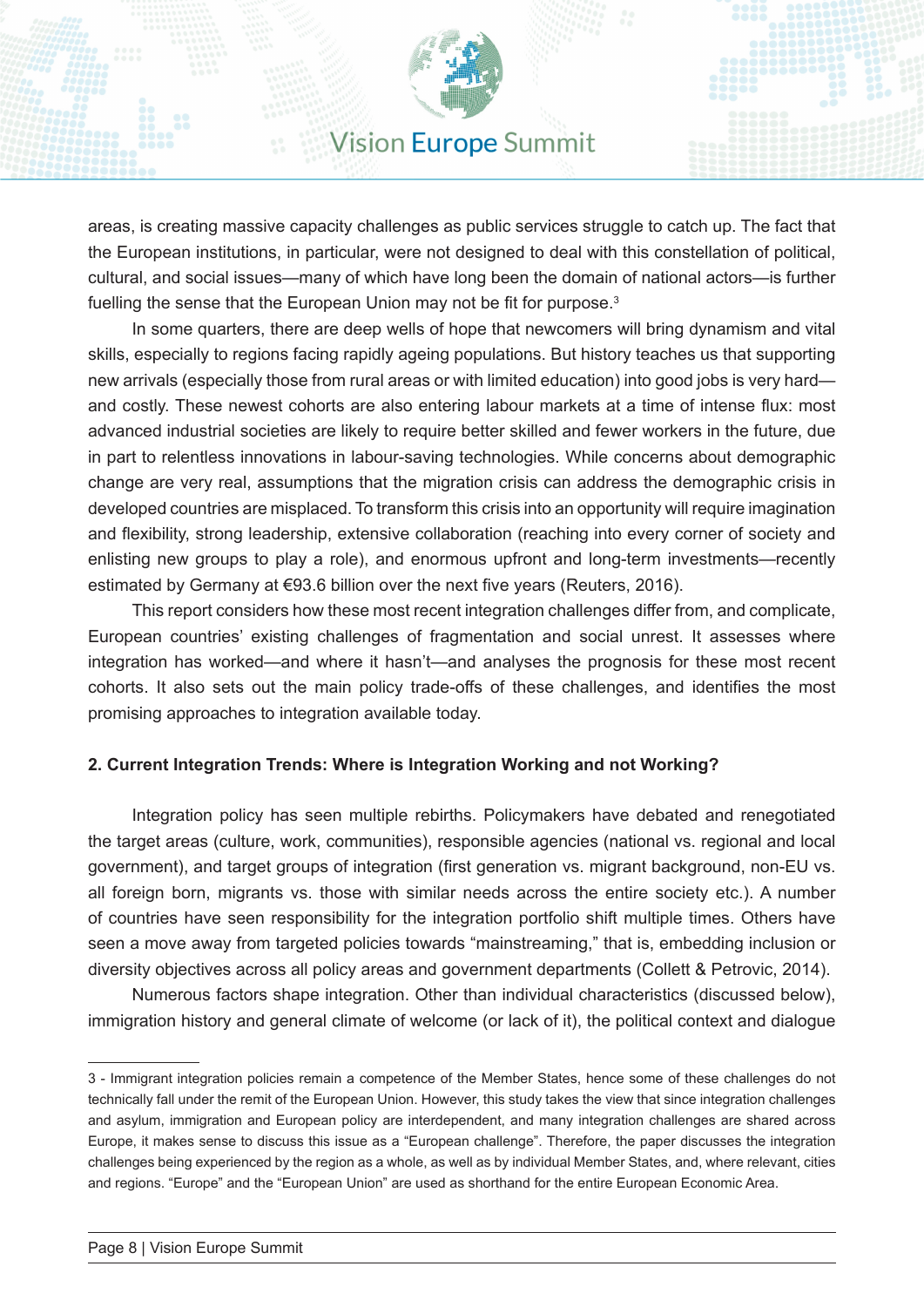areas, is creating massive capacity challenges as public services struggle to catch up. The fact that the European institutions, in particular, were not designed to deal with this constellation of political, cultural, and social issues—many of which have long been the domain of national actors—is further fuelling the sense that the European Union may not be fit for purpose.[3]

In some quarters, there are deep wells of hope that newcomers will bring dynamism and vital skills, especially to regions facing rapidly ageing populations. But history teaches us that supporting new arrivals (especially those from rural areas or with limited education) into good jobs is very hard—and costly. These newest cohorts are also entering labour markets at a time of intense flux: most advanced industrial societies are likely to require better skilled and fewer workers in the future, due in part to relentless innovations in labour-saving technologies. While concerns about demographic change are very real, assumptions that the migration crisis can address the demographic crisis in developed countries are misplaced. To transform this crisis into an opportunity will require imagination and flexibility, strong leadership, extensive collaboration (reaching into every corner of society and enlisting new groups to play a role), and enormous upfront and long-term investments—recently estimated by Germany at €93.6 billion over the next five years (Reuters, 2016).

This report considers how these most recent integration challenges differ from, and complicate, European countries' existing challenges of fragmentation and social unrest. It assesses where integration has worked—and where it hasn't—and analyses the prognosis for these most recent cohorts. It also sets out the main policy trade-offs of these challenges, and identifies the most promising approaches to integration available today.

## 2. Current Integration Trends: Where is Integration Working and not Working?

Integration policy has seen multiple rebirths. Policymakers have debated and renegotiated the target areas (culture, work, communities), responsible agencies (national vs. regional and local government), and target groups of integration (first generation vs. migrant background, non-EU vs. all foreign born, migrants vs. those with similar needs across the entire society etc.). A number of countries have seen responsibility for the integration portfolio shift multiple times. Others have seen a move away from targeted policies towards "mainstreaming," that is, embedding inclusion or diversity objectives across all policy areas and government departments (Collett & Petrovic, 2014).

Numerous factors shape integration. Other than individual characteristics (discussed below), immigration history and general climate of welcome (or lack of it), the political context and dialogue

---

3 - Immigrant integration policies remain a competence of the Member States, hence some of these challenges do not technically fall under the remit of the European Union. However, this study takes the view that since integration challenges and asylum, immigration and European policy are interdependent, and many integration challenges are shared across Europe, it makes sense to discuss this issue as a "European challenge". Therefore, the paper discusses the integration challenges being experienced by the region as a whole, as well as by individual Member States, and, where relevant, cities and regions. "Europe" and the "European Union" are used as shorthand for the entire European Economic Area.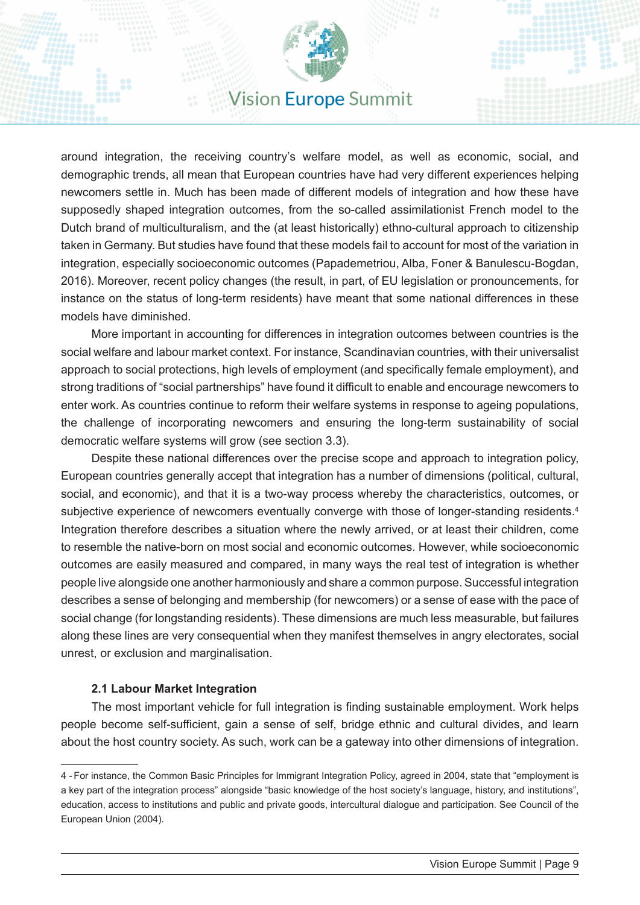around integration, the receiving country's welfare model, as well as economic, social, and demographic trends, all mean that European countries have had very different experiences helping newcomers settle in. Much has been made of different models of integration and how these have supposedly shaped integration outcomes, from the so-called assimilationist French model to the Dutch brand of multiculturalism, and the (at least historically) ethno-cultural approach to citizenship taken in Germany. But studies have found that these models fail to account for most of the variation in integration, especially socioeconomic outcomes (Papademetriou, Alba, Foner & Banulescu-Bogdan, 2016). Moreover, recent policy changes (the result, in part, of EU legislation or pronouncements, for instance on the status of long-term residents) have meant that some national differences in these models have diminished.

More important in accounting for differences in integration outcomes between countries is the social welfare and labour market context. For instance, Scandinavian countries, with their universalist approach to social protections, high levels of employment (and specifically female employment), and strong traditions of "social partnerships" have found it difficult to enable and encourage newcomers to enter work. As countries continue to reform their welfare systems in response to ageing populations, the challenge of incorporating newcomers and ensuring the long-term sustainability of social democratic welfare systems will grow (see section 3.3).

Despite these national differences over the precise scope and approach to integration policy, European countries generally accept that integration has a number of dimensions (political, cultural, social, and economic), and that it is a two-way process whereby the characteristics, outcomes, or subjective experience of newcomers eventually converge with those of longer-standing residents.[4] Integration therefore describes a situation where the newly arrived, or at least their children, come to resemble the native-born on most social and economic outcomes. However, while socioeconomic outcomes are easily measured and compared, in many ways the real test of integration is whether people live alongside one another harmoniously and share a common purpose. Successful integration describes a sense of belonging and membership (for newcomers) or a sense of ease with the pace of social change (for longstanding residents). These dimensions are much less measurable, but failures along these lines are very consequential when they manifest themselves in angry electorates, social unrest, or exclusion and marginalisation.

### 2.1 Labour Market Integration

The most important vehicle for full integration is finding sustainable employment. Work helps people become self-sufficient, gain a sense of self, bridge ethnic and cultural divides, and learn about the host country society. As such, work can be a gateway into other dimensions of integration.

---

4 - For instance, the Common Basic Principles for Immigrant Integration Policy, agreed in 2004, state that "employment is a key part of the integration process" alongside "basic knowledge of the host society's language, history, and institutions", education, access to institutions and public and private goods, intercultural dialogue and participation. See Council of the European Union (2004).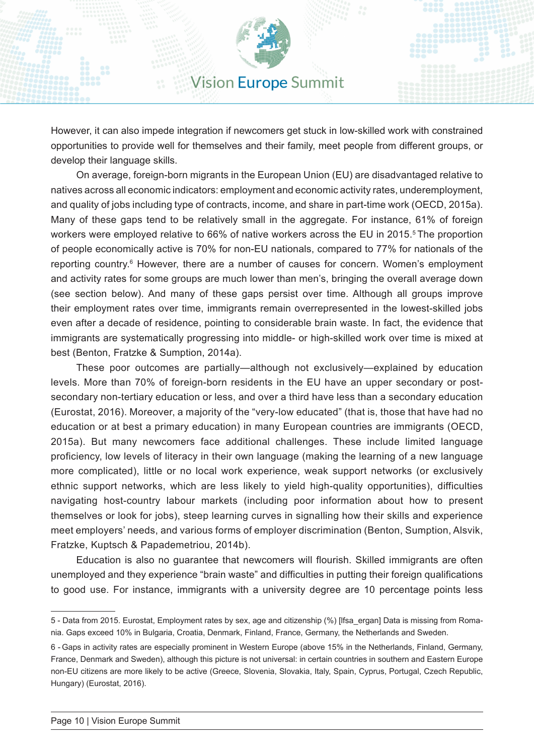However, it can also impede integration if newcomers get stuck in low-skilled work with constrained opportunities to provide well for themselves and their family, meet people from different groups, or develop their language skills.

On average, foreign-born migrants in the European Union (EU) are disadvantaged relative to natives across all economic indicators: employment and economic activity rates, underemployment, and quality of jobs including type of contracts, income, and share in part-time work (OECD, 2015a). Many of these gaps tend to be relatively small in the aggregate. For instance, 61% of foreign workers were employed relative to 66% of native workers across the EU in 2015.[5] The proportion of people economically active is 70% for non-EU nationals, compared to 77% for nationals of the reporting country.[6] However, there are a number of causes for concern. Women's employment and activity rates for some groups are much lower than men's, bringing the overall average down (see section below). And many of these gaps persist over time. Although all groups improve their employment rates over time, immigrants remain overrepresented in the lowest-skilled jobs even after a decade of residence, pointing to considerable brain waste. In fact, the evidence that immigrants are systematically progressing into middle- or high-skilled work over time is mixed at best (Benton, Fratzke & Sumption, 2014a).

These poor outcomes are partially—although not exclusively—explained by education levels. More than 70% of foreign-born residents in the EU have an upper secondary or post-secondary non-tertiary education or less, and over a third have less than a secondary education (Eurostat, 2016). Moreover, a majority of the "very-low educated" (that is, those that have had no education or at best a primary education) in many European countries are immigrants (OECD, 2015a). But many newcomers face additional challenges. These include limited language proficiency, low levels of literacy in their own language (making the learning of a new language more complicated), little or no local work experience, weak support networks (or exclusively ethnic support networks, which are less likely to yield high-quality opportunities), difficulties navigating host-country labour markets (including poor information about how to present themselves or look for jobs), steep learning curves in signalling how their skills and experience meet employers' needs, and various forms of employer discrimination (Benton, Sumption, Alsvik, Fratzke, Kuptsch & Papademetriou, 2014b).

Education is also no guarantee that newcomers will flourish. Skilled immigrants are often unemployed and they experience "brain waste" and difficulties in putting their foreign qualifications to good use. For instance, immigrants with a university degree are 10 percentage points less

---

5 - Data from 2015. Eurostat, Employment rates by sex, age and citizenship (%) [lfsa_ergan] Data is missing from Romania. Gaps exceed 10% in Bulgaria, Croatia, Denmark, Finland, France, Germany, the Netherlands and Sweden.

6 - Gaps in activity rates are especially prominent in Western Europe (above 15% in the Netherlands, Finland, Germany, France, Denmark and Sweden), although this picture is not universal: in certain countries in southern and Eastern Europe non-EU citizens are more likely to be active (Greece, Slovenia, Slovakia, Italy, Spain, Cyprus, Portugal, Czech Republic, Hungary) (Eurostat, 2016).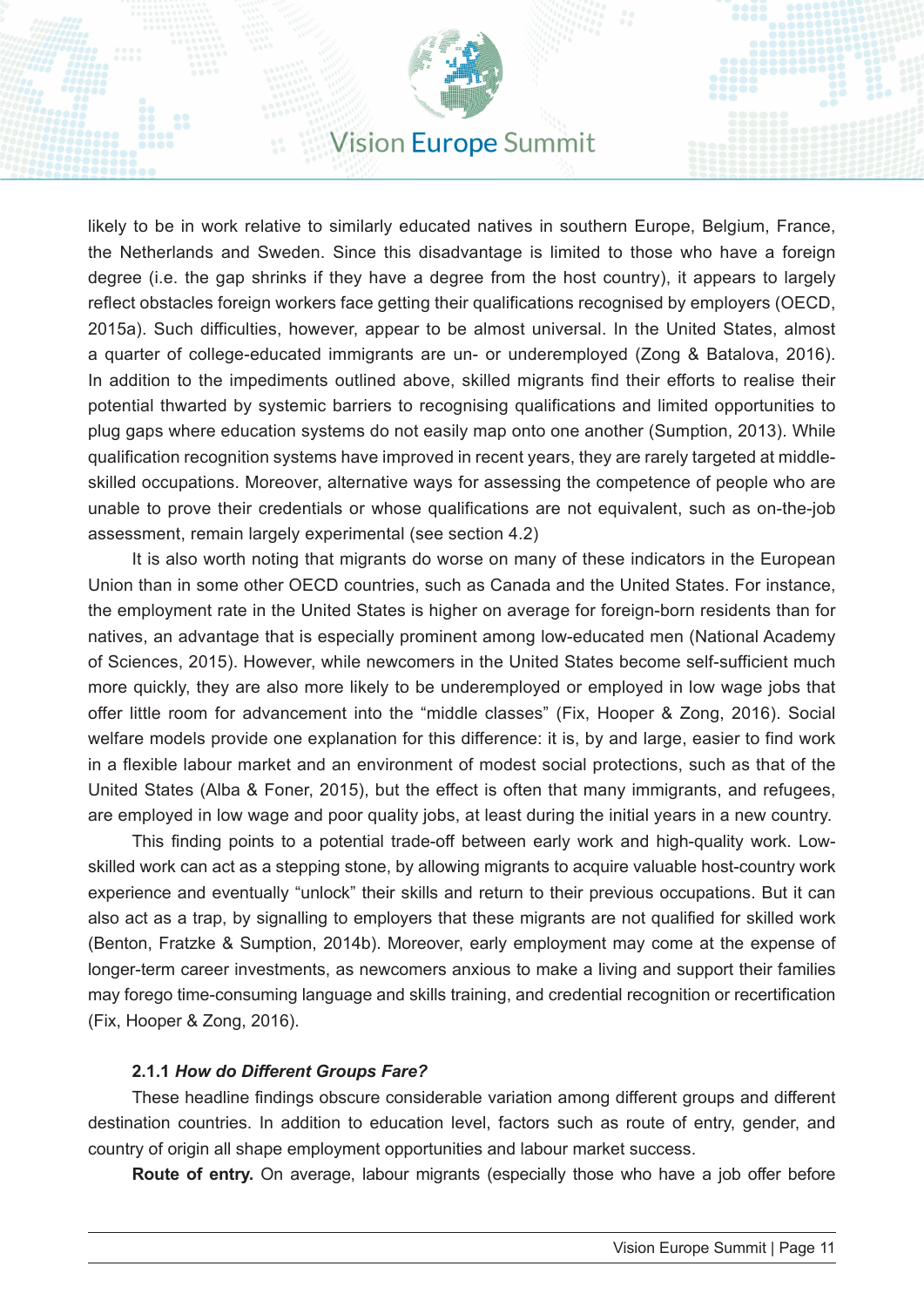likely to be in work relative to similarly educated natives in southern Europe, Belgium, France, the Netherlands and Sweden. Since this disadvantage is limited to those who have a foreign degree (i.e. the gap shrinks if they have a degree from the host country), it appears to largely reflect obstacles foreign workers face getting their qualifications recognised by employers (OECD, 2015a). Such difficulties, however, appear to be almost universal. In the United States, almost a quarter of college-educated immigrants are un- or underemployed (Zong & Batalova, 2016). In addition to the impediments outlined above, skilled migrants find their efforts to realise their potential thwarted by systemic barriers to recognising qualifications and limited opportunities to plug gaps where education systems do not easily map onto one another (Sumption, 2013). While qualification recognition systems have improved in recent years, they are rarely targeted at middle-skilled occupations. Moreover, alternative ways for assessing the competence of people who are unable to prove their credentials or whose qualifications are not equivalent, such as on-the-job assessment, remain largely experimental (see section 4.2)

It is also worth noting that migrants do worse on many of these indicators in the European Union than in some other OECD countries, such as Canada and the United States. For instance, the employment rate in the United States is higher on average for foreign-born residents than for natives, an advantage that is especially prominent among low-educated men (National Academy of Sciences, 2015). However, while newcomers in the United States become self-sufficient much more quickly, they are also more likely to be underemployed or employed in low wage jobs that offer little room for advancement into the "middle classes" (Fix, Hooper & Zong, 2016). Social welfare models provide one explanation for this difference: it is, by and large, easier to find work in a flexible labour market and an environment of modest social protections, such as that of the United States (Alba & Foner, 2015), but the effect is often that many immigrants, and refugees, are employed in low wage and poor quality jobs, at least during the initial years in a new country.

This finding points to a potential trade-off between early work and high-quality work. Low-skilled work can act as a stepping stone, by allowing migrants to acquire valuable host-country work experience and eventually "unlock" their skills and return to their previous occupations. But it can also act as a trap, by signalling to employers that these migrants are not qualified for skilled work (Benton, Fratzke & Sumption, 2014b). Moreover, early employment may come at the expense of longer-term career investments, as newcomers anxious to make a living and support their families may forego time-consuming language and skills training, and credential recognition or recertification (Fix, Hooper & Zong, 2016).

#### 2.1.1 *How do Different Groups Fare?*

These headline findings obscure considerable variation among different groups and different destination countries. In addition to education level, factors such as route of entry, gender, and country of origin all shape employment opportunities and labour market success.

**Route of entry.** On average, labour migrants (especially those who have a job offer before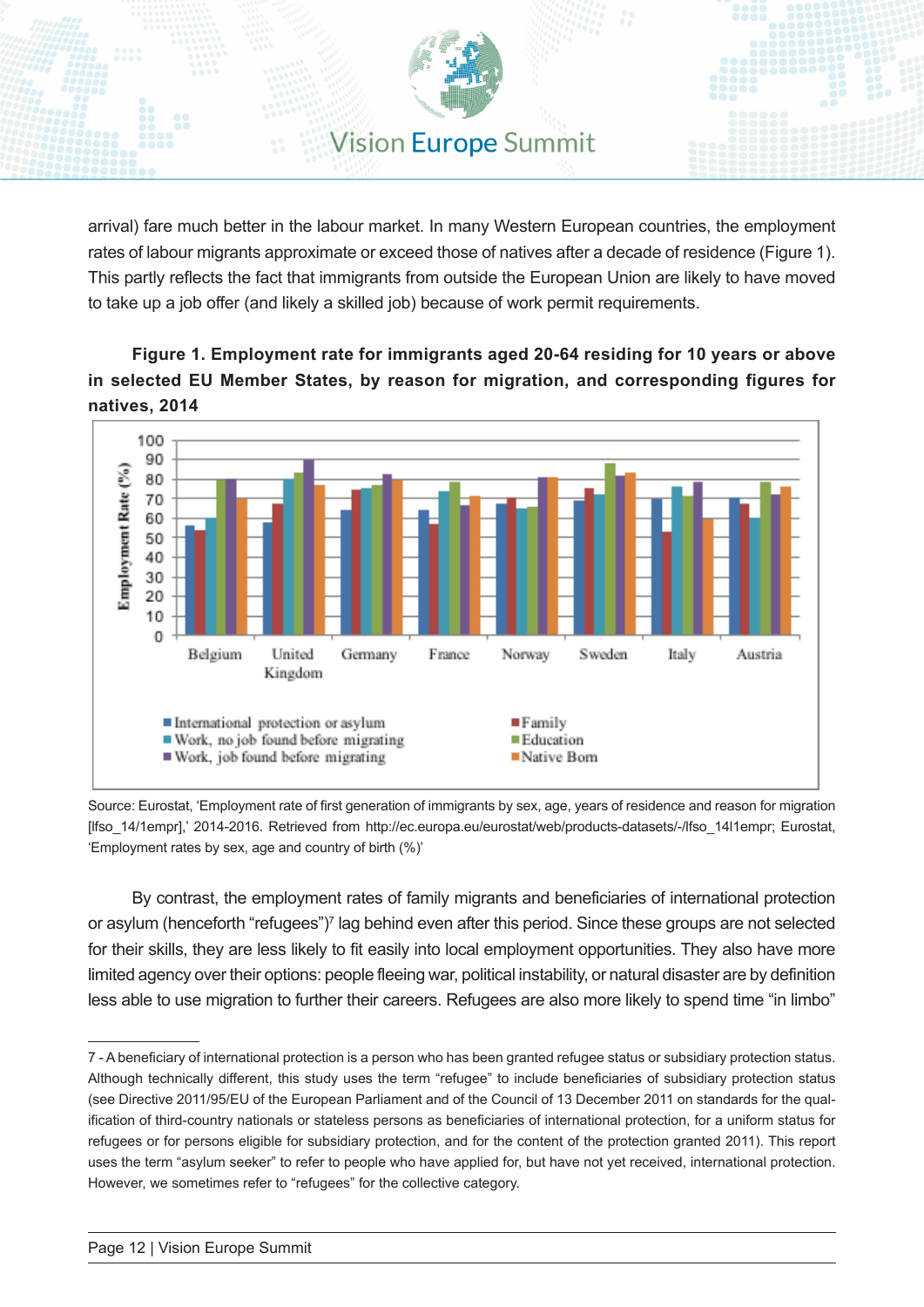arrival) fare much better in the labour market. In many Western European countries, the employment rates of labour migrants approximate or exceed those of natives after a decade of residence (Figure 1). This partly reflects the fact that immigrants from outside the European Union are likely to have moved to take up a job offer (and likely a skilled job) because of work permit requirements.

**Figure 1. Employment rate for immigrants aged 20-64 residing for 10 years or above in selected EU Member States, by reason for migration, and corresponding figures for natives, 2014**

Source: Eurostat, 'Employment rate of first generation of immigrants by sex, age, years of residence and reason for migration [lfso_14/1empr],' 2014-2016. Retrieved from http://ec.europa.eu/eurostat/web/products-datasets/-/lfso_14l1empr; Eurostat, 'Employment rates by sex, age and country of birth (%)'

By contrast, the employment rates of family migrants and beneficiaries of international protection or asylum (henceforth "refugees")[7] lag behind even after this period. Since these groups are not selected for their skills, they are less likely to fit easily into local employment opportunities. They also have more limited agency over their options: people fleeing war, political instability, or natural disaster are by definition less able to use migration to further their careers. Refugees are also more likely to spend time "in limbo"

---

7 - A beneficiary of international protection is a person who has been granted refugee status or subsidiary protection status. Although technically different, this study uses the term "refugee" to include beneficiaries of subsidiary protection status (see Directive 2011/95/EU of the European Parliament and of the Council of 13 December 2011 on standards for the qualification of third-country nationals or stateless persons as beneficiaries of international protection, for a uniform status for refugees or for persons eligible for subsidiary protection, and for the content of the protection granted 2011). This report uses the term "asylum seeker" to refer to people who have applied for, but have not yet received, international protection. However, we sometimes refer to "refugees" for the collective category.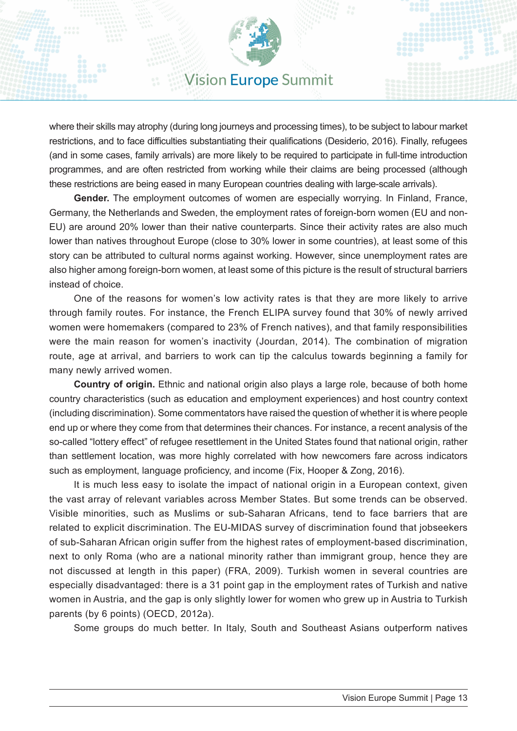where their skills may atrophy (during long journeys and processing times), to be subject to labour market restrictions, and to face difficulties substantiating their qualifications (Desiderio, 2016). Finally, refugees (and in some cases, family arrivals) are more likely to be required to participate in full-time introduction programmes, and are often restricted from working while their claims are being processed (although these restrictions are being eased in many European countries dealing with large-scale arrivals).

**Gender.** The employment outcomes of women are especially worrying. In Finland, France, Germany, the Netherlands and Sweden, the employment rates of foreign-born women (EU and non-EU) are around 20% lower than their native counterparts. Since their activity rates are also much lower than natives throughout Europe (close to 30% lower in some countries), at least some of this story can be attributed to cultural norms against working. However, since unemployment rates are also higher among foreign-born women, at least some of this picture is the result of structural barriers instead of choice.

One of the reasons for women's low activity rates is that they are more likely to arrive through family routes. For instance, the French ELIPA survey found that 30% of newly arrived women were homemakers (compared to 23% of French natives), and that family responsibilities were the main reason for women's inactivity (Jourdan, 2014). The combination of migration route, age at arrival, and barriers to work can tip the calculus towards beginning a family for many newly arrived women.

**Country of origin.** Ethnic and national origin also plays a large role, because of both home country characteristics (such as education and employment experiences) and host country context (including discrimination). Some commentators have raised the question of whether it is where people end up or where they come from that determines their chances. For instance, a recent analysis of the so-called "lottery effect" of refugee resettlement in the United States found that national origin, rather than settlement location, was more highly correlated with how newcomers fare across indicators such as employment, language proficiency, and income (Fix, Hooper & Zong, 2016).

It is much less easy to isolate the impact of national origin in a European context, given the vast array of relevant variables across Member States. But some trends can be observed. Visible minorities, such as Muslims or sub-Saharan Africans, tend to face barriers that are related to explicit discrimination. The EU-MIDAS survey of discrimination found that jobseekers of sub-Saharan African origin suffer from the highest rates of employment-based discrimination, next to only Roma (who are a national minority rather than immigrant group, hence they are not discussed at length in this paper) (FRA, 2009). Turkish women in several countries are especially disadvantaged: there is a 31 point gap in the employment rates of Turkish and native women in Austria, and the gap is only slightly lower for women who grew up in Austria to Turkish parents (by 6 points) (OECD, 2012a).

Some groups do much better. In Italy, South and Southeast Asians outperform natives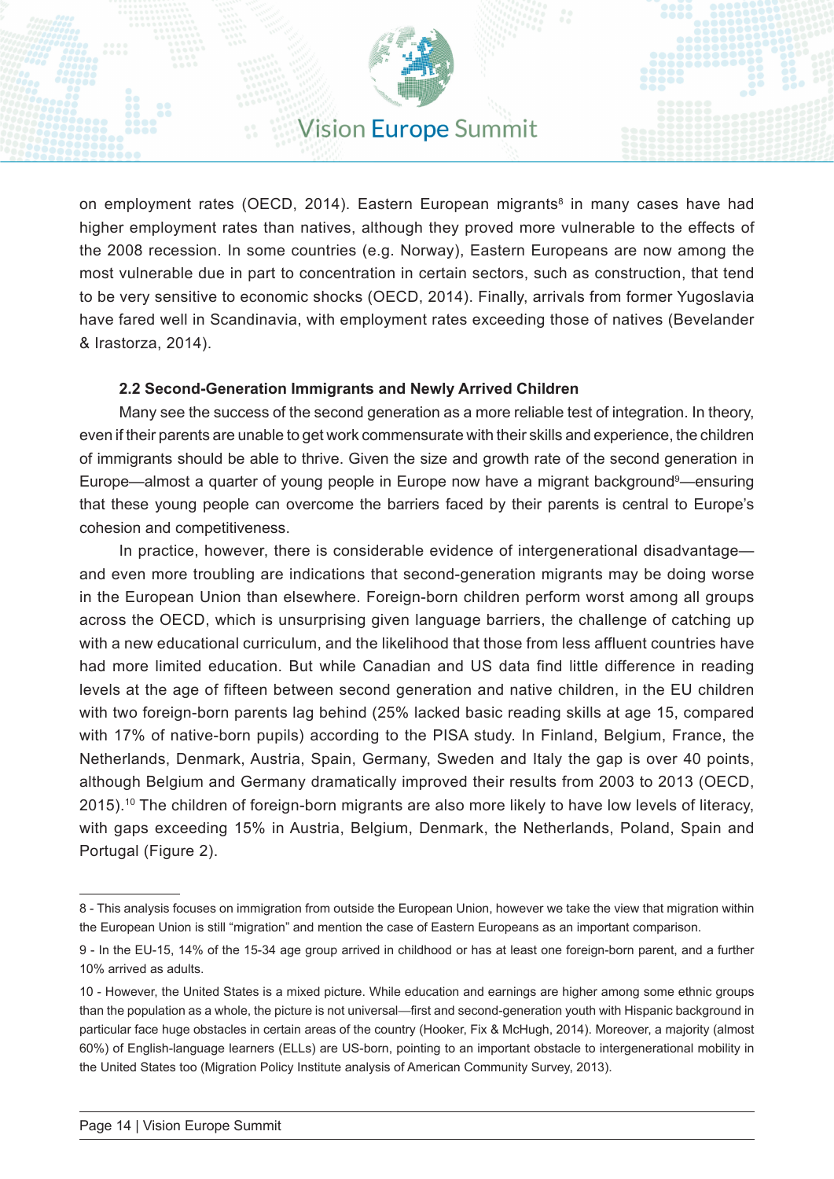on employment rates (OECD, 2014). Eastern European migrants[8] in many cases have had higher employment rates than natives, although they proved more vulnerable to the effects of the 2008 recession. In some countries (e.g. Norway), Eastern Europeans are now among the most vulnerable due in part to concentration in certain sectors, such as construction, that tend to be very sensitive to economic shocks (OECD, 2014). Finally, arrivals from former Yugoslavia have fared well in Scandinavia, with employment rates exceeding those of natives (Bevelander & Irastorza, 2014).

### 2.2 Second-Generation Immigrants and Newly Arrived Children

Many see the success of the second generation as a more reliable test of integration. In theory, even if their parents are unable to get work commensurate with their skills and experience, the children of immigrants should be able to thrive. Given the size and growth rate of the second generation in Europe—almost a quarter of young people in Europe now have a migrant background[9]—ensuring that these young people can overcome the barriers faced by their parents is central to Europe's cohesion and competitiveness.

In practice, however, there is considerable evidence of intergenerational disadvantage—and even more troubling are indications that second-generation migrants may be doing worse in the European Union than elsewhere. Foreign-born children perform worst among all groups across the OECD, which is unsurprising given language barriers, the challenge of catching up with a new educational curriculum, and the likelihood that those from less affluent countries have had more limited education. But while Canadian and US data find little difference in reading levels at the age of fifteen between second generation and native children, in the EU children with two foreign-born parents lag behind (25% lacked basic reading skills at age 15, compared with 17% of native-born pupils) according to the PISA study. In Finland, Belgium, France, the Netherlands, Denmark, Austria, Spain, Germany, Sweden and Italy the gap is over 40 points, although Belgium and Germany dramatically improved their results from 2003 to 2013 (OECD, 2015).[10] The children of foreign-born migrants are also more likely to have low levels of literacy, with gaps exceeding 15% in Austria, Belgium, Denmark, the Netherlands, Poland, Spain and Portugal (Figure 2).

---

8 - This analysis focuses on immigration from outside the European Union, however we take the view that migration within the European Union is still "migration" and mention the case of Eastern Europeans as an important comparison.

9 - In the EU-15, 14% of the 15-34 age group arrived in childhood or has at least one foreign-born parent, and a further 10% arrived as adults.

10 - However, the United States is a mixed picture. While education and earnings are higher among some ethnic groups than the population as a whole, the picture is not universal—first and second-generation youth with Hispanic background in particular face huge obstacles in certain areas of the country (Hooker, Fix & McHugh, 2014). Moreover, a majority (almost 60%) of English-language learners (ELLs) are US-born, pointing to an important obstacle to intergenerational mobility in the United States too (Migration Policy Institute analysis of American Community Survey, 2013).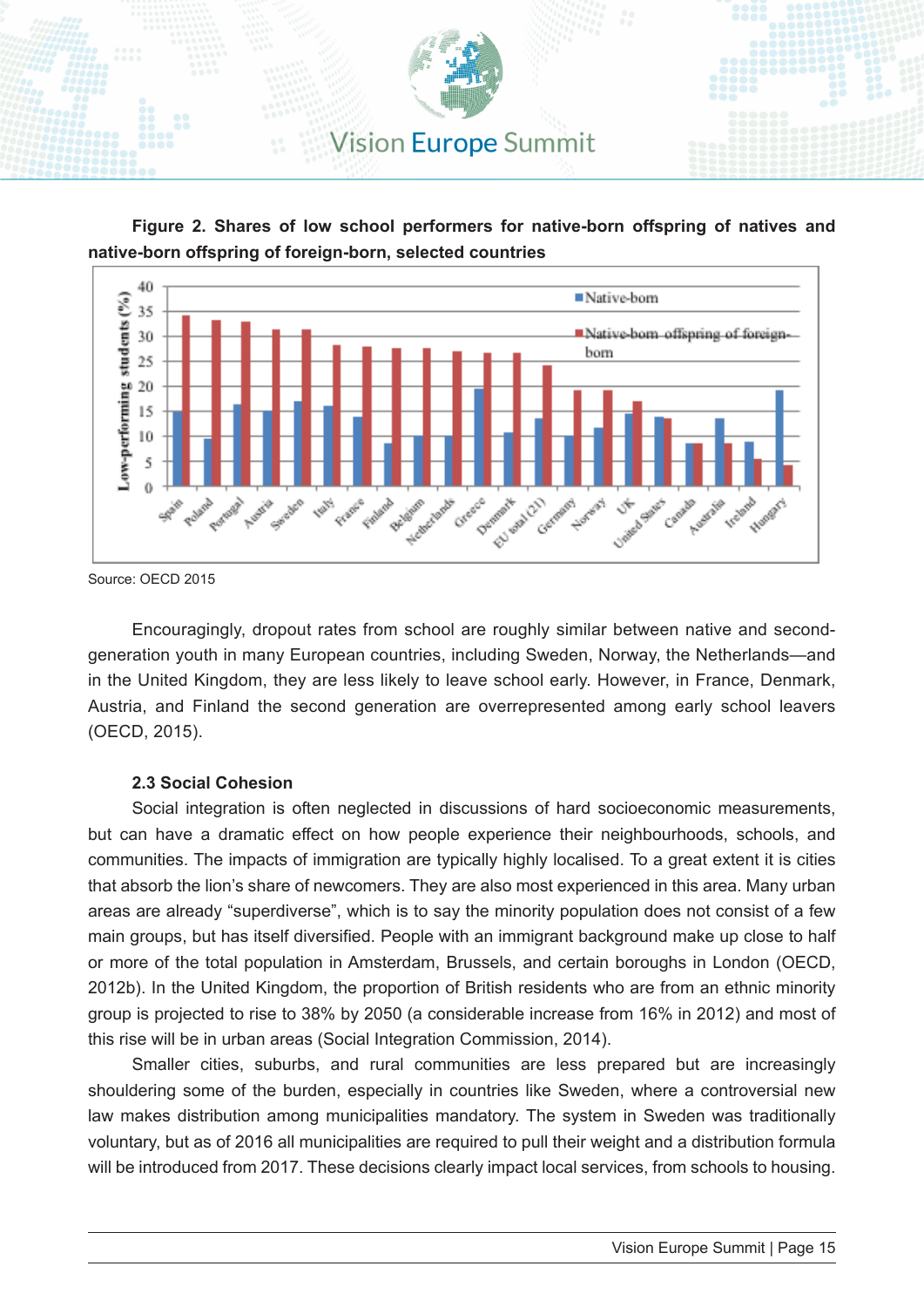**Figure 2. Shares of low school performers for native-born offspring of natives and native-born offspring of foreign-born, selected countries**

Source: OECD 2015

Encouragingly, dropout rates from school are roughly similar between native and second-generation youth in many European countries, including Sweden, Norway, the Netherlands—and in the United Kingdom, they are less likely to leave school early. However, in France, Denmark, Austria, and Finland the second generation are overrepresented among early school leavers (OECD, 2015).

### 2.3 Social Cohesion

Social integration is often neglected in discussions of hard socioeconomic measurements, but can have a dramatic effect on how people experience their neighbourhoods, schools, and communities. The impacts of immigration are typically highly localised. To a great extent it is cities that absorb the lion's share of newcomers. They are also most experienced in this area. Many urban areas are already "superdiverse", which is to say the minority population does not consist of a few main groups, but has itself diversified. People with an immigrant background make up close to half or more of the total population in Amsterdam, Brussels, and certain boroughs in London (OECD, 2012b). In the United Kingdom, the proportion of British residents who are from an ethnic minority group is projected to rise to 38% by 2050 (a considerable increase from 16% in 2012) and most of this rise will be in urban areas (Social Integration Commission, 2014).

Smaller cities, suburbs, and rural communities are less prepared but are increasingly shouldering some of the burden, especially in countries like Sweden, where a controversial new law makes distribution among municipalities mandatory. The system in Sweden was traditionally voluntary, but as of 2016 all municipalities are required to pull their weight and a distribution formula will be introduced from 2017. These decisions clearly impact local services, from schools to housing.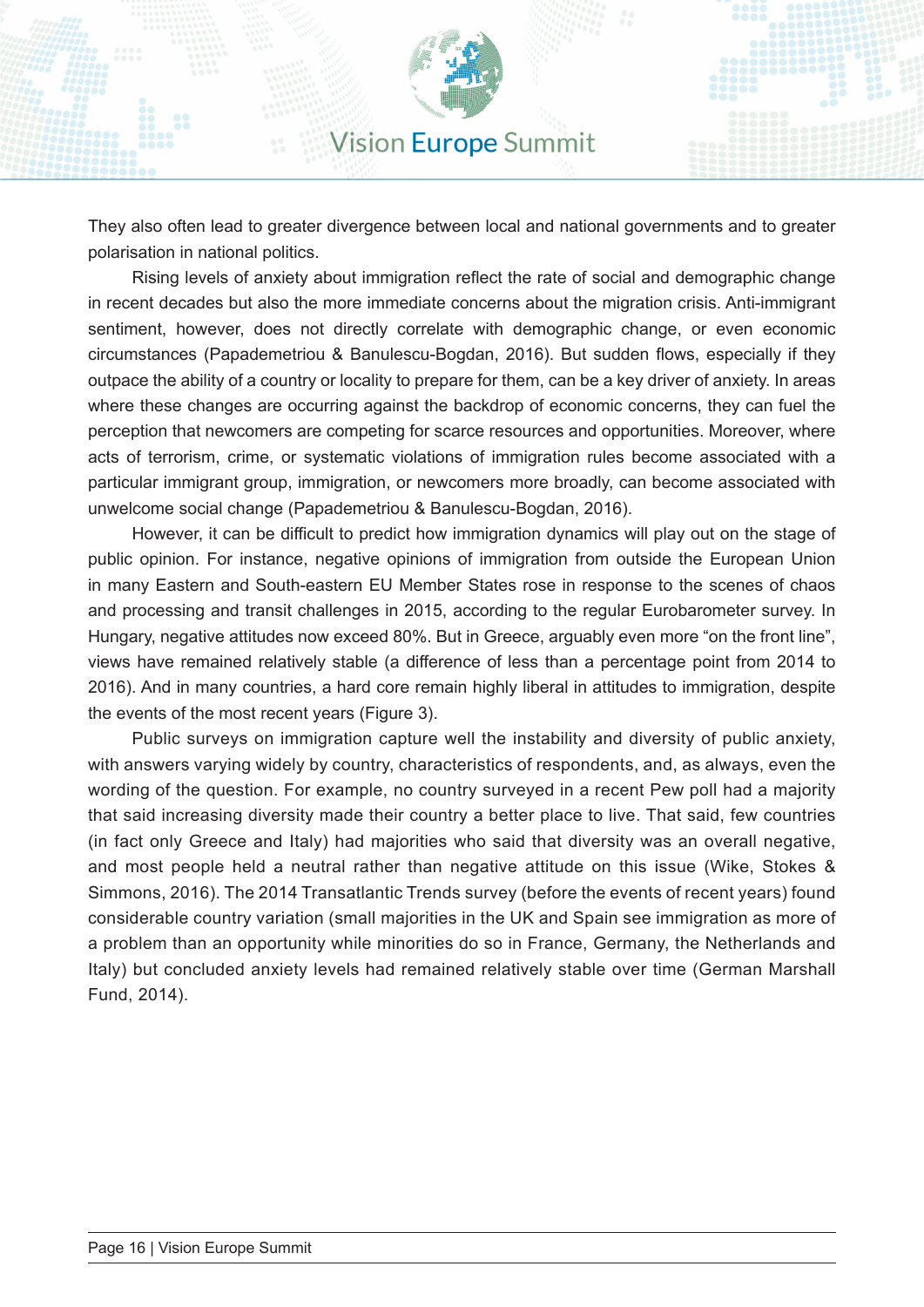They also often lead to greater divergence between local and national governments and to greater polarisation in national politics.

Rising levels of anxiety about immigration reflect the rate of social and demographic change in recent decades but also the more immediate concerns about the migration crisis. Anti-immigrant sentiment, however, does not directly correlate with demographic change, or even economic circumstances (Papademetriou & Banulescu-Bogdan, 2016). But sudden flows, especially if they outpace the ability of a country or locality to prepare for them, can be a key driver of anxiety. In areas where these changes are occurring against the backdrop of economic concerns, they can fuel the perception that newcomers are competing for scarce resources and opportunities. Moreover, where acts of terrorism, crime, or systematic violations of immigration rules become associated with a particular immigrant group, immigration, or newcomers more broadly, can become associated with unwelcome social change (Papademetriou & Banulescu-Bogdan, 2016).

However, it can be difficult to predict how immigration dynamics will play out on the stage of public opinion. For instance, negative opinions of immigration from outside the European Union in many Eastern and South-eastern EU Member States rose in response to the scenes of chaos and processing and transit challenges in 2015, according to the regular Eurobarometer survey. In Hungary, negative attitudes now exceed 80%. But in Greece, arguably even more “on the front line”, views have remained relatively stable (a difference of less than a percentage point from 2014 to 2016). And in many countries, a hard core remain highly liberal in attitudes to immigration, despite the events of the most recent years (Figure 3).

Public surveys on immigration capture well the instability and diversity of public anxiety, with answers varying widely by country, characteristics of respondents, and, as always, even the wording of the question. For example, no country surveyed in a recent Pew poll had a majority that said increasing diversity made their country a better place to live. That said, few countries (in fact only Greece and Italy) had majorities who said that diversity was an overall negative, and most people held a neutral rather than negative attitude on this issue (Wike, Stokes & Simmons, 2016). The 2014 Transatlantic Trends survey (before the events of recent years) found considerable country variation (small majorities in the UK and Spain see immigration as more of a problem than an opportunity while minorities do so in France, Germany, the Netherlands and Italy) but concluded anxiety levels had remained relatively stable over time (German Marshall Fund, 2014).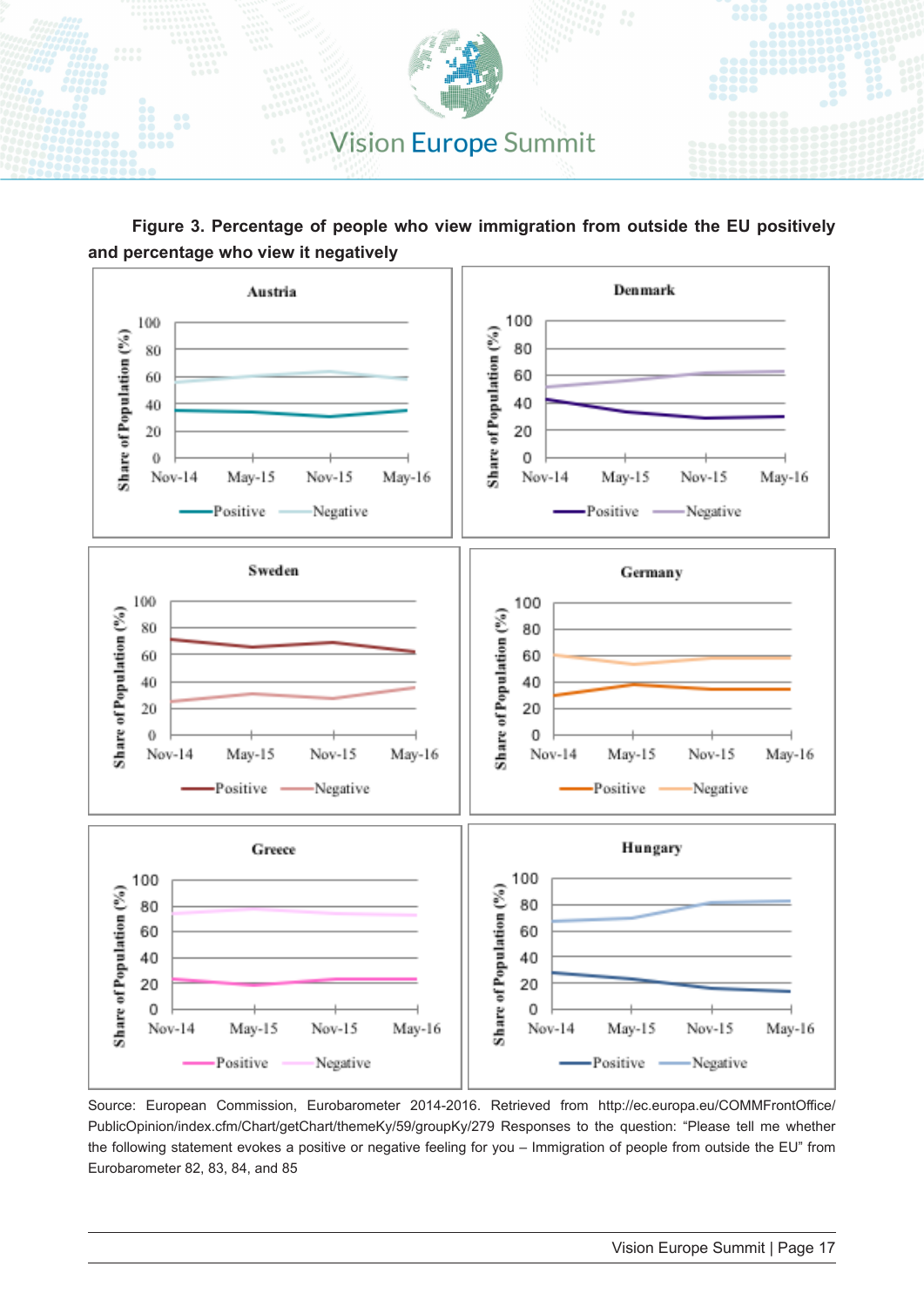**Figure 3. Percentage of people who view immigration from outside the EU positively and percentage who view it negatively**

Source: European Commission, Eurobarometer 2014-2016. Retrieved from http://ec.europa.eu/COMMFrontOffice/PublicOpinion/index.cfm/Chart/getChart/themeKy/59/groupKy/279 Responses to the question: "Please tell me whether the following statement evokes a positive or negative feeling for you – Immigration of people from outside the EU" from Eurobarometer 82, 83, 84, and 85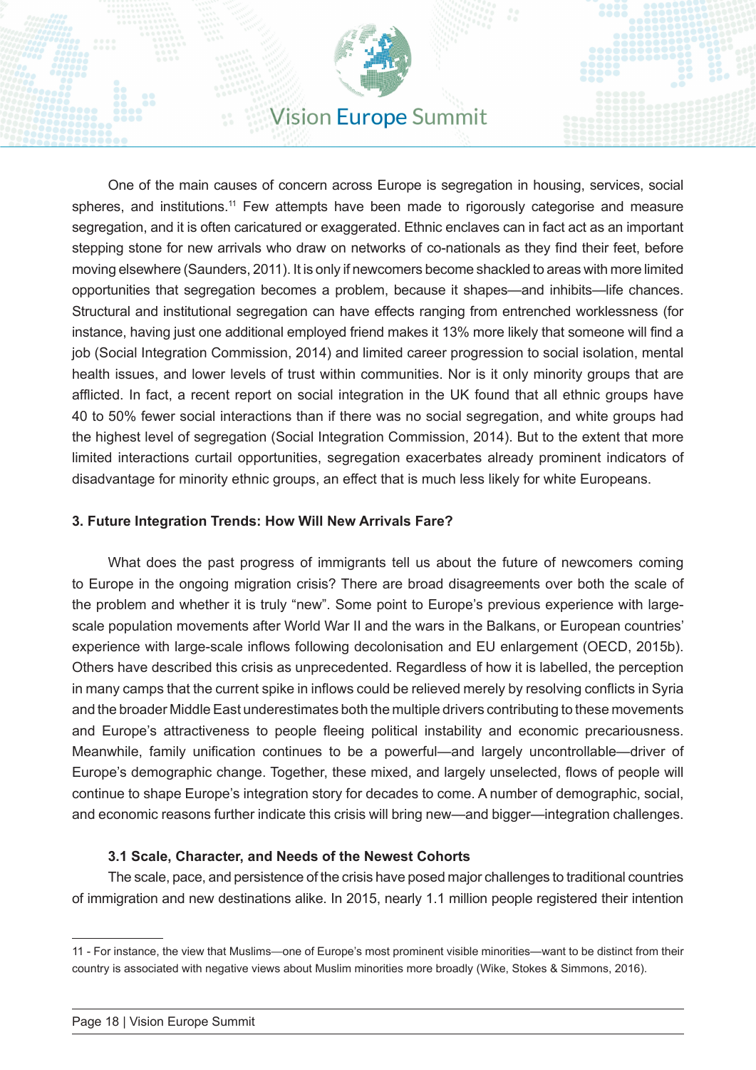One of the main causes of concern across Europe is segregation in housing, services, social spheres, and institutions.[11] Few attempts have been made to rigorously categorise and measure segregation, and it is often caricatured or exaggerated. Ethnic enclaves can in fact act as an important stepping stone for new arrivals who draw on networks of co-nationals as they find their feet, before moving elsewhere (Saunders, 2011). It is only if newcomers become shackled to areas with more limited opportunities that segregation becomes a problem, because it shapes—and inhibits—life chances. Structural and institutional segregation can have effects ranging from entrenched worklessness (for instance, having just one additional employed friend makes it 13% more likely that someone will find a job (Social Integration Commission, 2014) and limited career progression to social isolation, mental health issues, and lower levels of trust within communities. Nor is it only minority groups that are afflicted. In fact, a recent report on social integration in the UK found that all ethnic groups have 40 to 50% fewer social interactions than if there was no social segregation, and white groups had the highest level of segregation (Social Integration Commission, 2014). But to the extent that more limited interactions curtail opportunities, segregation exacerbates already prominent indicators of disadvantage for minority ethnic groups, an effect that is much less likely for white Europeans.

## 3. Future Integration Trends: How Will New Arrivals Fare?

What does the past progress of immigrants tell us about the future of newcomers coming to Europe in the ongoing migration crisis? There are broad disagreements over both the scale of the problem and whether it is truly "new". Some point to Europe's previous experience with large-scale population movements after World War II and the wars in the Balkans, or European countries' experience with large-scale inflows following decolonisation and EU enlargement (OECD, 2015b). Others have described this crisis as unprecedented. Regardless of how it is labelled, the perception in many camps that the current spike in inflows could be relieved merely by resolving conflicts in Syria and the broader Middle East underestimates both the multiple drivers contributing to these movements and Europe's attractiveness to people fleeing political instability and economic precariousness. Meanwhile, family unification continues to be a powerful—and largely uncontrollable—driver of Europe's demographic change. Together, these mixed, and largely unselected, flows of people will continue to shape Europe's integration story for decades to come. A number of demographic, social, and economic reasons further indicate this crisis will bring new—and bigger—integration challenges.

### 3.1 Scale, Character, and Needs of the Newest Cohorts

The scale, pace, and persistence of the crisis have posed major challenges to traditional countries of immigration and new destinations alike. In 2015, nearly 1.1 million people registered their intention

---

11 - For instance, the view that Muslims—one of Europe's most prominent visible minorities—want to be distinct from their country is associated with negative views about Muslim minorities more broadly (Wike, Stokes & Simmons, 2016).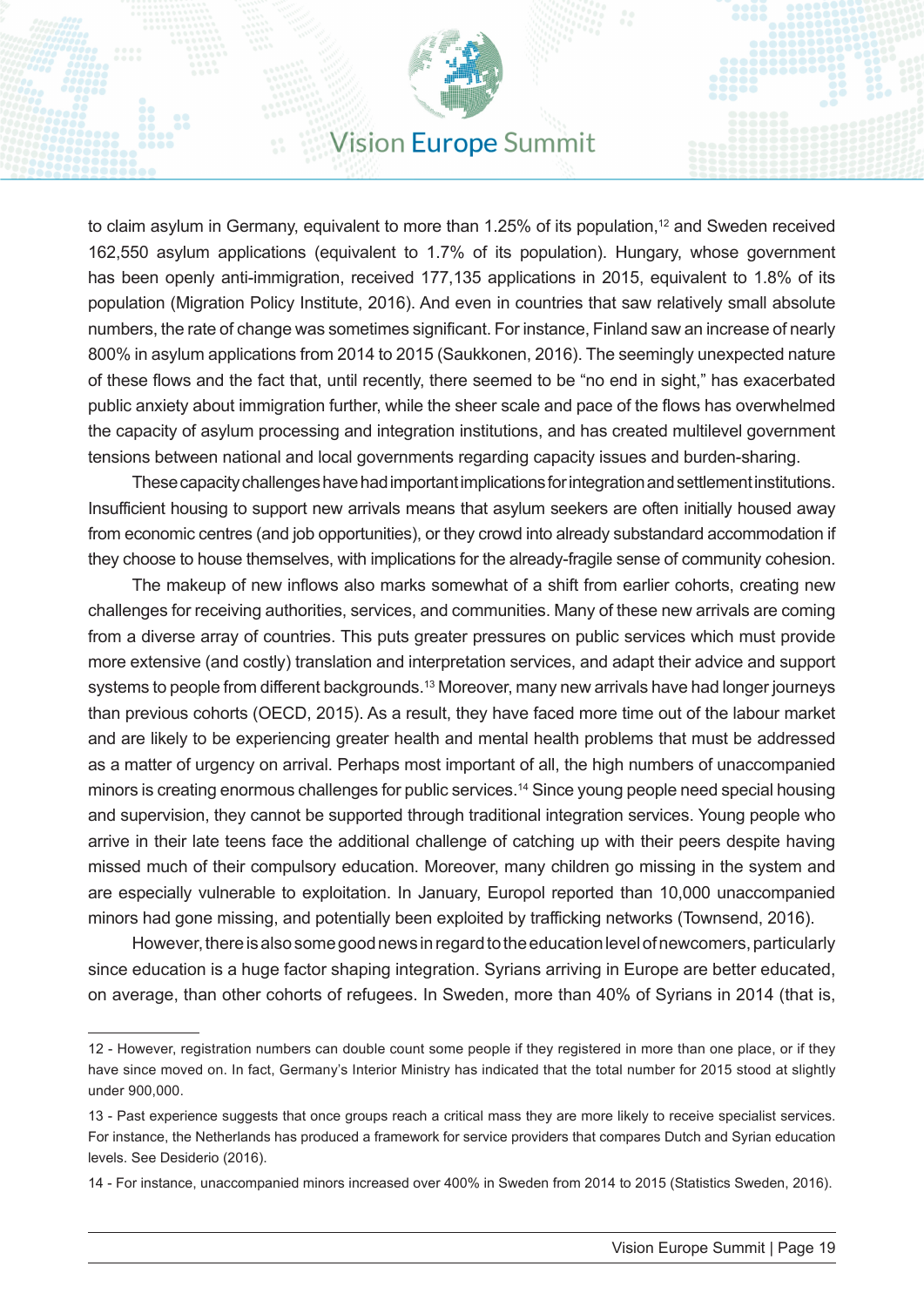to claim asylum in Germany, equivalent to more than 1.25% of its population,[12] and Sweden received 162,550 asylum applications (equivalent to 1.7% of its population). Hungary, whose government has been openly anti-immigration, received 177,135 applications in 2015, equivalent to 1.8% of its population (Migration Policy Institute, 2016). And even in countries that saw relatively small absolute numbers, the rate of change was sometimes significant. For instance, Finland saw an increase of nearly 800% in asylum applications from 2014 to 2015 (Saukkonen, 2016). The seemingly unexpected nature of these flows and the fact that, until recently, there seemed to be "no end in sight," has exacerbated public anxiety about immigration further, while the sheer scale and pace of the flows has overwhelmed the capacity of asylum processing and integration institutions, and has created multilevel government tensions between national and local governments regarding capacity issues and burden-sharing.

These capacity challenges have had important implications for integration and settlement institutions. Insufficient housing to support new arrivals means that asylum seekers are often initially housed away from economic centres (and job opportunities), or they crowd into already substandard accommodation if they choose to house themselves, with implications for the already-fragile sense of community cohesion.

The makeup of new inflows also marks somewhat of a shift from earlier cohorts, creating new challenges for receiving authorities, services, and communities. Many of these new arrivals are coming from a diverse array of countries. This puts greater pressures on public services which must provide more extensive (and costly) translation and interpretation services, and adapt their advice and support systems to people from different backgrounds.[13] Moreover, many new arrivals have had longer journeys than previous cohorts (OECD, 2015). As a result, they have faced more time out of the labour market and are likely to be experiencing greater health and mental health problems that must be addressed as a matter of urgency on arrival. Perhaps most important of all, the high numbers of unaccompanied minors is creating enormous challenges for public services.[14] Since young people need special housing and supervision, they cannot be supported through traditional integration services. Young people who arrive in their late teens face the additional challenge of catching up with their peers despite having missed much of their compulsory education. Moreover, many children go missing in the system and are especially vulnerable to exploitation. In January, Europol reported than 10,000 unaccompanied minors had gone missing, and potentially been exploited by trafficking networks (Townsend, 2016).

However, there is also some good news in regard to the education level of newcomers, particularly since education is a huge factor shaping integration. Syrians arriving in Europe are better educated, on average, than other cohorts of refugees. In Sweden, more than 40% of Syrians in 2014 (that is,

---

12 - However, registration numbers can double count some people if they registered in more than one place, or if they have since moved on. In fact, Germany's Interior Ministry has indicated that the total number for 2015 stood at slightly under 900,000.

13 - Past experience suggests that once groups reach a critical mass they are more likely to receive specialist services. For instance, the Netherlands has produced a framework for service providers that compares Dutch and Syrian education levels. See Desiderio (2016).

14 - For instance, unaccompanied minors increased over 400% in Sweden from 2014 to 2015 (Statistics Sweden, 2016).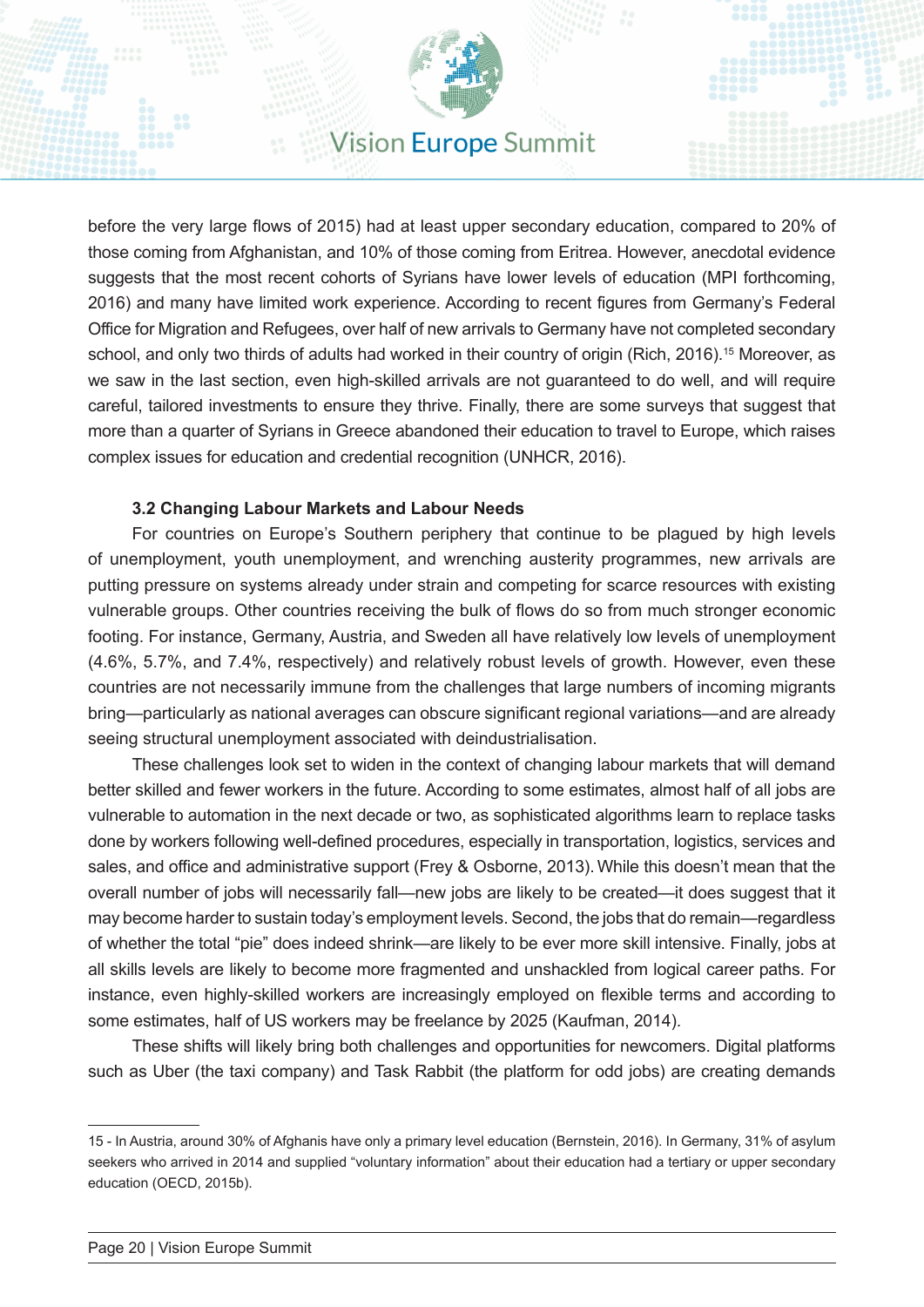before the very large flows of 2015) had at least upper secondary education, compared to 20% of those coming from Afghanistan, and 10% of those coming from Eritrea. However, anecdotal evidence suggests that the most recent cohorts of Syrians have lower levels of education (MPI forthcoming, 2016) and many have limited work experience. According to recent figures from Germany's Federal Office for Migration and Refugees, over half of new arrivals to Germany have not completed secondary school, and only two thirds of adults had worked in their country of origin (Rich, 2016).[15] Moreover, as we saw in the last section, even high-skilled arrivals are not guaranteed to do well, and will require careful, tailored investments to ensure they thrive. Finally, there are some surveys that suggest that more than a quarter of Syrians in Greece abandoned their education to travel to Europe, which raises complex issues for education and credential recognition (UNHCR, 2016).

### 3.2 Changing Labour Markets and Labour Needs

For countries on Europe's Southern periphery that continue to be plagued by high levels of unemployment, youth unemployment, and wrenching austerity programmes, new arrivals are putting pressure on systems already under strain and competing for scarce resources with existing vulnerable groups. Other countries receiving the bulk of flows do so from much stronger economic footing. For instance, Germany, Austria, and Sweden all have relatively low levels of unemployment (4.6%, 5.7%, and 7.4%, respectively) and relatively robust levels of growth. However, even these countries are not necessarily immune from the challenges that large numbers of incoming migrants bring—particularly as national averages can obscure significant regional variations—and are already seeing structural unemployment associated with deindustrialisation.

These challenges look set to widen in the context of changing labour markets that will demand better skilled and fewer workers in the future. According to some estimates, almost half of all jobs are vulnerable to automation in the next decade or two, as sophisticated algorithms learn to replace tasks done by workers following well-defined procedures, especially in transportation, logistics, services and sales, and office and administrative support (Frey & Osborne, 2013). While this doesn't mean that the overall number of jobs will necessarily fall—new jobs are likely to be created—it does suggest that it may become harder to sustain today's employment levels. Second, the jobs that do remain—regardless of whether the total "pie" does indeed shrink—are likely to be ever more skill intensive. Finally, jobs at all skills levels are likely to become more fragmented and unshackled from logical career paths. For instance, even highly-skilled workers are increasingly employed on flexible terms and according to some estimates, half of US workers may be freelance by 2025 (Kaufman, 2014).

These shifts will likely bring both challenges and opportunities for newcomers. Digital platforms such as Uber (the taxi company) and Task Rabbit (the platform for odd jobs) are creating demands

---

15 - In Austria, around 30% of Afghanis have only a primary level education (Bernstein, 2016). In Germany, 31% of asylum seekers who arrived in 2014 and supplied "voluntary information" about their education had a tertiary or upper secondary education (OECD, 2015b).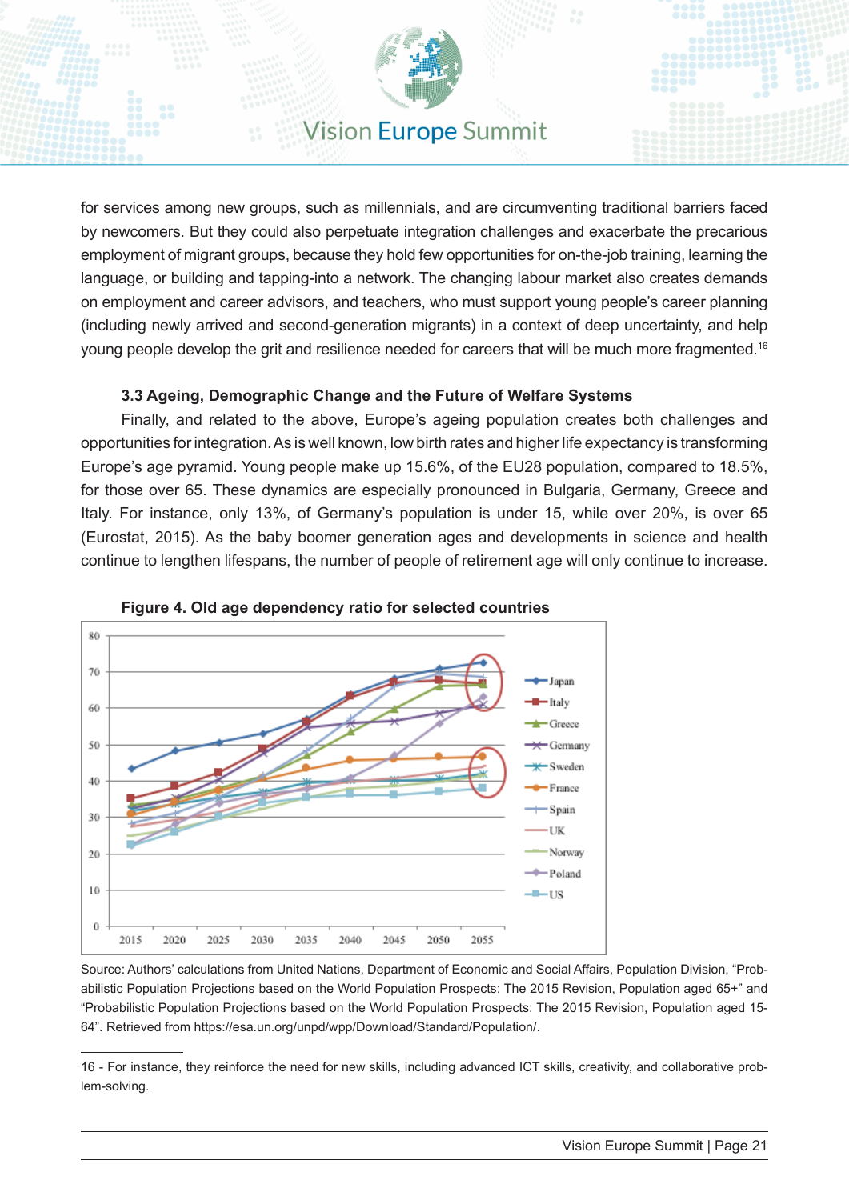for services among new groups, such as millennials, and are circumventing traditional barriers faced by newcomers. But they could also perpetuate integration challenges and exacerbate the precarious employment of migrant groups, because they hold few opportunities for on-the-job training, learning the language, or building and tapping-into a network. The changing labour market also creates demands on employment and career advisors, and teachers, who must support young people's career planning (including newly arrived and second-generation migrants) in a context of deep uncertainty, and help young people develop the grit and resilience needed for careers that will be much more fragmented.[16]

### 3.3 Ageing, Demographic Change and the Future of Welfare Systems

Finally, and related to the above, Europe's ageing population creates both challenges and opportunities for integration. As is well known, low birth rates and higher life expectancy is transforming Europe's age pyramid. Young people make up 15.6%, of the EU28 population, compared to 18.5%, for those over 65. These dynamics are especially pronounced in Bulgaria, Germany, Greece and Italy. For instance, only 13%, of Germany's population is under 15, while over 20%, is over 65 (Eurostat, 2015). As the baby boomer generation ages and developments in science and health continue to lengthen lifespans, the number of people of retirement age will only continue to increase.

**Figure 4. Old age dependency ratio for selected countries**

Source: Authors' calculations from United Nations, Department of Economic and Social Affairs, Population Division, "Probabilistic Population Projections based on the World Population Prospects: The 2015 Revision, Population aged 65+" and "Probabilistic Population Projections based on the World Population Prospects: The 2015 Revision, Population aged 15-64". Retrieved from https://esa.un.org/unpd/wpp/Download/Standard/Population/.

---

16 - For instance, they reinforce the need for new skills, including advanced ICT skills, creativity, and collaborative problem-solving.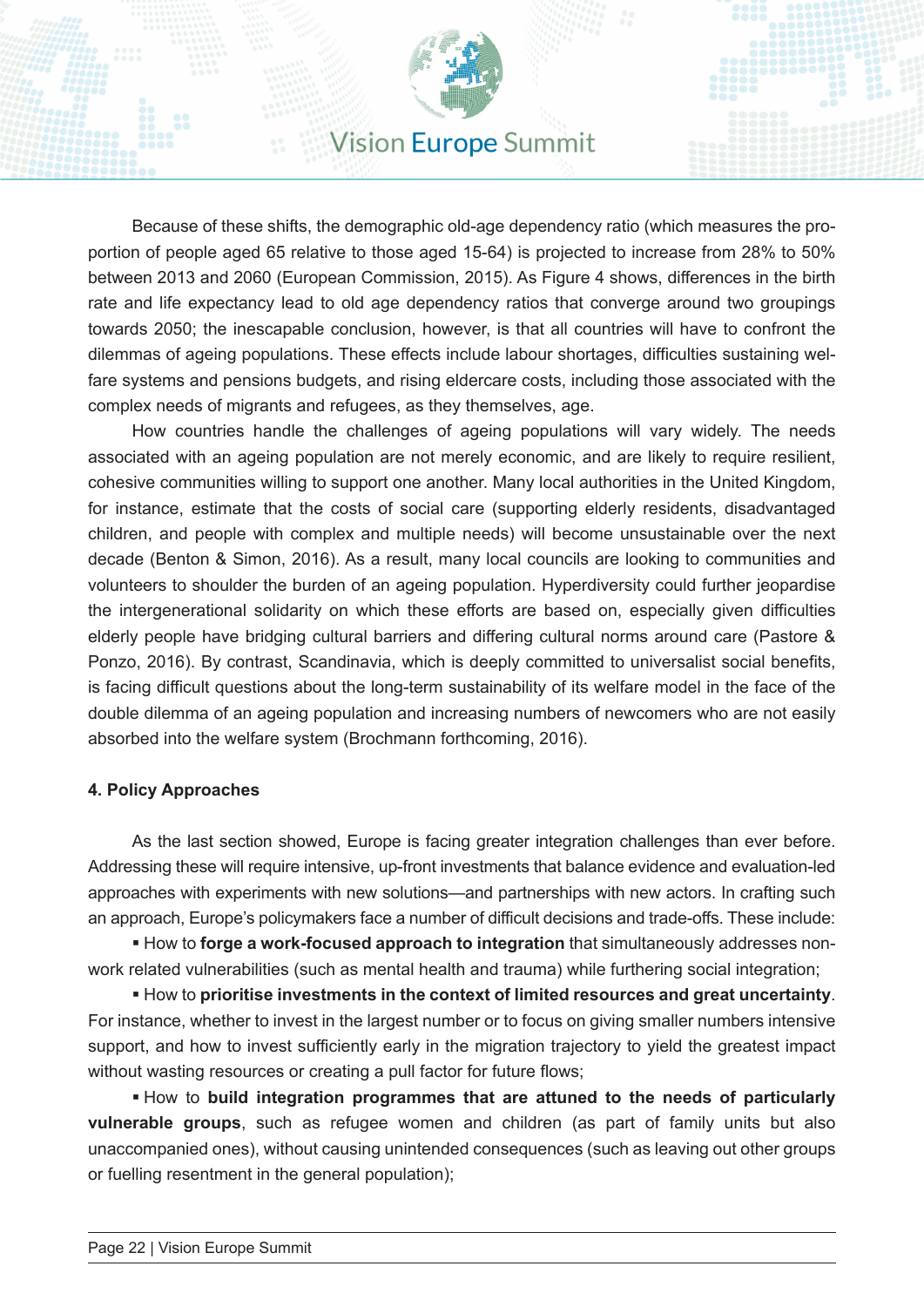Because of these shifts, the demographic old-age dependency ratio (which measures the proportion of people aged 65 relative to those aged 15-64) is projected to increase from 28% to 50% between 2013 and 2060 (European Commission, 2015). As Figure 4 shows, differences in the birth rate and life expectancy lead to old age dependency ratios that converge around two groupings towards 2050; the inescapable conclusion, however, is that all countries will have to confront the dilemmas of ageing populations. These effects include labour shortages, difficulties sustaining welfare systems and pensions budgets, and rising eldercare costs, including those associated with the complex needs of migrants and refugees, as they themselves, age.

How countries handle the challenges of ageing populations will vary widely. The needs associated with an ageing population are not merely economic, and are likely to require resilient, cohesive communities willing to support one another. Many local authorities in the United Kingdom, for instance, estimate that the costs of social care (supporting elderly residents, disadvantaged children, and people with complex and multiple needs) will become unsustainable over the next decade (Benton & Simon, 2016). As a result, many local councils are looking to communities and volunteers to shoulder the burden of an ageing population. Hyperdiversity could further jeopardise the intergenerational solidarity on which these efforts are based on, especially given difficulties elderly people have bridging cultural barriers and differing cultural norms around care (Pastore & Ponzo, 2016). By contrast, Scandinavia, which is deeply committed to universalist social benefits, is facing difficult questions about the long-term sustainability of its welfare model in the face of the double dilemma of an ageing population and increasing numbers of newcomers who are not easily absorbed into the welfare system (Brochmann forthcoming, 2016).

#### 4. Policy Approaches

As the last section showed, Europe is facing greater integration challenges than ever before. Addressing these will require intensive, up-front investments that balance evidence and evaluation-led approaches with experiments with new solutions—and partnerships with new actors. In crafting such an approach, Europe's policymakers face a number of difficult decisions and trade-offs. These include:

- How to **forge a work-focused approach to integration** that simultaneously addresses non-work related vulnerabilities (such as mental health and trauma) while furthering social integration;
- How to **prioritise investments in the context of limited resources and great uncertainty**. For instance, whether to invest in the largest number or to focus on giving smaller numbers intensive support, and how to invest sufficiently early in the migration trajectory to yield the greatest impact without wasting resources or creating a pull factor for future flows;
- How to **build integration programmes that are attuned to the needs of particularly vulnerable groups**, such as refugee women and children (as part of family units but also unaccompanied ones), without causing unintended consequences (such as leaving out other groups or fuelling resentment in the general population);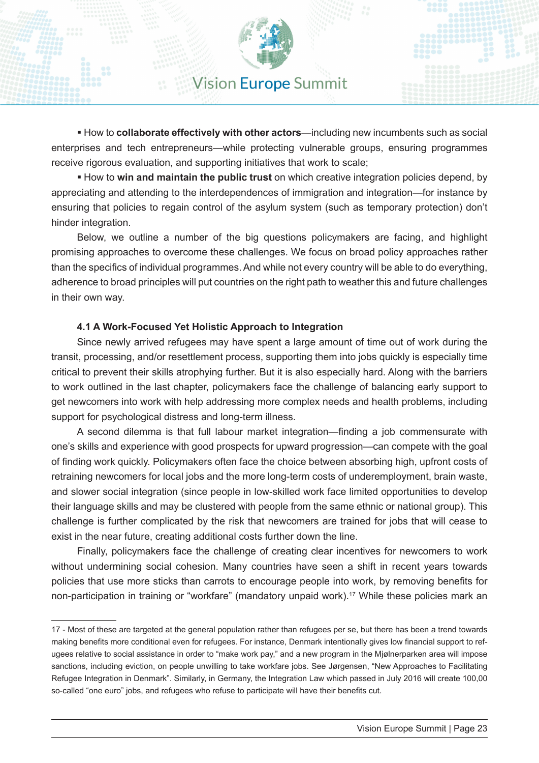- How to **collaborate effectively with other actors**—including new incumbents such as social enterprises and tech entrepreneurs—while protecting vulnerable groups, ensuring programmes receive rigorous evaluation, and supporting initiatives that work to scale;
- How to **win and maintain the public trust** on which creative integration policies depend, by appreciating and attending to the interdependences of immigration and integration—for instance by ensuring that policies to regain control of the asylum system (such as temporary protection) don't hinder integration.

Below, we outline a number of the big questions policymakers are facing, and highlight promising approaches to overcome these challenges. We focus on broad policy approaches rather than the specifics of individual programmes. And while not every country will be able to do everything, adherence to broad principles will put countries on the right path to weather this and future challenges in their own way.

### 4.1 A Work-Focused Yet Holistic Approach to Integration

Since newly arrived refugees may have spent a large amount of time out of work during the transit, processing, and/or resettlement process, supporting them into jobs quickly is especially time critical to prevent their skills atrophying further. But it is also especially hard. Along with the barriers to work outlined in the last chapter, policymakers face the challenge of balancing early support to get newcomers into work with help addressing more complex needs and health problems, including support for psychological distress and long-term illness.

A second dilemma is that full labour market integration—finding a job commensurate with one's skills and experience with good prospects for upward progression—can compete with the goal of finding work quickly. Policymakers often face the choice between absorbing high, upfront costs of retraining newcomers for local jobs and the more long-term costs of underemployment, brain waste, and slower social integration (since people in low-skilled work face limited opportunities to develop their language skills and may be clustered with people from the same ethnic or national group). This challenge is further complicated by the risk that newcomers are trained for jobs that will cease to exist in the near future, creating additional costs further down the line.

Finally, policymakers face the challenge of creating clear incentives for newcomers to work without undermining social cohesion. Many countries have seen a shift in recent years towards policies that use more sticks than carrots to encourage people into work, by removing benefits for non-participation in training or "workfare" (mandatory unpaid work).[17] While these policies mark an

---

17 - Most of these are targeted at the general population rather than refugees per se, but there has been a trend towards making benefits more conditional even for refugees. For instance, Denmark intentionally gives low financial support to refugees relative to social assistance in order to "make work pay," and a new program in the Mjølnerparken area will impose sanctions, including eviction, on people unwilling to take workfare jobs. See Jørgensen, "New Approaches to Facilitating Refugee Integration in Denmark". Similarly, in Germany, the Integration Law which passed in July 2016 will create 100,00 so-called "one euro" jobs, and refugees who refuse to participate will have their benefits cut.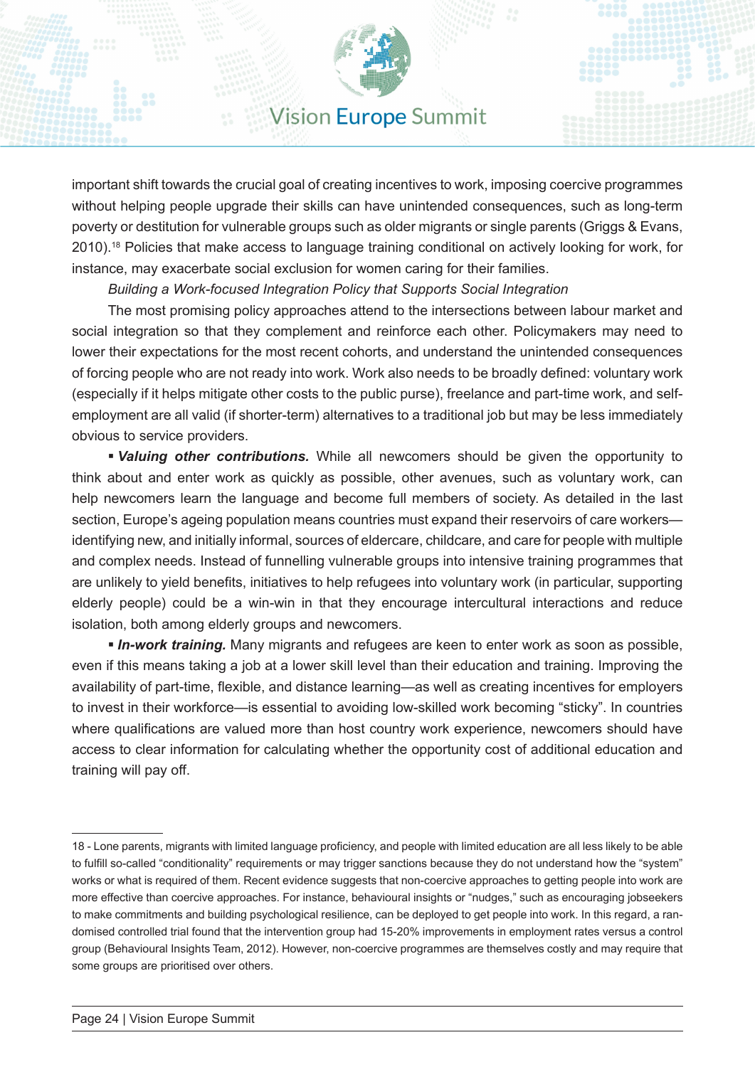important shift towards the crucial goal of creating incentives to work, imposing coercive programmes without helping people upgrade their skills can have unintended consequences, such as long-term poverty or destitution for vulnerable groups such as older migrants or single parents (Griggs & Evans, 2010).[18] Policies that make access to language training conditional on actively looking for work, for instance, may exacerbate social exclusion for women caring for their families.

*Building a Work-focused Integration Policy that Supports Social Integration*

The most promising policy approaches attend to the intersections between labour market and social integration so that they complement and reinforce each other. Policymakers may need to lower their expectations for the most recent cohorts, and understand the unintended consequences of forcing people who are not ready into work. Work also needs to be broadly defined: voluntary work (especially if it helps mitigate other costs to the public purse), freelance and part-time work, and self-employment are all valid (if shorter-term) alternatives to a traditional job but may be less immediately obvious to service providers.

- ***Valuing other contributions.*** While all newcomers should be given the opportunity to think about and enter work as quickly as possible, other avenues, such as voluntary work, can help newcomers learn the language and become full members of society. As detailed in the last section, Europe's ageing population means countries must expand their reservoirs of care workers—identifying new, and initially informal, sources of eldercare, childcare, and care for people with multiple and complex needs. Instead of funnelling vulnerable groups into intensive training programmes that are unlikely to yield benefits, initiatives to help refugees into voluntary work (in particular, supporting elderly people) could be a win-win in that they encourage intercultural interactions and reduce isolation, both among elderly groups and newcomers.

- ***In-work training.*** Many migrants and refugees are keen to enter work as soon as possible, even if this means taking a job at a lower skill level than their education and training. Improving the availability of part-time, flexible, and distance learning—as well as creating incentives for employers to invest in their workforce—is essential to avoiding low-skilled work becoming "sticky". In countries where qualifications are valued more than host country work experience, newcomers should have access to clear information for calculating whether the opportunity cost of additional education and training will pay off.

---

18 - Lone parents, migrants with limited language proficiency, and people with limited education are all less likely to be able to fulfill so-called "conditionality" requirements or may trigger sanctions because they do not understand how the "system" works or what is required of them. Recent evidence suggests that non-coercive approaches to getting people into work are more effective than coercive approaches. For instance, behavioural insights or "nudges," such as encouraging jobseekers to make commitments and building psychological resilience, can be deployed to get people into work. In this regard, a randomised controlled trial found that the intervention group had 15-20% improvements in employment rates versus a control group (Behavioural Insights Team, 2012). However, non-coercive programmes are themselves costly and may require that some groups are prioritised over others.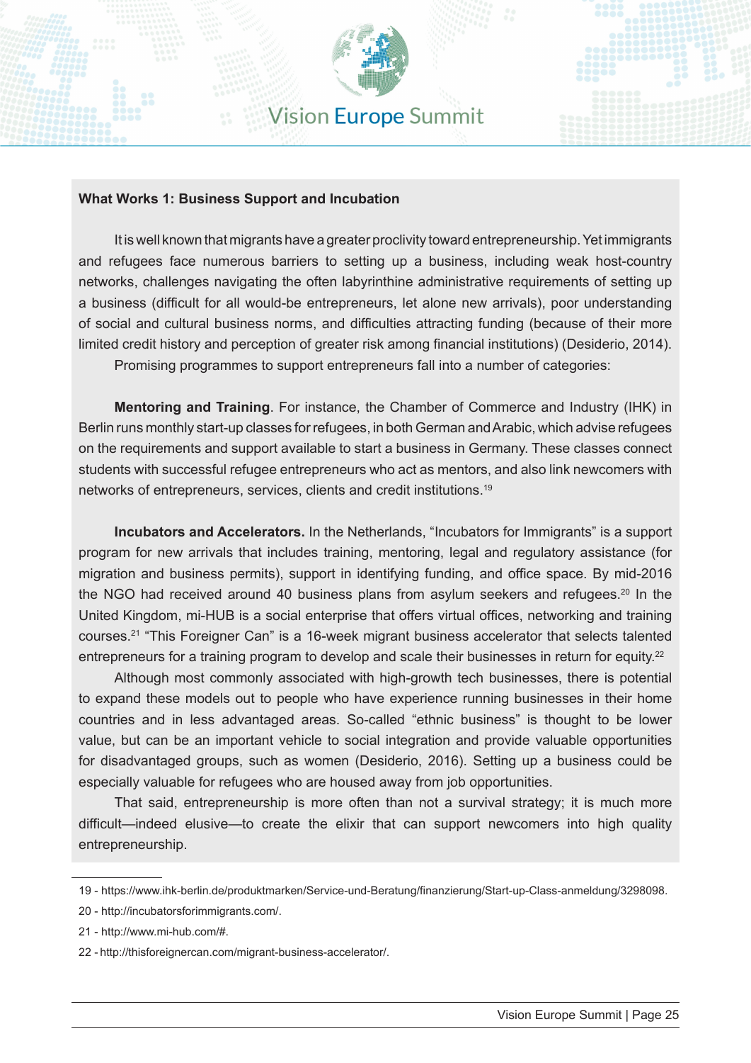### What Works 1: Business Support and Incubation

It is well known that migrants have a greater proclivity toward entrepreneurship. Yet immigrants and refugees face numerous barriers to setting up a business, including weak host-country networks, challenges navigating the often labyrinthine administrative requirements of setting up a business (difficult for all would-be entrepreneurs, let alone new arrivals), poor understanding of social and cultural business norms, and difficulties attracting funding (because of their more limited credit history and perception of greater risk among financial institutions) (Desiderio, 2014).

Promising programmes to support entrepreneurs fall into a number of categories:

**Mentoring and Training**. For instance, the Chamber of Commerce and Industry (IHK) in Berlin runs monthly start-up classes for refugees, in both German and Arabic, which advise refugees on the requirements and support available to start a business in Germany. These classes connect students with successful refugee entrepreneurs who act as mentors, and also link newcomers with networks of entrepreneurs, services, clients and credit institutions.[19]

**Incubators and Accelerators.** In the Netherlands, “Incubators for Immigrants” is a support program for new arrivals that includes training, mentoring, legal and regulatory assistance (for migration and business permits), support in identifying funding, and office space. By mid-2016 the NGO had received around 40 business plans from asylum seekers and refugees.[20] In the United Kingdom, mi-HUB is a social enterprise that offers virtual offices, networking and training courses.[21] “This Foreigner Can” is a 16-week migrant business accelerator that selects talented entrepreneurs for a training program to develop and scale their businesses in return for equity.[22]

Although most commonly associated with high-growth tech businesses, there is potential to expand these models out to people who have experience running businesses in their home countries and in less advantaged areas. So-called “ethnic business” is thought to be lower value, but can be an important vehicle to social integration and provide valuable opportunities for disadvantaged groups, such as women (Desiderio, 2016). Setting up a business could be especially valuable for refugees who are housed away from job opportunities.

That said, entrepreneurship is more often than not a survival strategy; it is much more difficult—indeed elusive—to create the elixir that can support newcomers into high quality entrepreneurship.

---

19 - https://www.ihk-berlin.de/produktmarken/Service-und-Beratung/finanzierung/Start-up-Class-anmeldung/3298098.

20 - http://incubatorsforimmigrants.com/.

21 - http://www.mi-hub.com/#.

22 - http://thisforeignercan.com/migrant-business-accelerator/.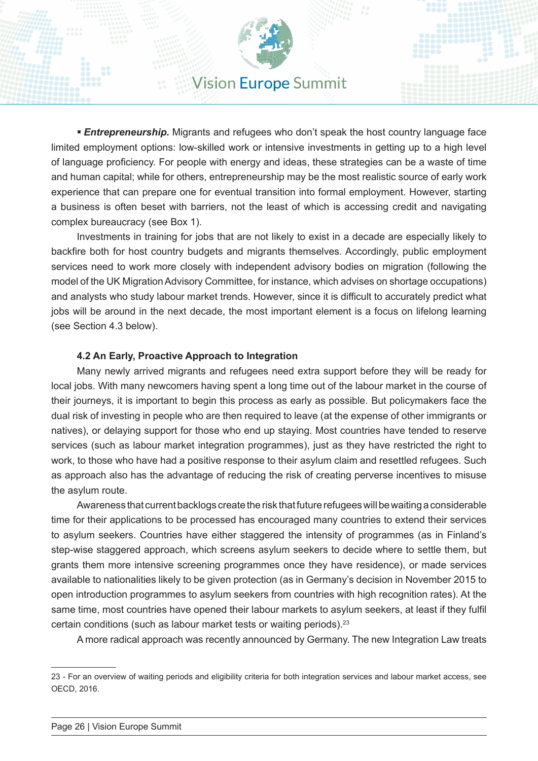- ***Entrepreneurship.*** Migrants and refugees who don't speak the host country language face limited employment options: low-skilled work or intensive investments in getting up to a high level of language proficiency. For people with energy and ideas, these strategies can be a waste of time and human capital; while for others, entrepreneurship may be the most realistic source of early work experience that can prepare one for eventual transition into formal employment. However, starting a business is often beset with barriers, not the least of which is accessing credit and navigating complex bureaucracy (see Box 1).

Investments in training for jobs that are not likely to exist in a decade are especially likely to backfire both for host country budgets and migrants themselves. Accordingly, public employment services need to work more closely with independent advisory bodies on migration (following the model of the UK Migration Advisory Committee, for instance, which advises on shortage occupations) and analysts who study labour market trends. However, since it is difficult to accurately predict what jobs will be around in the next decade, the most important element is a focus on lifelong learning (see Section 4.3 below).

### 4.2 An Early, Proactive Approach to Integration

Many newly arrived migrants and refugees need extra support before they will be ready for local jobs. With many newcomers having spent a long time out of the labour market in the course of their journeys, it is important to begin this process as early as possible. But policymakers face the dual risk of investing in people who are then required to leave (at the expense of other immigrants or natives), or delaying support for those who end up staying. Most countries have tended to reserve services (such as labour market integration programmes), just as they have restricted the right to work, to those who have had a positive response to their asylum claim and resettled refugees. Such as approach also has the advantage of reducing the risk of creating perverse incentives to misuse the asylum route.

Awareness that current backlogs create the risk that future refugees will be waiting a considerable time for their applications to be processed has encouraged many countries to extend their services to asylum seekers. Countries have either staggered the intensity of programmes (as in Finland's step-wise staggered approach, which screens asylum seekers to decide where to settle them, but grants them more intensive screening programmes once they have residence), or made services available to nationalities likely to be given protection (as in Germany's decision in November 2015 to open introduction programmes to asylum seekers from countries with high recognition rates). At the same time, most countries have opened their labour markets to asylum seekers, at least if they fulfil certain conditions (such as labour market tests or waiting periods).[23]

A more radical approach was recently announced by Germany. The new Integration Law treats

---

23 - For an overview of waiting periods and eligibility criteria for both integration services and labour market access, see OECD, 2016.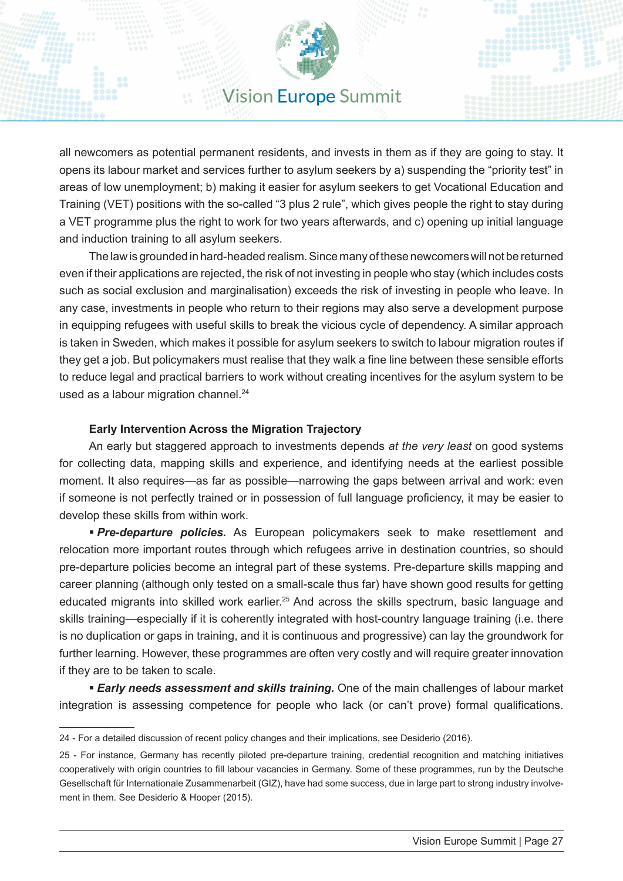all newcomers as potential permanent residents, and invests in them as if they are going to stay. It opens its labour market and services further to asylum seekers by a) suspending the "priority test" in areas of low unemployment; b) making it easier for asylum seekers to get Vocational Education and Training (VET) positions with the so-called "3 plus 2 rule", which gives people the right to stay during a VET programme plus the right to work for two years afterwards, and c) opening up initial language and induction training to all asylum seekers.

The law is grounded in hard-headed realism. Since many of these newcomers will not be returned even if their applications are rejected, the risk of not investing in people who stay (which includes costs such as social exclusion and marginalisation) exceeds the risk of investing in people who leave. In any case, investments in people who return to their regions may also serve a development purpose in equipping refugees with useful skills to break the vicious cycle of dependency. A similar approach is taken in Sweden, which makes it possible for asylum seekers to switch to labour migration routes if they get a job. But policymakers must realise that they walk a fine line between these sensible efforts to reduce legal and practical barriers to work without creating incentives for the asylum system to be used as a labour migration channel.[24]

### Early Intervention Across the Migration Trajectory

An early but staggered approach to investments depends *at the very least* on good systems for collecting data, mapping skills and experience, and identifying needs at the earliest possible moment. It also requires—as far as possible—narrowing the gaps between arrival and work: even if someone is not perfectly trained or in possession of full language proficiency, it may be easier to develop these skills from within work.

- ***Pre-departure policies.*** As European policymakers seek to make resettlement and relocation more important routes through which refugees arrive in destination countries, so should pre-departure policies become an integral part of these systems. Pre-departure skills mapping and career planning (although only tested on a small-scale thus far) have shown good results for getting educated migrants into skilled work earlier.[25] And across the skills spectrum, basic language and skills training—especially if it is coherently integrated with host-country language training (i.e. there is no duplication or gaps in training, and it is continuous and progressive) can lay the groundwork for further learning. However, these programmes are often very costly and will require greater innovation if they are to be taken to scale.
- ***Early needs assessment and skills training.*** One of the main challenges of labour market integration is assessing competence for people who lack (or can't prove) formal qualifications.

---

24 - For a detailed discussion of recent policy changes and their implications, see Desiderio (2016).

25 - For instance, Germany has recently piloted pre-departure training, credential recognition and matching initiatives cooperatively with origin countries to fill labour vacancies in Germany. Some of these programmes, run by the Deutsche Gesellschaft für Internationale Zusammenarbeit (GIZ), have had some success, due in large part to strong industry involvement in them. See Desiderio & Hooper (2015).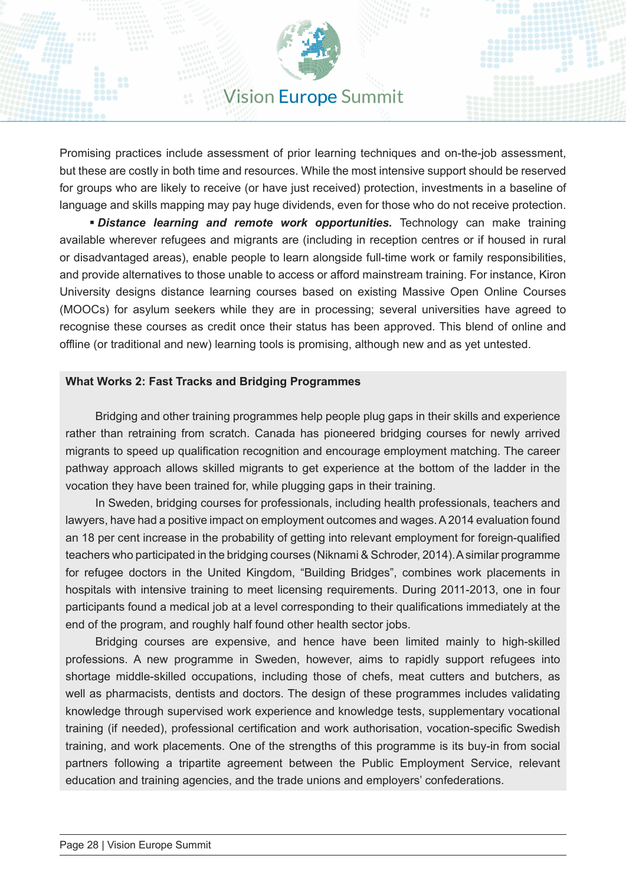Promising practices include assessment of prior learning techniques and on-the-job assessment, but these are costly in both time and resources. While the most intensive support should be reserved for groups who are likely to receive (or have just received) protection, investments in a baseline of language and skills mapping may pay huge dividends, even for those who do not receive protection.

- ***Distance learning and remote work opportunities.*** Technology can make training available wherever refugees and migrants are (including in reception centres or if housed in rural or disadvantaged areas), enable people to learn alongside full-time work or family responsibilities, and provide alternatives to those unable to access or afford mainstream training. For instance, Kiron University designs distance learning courses based on existing Massive Open Online Courses (MOOCs) for asylum seekers while they are in processing; several universities have agreed to recognise these courses as credit once their status has been approved. This blend of online and offline (or traditional and new) learning tools is promising, although new and as yet untested.

**What Works 2: Fast Tracks and Bridging Programmes**

Bridging and other training programmes help people plug gaps in their skills and experience rather than retraining from scratch. Canada has pioneered bridging courses for newly arrived migrants to speed up qualification recognition and encourage employment matching. The career pathway approach allows skilled migrants to get experience at the bottom of the ladder in the vocation they have been trained for, while plugging gaps in their training.

In Sweden, bridging courses for professionals, including health professionals, teachers and lawyers, have had a positive impact on employment outcomes and wages. A 2014 evaluation found an 18 per cent increase in the probability of getting into relevant employment for foreign-qualified teachers who participated in the bridging courses (Niknami & Schroder, 2014). A similar programme for refugee doctors in the United Kingdom, "Building Bridges", combines work placements in hospitals with intensive training to meet licensing requirements. During 2011-2013, one in four participants found a medical job at a level corresponding to their qualifications immediately at the end of the program, and roughly half found other health sector jobs.

Bridging courses are expensive, and hence have been limited mainly to high-skilled professions. A new programme in Sweden, however, aims to rapidly support refugees into shortage middle-skilled occupations, including those of chefs, meat cutters and butchers, as well as pharmacists, dentists and doctors. The design of these programmes includes validating knowledge through supervised work experience and knowledge tests, supplementary vocational training (if needed), professional certification and work authorisation, vocation-specific Swedish training, and work placements. One of the strengths of this programme is its buy-in from social partners following a tripartite agreement between the Public Employment Service, relevant education and training agencies, and the trade unions and employers' confederations.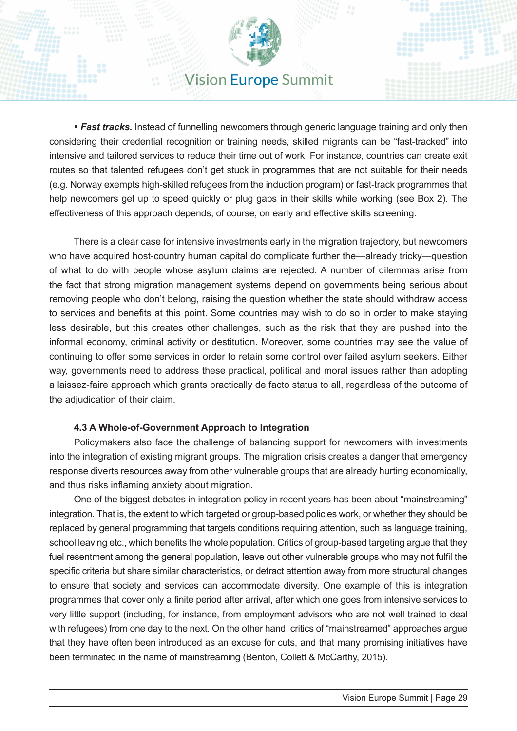- ***Fast tracks.*** Instead of funnelling newcomers through generic language training and only then considering their credential recognition or training needs, skilled migrants can be "fast-tracked" into intensive and tailored services to reduce their time out of work. For instance, countries can create exit routes so that talented refugees don't get stuck in programmes that are not suitable for their needs (e.g. Norway exempts high-skilled refugees from the induction program) or fast-track programmes that help newcomers get up to speed quickly or plug gaps in their skills while working (see Box 2). The effectiveness of this approach depends, of course, on early and effective skills screening.

There is a clear case for intensive investments early in the migration trajectory, but newcomers who have acquired host-country human capital do complicate further the—already tricky—question of what to do with people whose asylum claims are rejected. A number of dilemmas arise from the fact that strong migration management systems depend on governments being serious about removing people who don't belong, raising the question whether the state should withdraw access to services and benefits at this point. Some countries may wish to do so in order to make staying less desirable, but this creates other challenges, such as the risk that they are pushed into the informal economy, criminal activity or destitution. Moreover, some countries may see the value of continuing to offer some services in order to retain some control over failed asylum seekers. Either way, governments need to address these practical, political and moral issues rather than adopting a laissez-faire approach which grants practically de facto status to all, regardless of the outcome of the adjudication of their claim.

### 4.3 A Whole-of-Government Approach to Integration

Policymakers also face the challenge of balancing support for newcomers with investments into the integration of existing migrant groups. The migration crisis creates a danger that emergency response diverts resources away from other vulnerable groups that are already hurting economically, and thus risks inflaming anxiety about migration.

One of the biggest debates in integration policy in recent years has been about "mainstreaming" integration. That is, the extent to which targeted or group-based policies work, or whether they should be replaced by general programming that targets conditions requiring attention, such as language training, school leaving etc., which benefits the whole population. Critics of group-based targeting argue that they fuel resentment among the general population, leave out other vulnerable groups who may not fulfil the specific criteria but share similar characteristics, or detract attention away from more structural changes to ensure that society and services can accommodate diversity. One example of this is integration programmes that cover only a finite period after arrival, after which one goes from intensive services to very little support (including, for instance, from employment advisors who are not well trained to deal with refugees) from one day to the next. On the other hand, critics of "mainstreamed" approaches argue that they have often been introduced as an excuse for cuts, and that many promising initiatives have been terminated in the name of mainstreaming (Benton, Collett & McCarthy, 2015).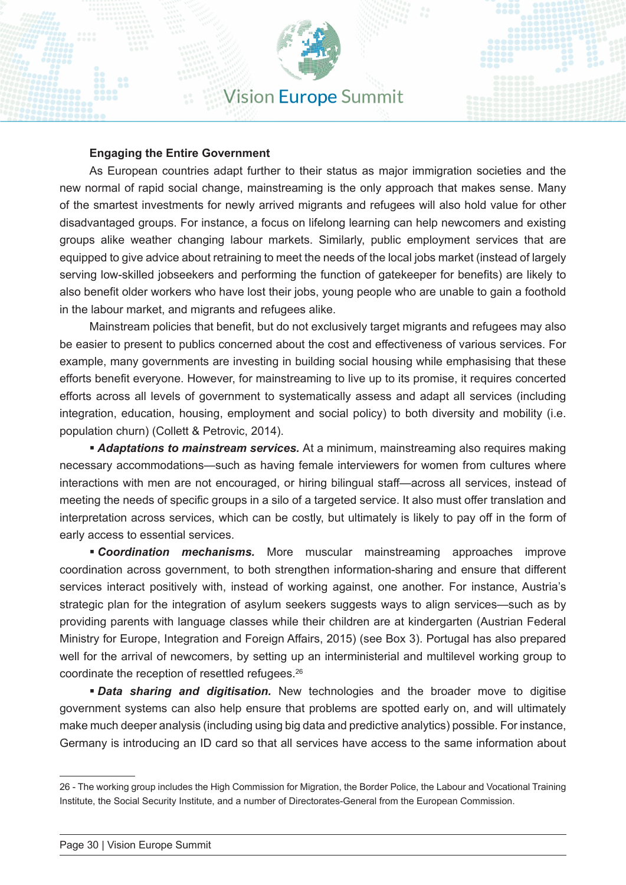**Engaging the Entire Government**

As European countries adapt further to their status as major immigration societies and the new normal of rapid social change, mainstreaming is the only approach that makes sense. Many of the smartest investments for newly arrived migrants and refugees will also hold value for other disadvantaged groups. For instance, a focus on lifelong learning can help newcomers and existing groups alike weather changing labour markets. Similarly, public employment services that are equipped to give advice about retraining to meet the needs of the local jobs market (instead of largely serving low-skilled jobseekers and performing the function of gatekeeper for benefits) are likely to also benefit older workers who have lost their jobs, young people who are unable to gain a foothold in the labour market, and migrants and refugees alike.

Mainstream policies that benefit, but do not exclusively target migrants and refugees may also be easier to present to publics concerned about the cost and effectiveness of various services. For example, many governments are investing in building social housing while emphasising that these efforts benefit everyone. However, for mainstreaming to live up to its promise, it requires concerted efforts across all levels of government to systematically assess and adapt all services (including integration, education, housing, employment and social policy) to both diversity and mobility (i.e. population churn) (Collett & Petrovic, 2014).

- ***Adaptations to mainstream services.*** At a minimum, mainstreaming also requires making necessary accommodations—such as having female interviewers for women from cultures where interactions with men are not encouraged, or hiring bilingual staff—across all services, instead of meeting the needs of specific groups in a silo of a targeted service. It also must offer translation and interpretation across services, which can be costly, but ultimately is likely to pay off in the form of early access to essential services.
- ***Coordination mechanisms.*** More muscular mainstreaming approaches improve coordination across government, to both strengthen information-sharing and ensure that different services interact positively with, instead of working against, one another. For instance, Austria's strategic plan for the integration of asylum seekers suggests ways to align services—such as by providing parents with language classes while their children are at kindergarten (Austrian Federal Ministry for Europe, Integration and Foreign Affairs, 2015) (see Box 3). Portugal has also prepared well for the arrival of newcomers, by setting up an interministerial and multilevel working group to coordinate the reception of resettled refugees.[26]
- ***Data sharing and digitisation.*** New technologies and the broader move to digitise government systems can also help ensure that problems are spotted early on, and will ultimately make much deeper analysis (including using big data and predictive analytics) possible. For instance, Germany is introducing an ID card so that all services have access to the same information about

---

26 - The working group includes the High Commission for Migration, the Border Police, the Labour and Vocational Training Institute, the Social Security Institute, and a number of Directorates-General from the European Commission.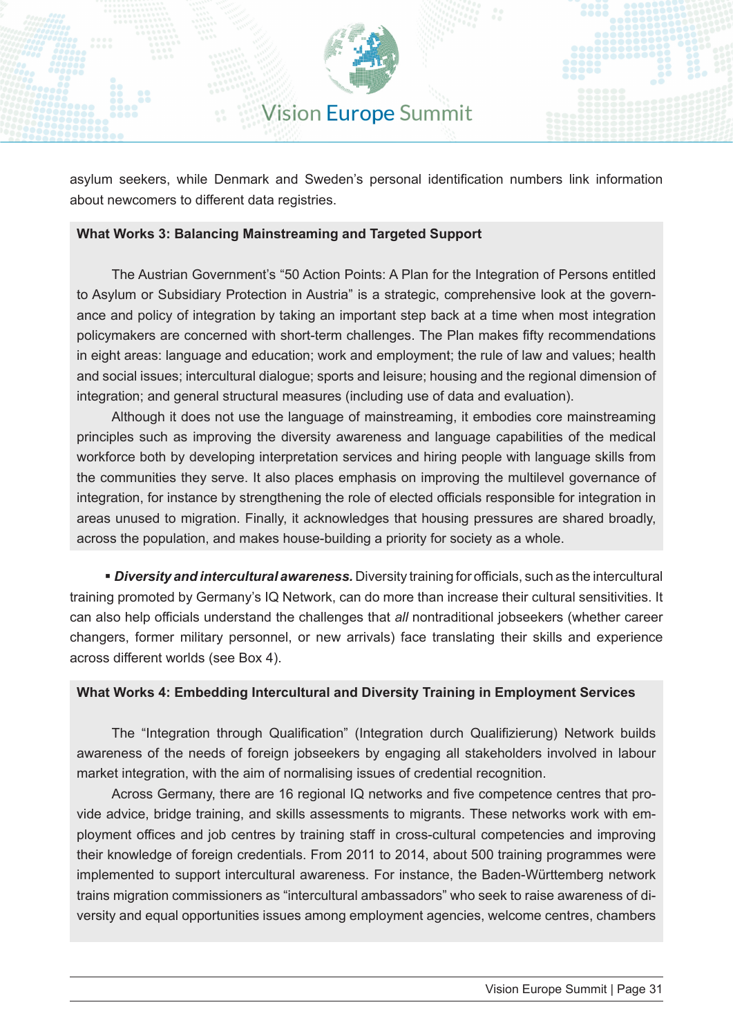asylum seekers, while Denmark and Sweden's personal identification numbers link information about newcomers to different data registries.

**What Works 3: Balancing Mainstreaming and Targeted Support**

The Austrian Government's "50 Action Points: A Plan for the Integration of Persons entitled to Asylum or Subsidiary Protection in Austria" is a strategic, comprehensive look at the governance and policy of integration by taking an important step back at a time when most integration policymakers are concerned with short-term challenges. The Plan makes fifty recommendations in eight areas: language and education; work and employment; the rule of law and values; health and social issues; intercultural dialogue; sports and leisure; housing and the regional dimension of integration; and general structural measures (including use of data and evaluation).

Although it does not use the language of mainstreaming, it embodies core mainstreaming principles such as improving the diversity awareness and language capabilities of the medical workforce both by developing interpretation services and hiring people with language skills from the communities they serve. It also places emphasis on improving the multilevel governance of integration, for instance by strengthening the role of elected officials responsible for integration in areas unused to migration. Finally, it acknowledges that housing pressures are shared broadly, across the population, and makes house-building a priority for society as a whole.

- ***Diversity and intercultural awareness.*** Diversity training for officials, such as the intercultural training promoted by Germany's IQ Network, can do more than increase their cultural sensitivities. It can also help officials understand the challenges that *all* nontraditional jobseekers (whether career changers, former military personnel, or new arrivals) face translating their skills and experience across different worlds (see Box 4).

**What Works 4: Embedding Intercultural and Diversity Training in Employment Services**

The "Integration through Qualification" (Integration durch Qualifizierung) Network builds awareness of the needs of foreign jobseekers by engaging all stakeholders involved in labour market integration, with the aim of normalising issues of credential recognition.

Across Germany, there are 16 regional IQ networks and five competence centres that provide advice, bridge training, and skills assessments to migrants. These networks work with employment offices and job centres by training staff in cross-cultural competencies and improving their knowledge of foreign credentials. From 2011 to 2014, about 500 training programmes were implemented to support intercultural awareness. For instance, the Baden-Württemberg network trains migration commissioners as "intercultural ambassadors" who seek to raise awareness of diversity and equal opportunities issues among employment agencies, welcome centres, chambers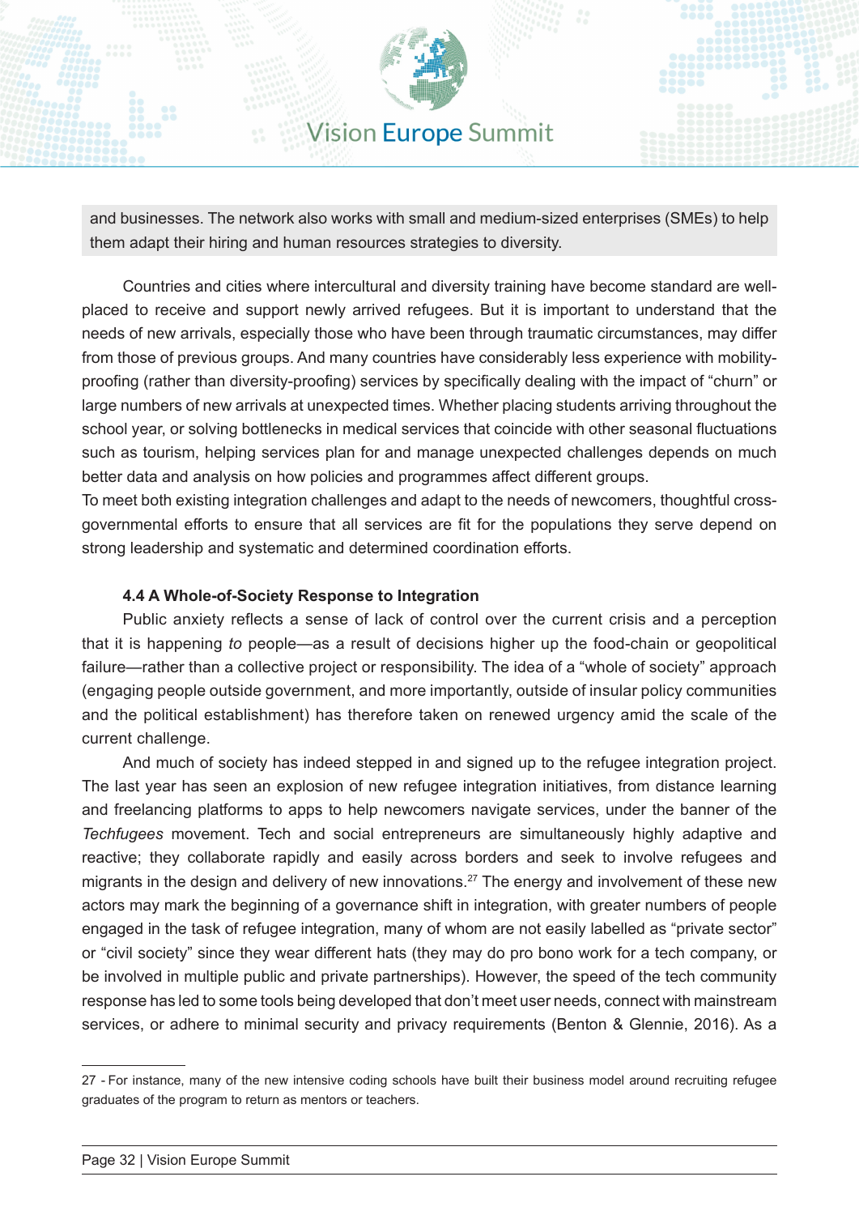and businesses. The network also works with small and medium-sized enterprises (SMEs) to help them adapt their hiring and human resources strategies to diversity.

Countries and cities where intercultural and diversity training have become standard are well-placed to receive and support newly arrived refugees. But it is important to understand that the needs of new arrivals, especially those who have been through traumatic circumstances, may differ from those of previous groups. And many countries have considerably less experience with mobility-proofing (rather than diversity-proofing) services by specifically dealing with the impact of "churn" or large numbers of new arrivals at unexpected times. Whether placing students arriving throughout the school year, or solving bottlenecks in medical services that coincide with other seasonal fluctuations such as tourism, helping services plan for and manage unexpected challenges depends on much better data and analysis on how policies and programmes affect different groups.

To meet both existing integration challenges and adapt to the needs of newcomers, thoughtful cross-governmental efforts to ensure that all services are fit for the populations they serve depend on strong leadership and systematic and determined coordination efforts.

### 4.4 A Whole-of-Society Response to Integration

Public anxiety reflects a sense of lack of control over the current crisis and a perception that it is happening *to* people—as a result of decisions higher up the food-chain or geopolitical failure—rather than a collective project or responsibility. The idea of a "whole of society" approach (engaging people outside government, and more importantly, outside of insular policy communities and the political establishment) has therefore taken on renewed urgency amid the scale of the current challenge.

And much of society has indeed stepped in and signed up to the refugee integration project. The last year has seen an explosion of new refugee integration initiatives, from distance learning and freelancing platforms to apps to help newcomers navigate services, under the banner of the *Techfugees* movement. Tech and social entrepreneurs are simultaneously highly adaptive and reactive; they collaborate rapidly and easily across borders and seek to involve refugees and migrants in the design and delivery of new innovations.[27] The energy and involvement of these new actors may mark the beginning of a governance shift in integration, with greater numbers of people engaged in the task of refugee integration, many of whom are not easily labelled as "private sector" or "civil society" since they wear different hats (they may do pro bono work for a tech company, or be involved in multiple public and private partnerships). However, the speed of the tech community response has led to some tools being developed that don't meet user needs, connect with mainstream services, or adhere to minimal security and privacy requirements (Benton & Glennie, 2016). As a

---

27 - For instance, many of the new intensive coding schools have built their business model around recruiting refugee graduates of the program to return as mentors or teachers.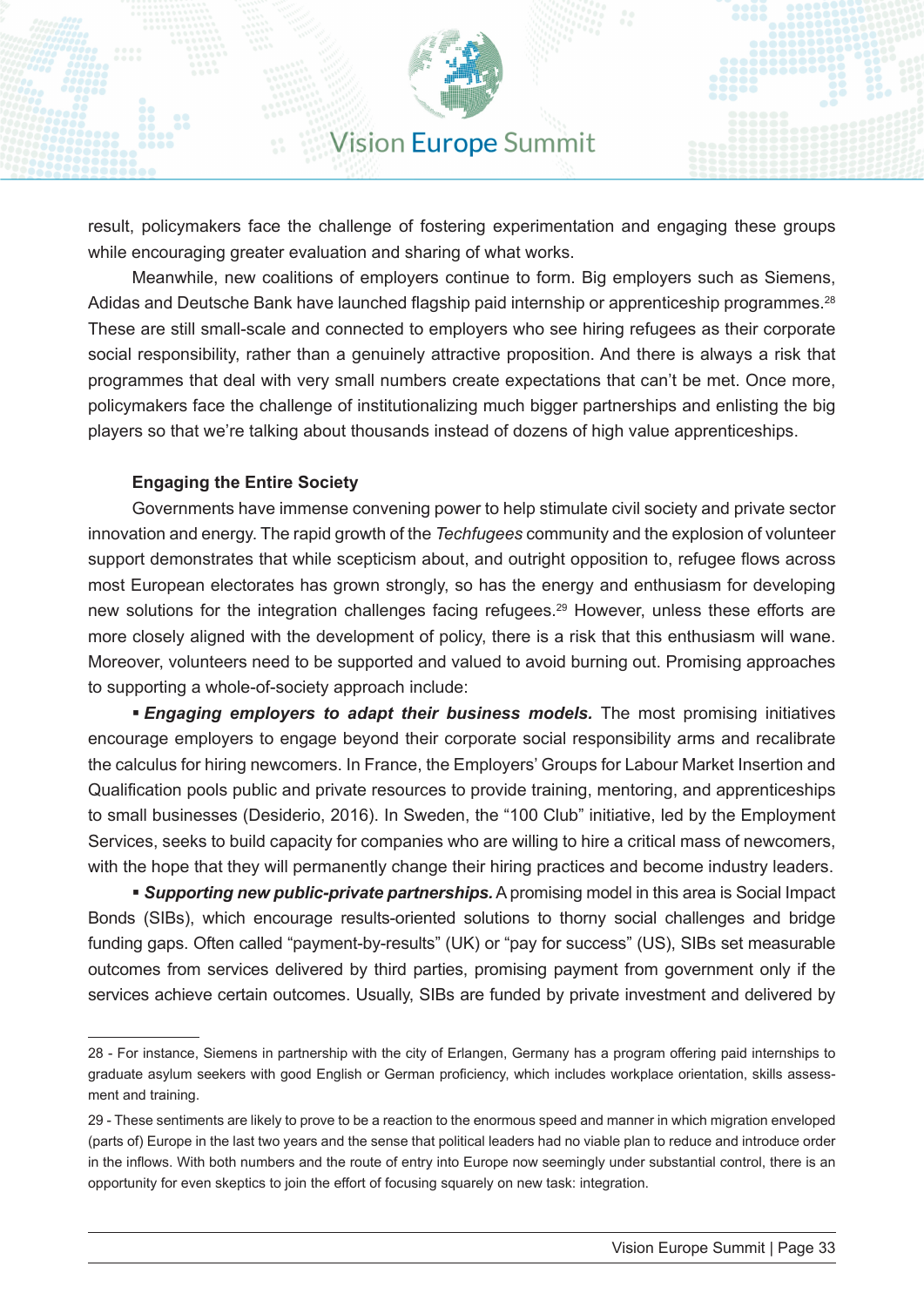result, policymakers face the challenge of fostering experimentation and engaging these groups while encouraging greater evaluation and sharing of what works.

Meanwhile, new coalitions of employers continue to form. Big employers such as Siemens, Adidas and Deutsche Bank have launched flagship paid internship or apprenticeship programmes.[28] These are still small-scale and connected to employers who see hiring refugees as their corporate social responsibility, rather than a genuinely attractive proposition. And there is always a risk that programmes that deal with very small numbers create expectations that can't be met. Once more, policymakers face the challenge of institutionalizing much bigger partnerships and enlisting the big players so that we're talking about thousands instead of dozens of high value apprenticeships.

#### Engaging the Entire Society

Governments have immense convening power to help stimulate civil society and private sector innovation and energy. The rapid growth of the *Techfugees* community and the explosion of volunteer support demonstrates that while scepticism about, and outright opposition to, refugee flows across most European electorates has grown strongly, so has the energy and enthusiasm for developing new solutions for the integration challenges facing refugees.[29] However, unless these efforts are more closely aligned with the development of policy, there is a risk that this enthusiasm will wane. Moreover, volunteers need to be supported and valued to avoid burning out. Promising approaches to supporting a whole-of-society approach include:

- ***Engaging employers to adapt their business models.*** The most promising initiatives encourage employers to engage beyond their corporate social responsibility arms and recalibrate the calculus for hiring newcomers. In France, the Employers' Groups for Labour Market Insertion and Qualification pools public and private resources to provide training, mentoring, and apprenticeships to small businesses (Desiderio, 2016). In Sweden, the "100 Club" initiative, led by the Employment Services, seeks to build capacity for companies who are willing to hire a critical mass of newcomers, with the hope that they will permanently change their hiring practices and become industry leaders.
- ***Supporting new public-private partnerships.*** A promising model in this area is Social Impact Bonds (SIBs), which encourage results-oriented solutions to thorny social challenges and bridge funding gaps. Often called "payment-by-results" (UK) or "pay for success" (US), SIBs set measurable outcomes from services delivered by third parties, promising payment from government only if the services achieve certain outcomes. Usually, SIBs are funded by private investment and delivered by

---

28 - For instance, Siemens in partnership with the city of Erlangen, Germany has a program offering paid internships to graduate asylum seekers with good English or German proficiency, which includes workplace orientation, skills assessment and training.

29 - These sentiments are likely to prove to be a reaction to the enormous speed and manner in which migration enveloped (parts of) Europe in the last two years and the sense that political leaders had no viable plan to reduce and introduce order in the inflows. With both numbers and the route of entry into Europe now seemingly under substantial control, there is an opportunity for even skeptics to join the effort of focusing squarely on new task: integration.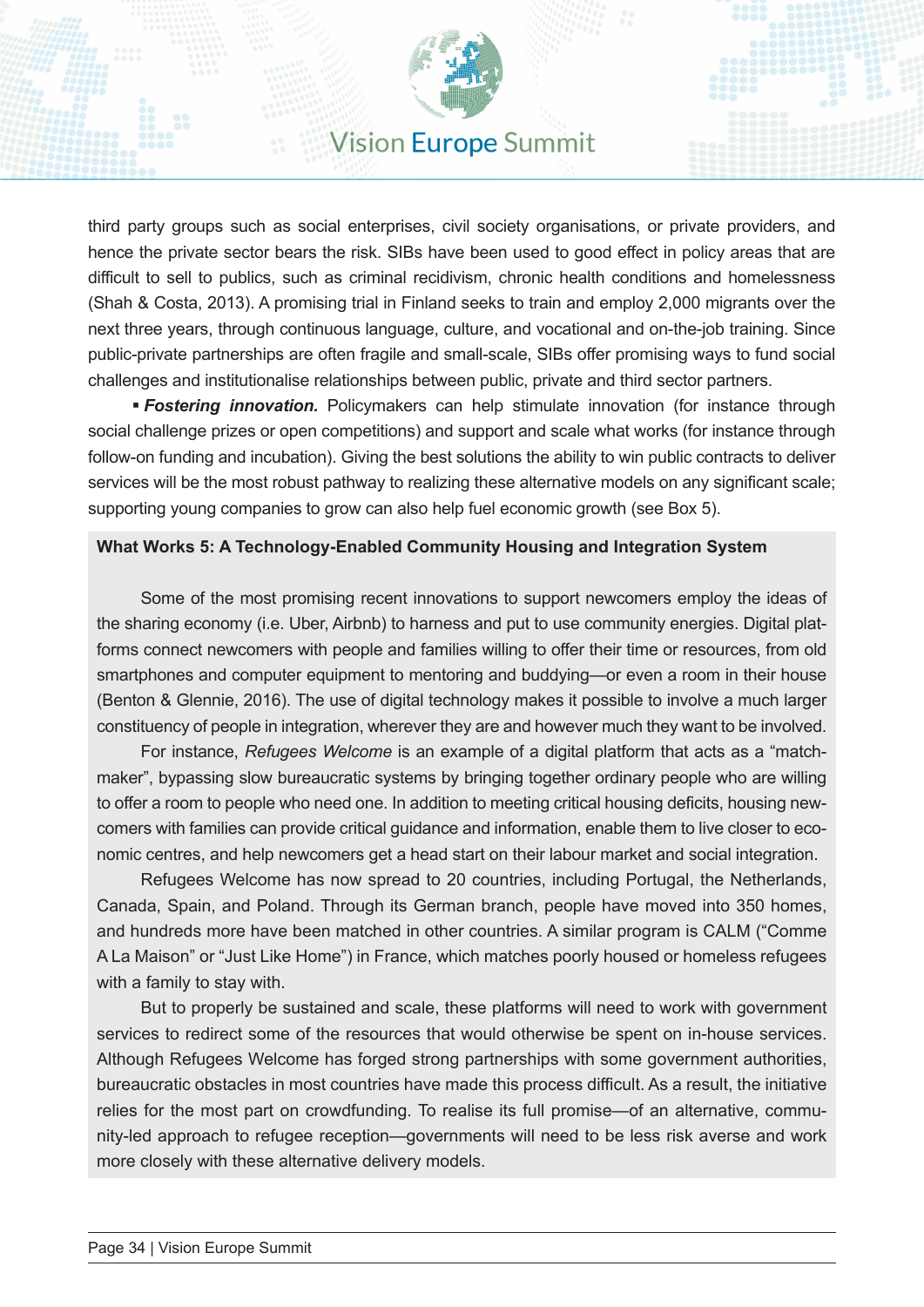third party groups such as social enterprises, civil society organisations, or private providers, and hence the private sector bears the risk. SIBs have been used to good effect in policy areas that are difficult to sell to publics, such as criminal recidivism, chronic health conditions and homelessness (Shah & Costa, 2013). A promising trial in Finland seeks to train and employ 2,000 migrants over the next three years, through continuous language, culture, and vocational and on-the-job training. Since public-private partnerships are often fragile and small-scale, SIBs offer promising ways to fund social challenges and institutionalise relationships between public, private and third sector partners.

- ***Fostering innovation.*** Policymakers can help stimulate innovation (for instance through social challenge prizes or open competitions) and support and scale what works (for instance through follow-on funding and incubation). Giving the best solutions the ability to win public contracts to deliver services will be the most robust pathway to realizing these alternative models on any significant scale; supporting young companies to grow can also help fuel economic growth (see Box 5).

**What Works 5: A Technology-Enabled Community Housing and Integration System**

Some of the most promising recent innovations to support newcomers employ the ideas of the sharing economy (i.e. Uber, Airbnb) to harness and put to use community energies. Digital platforms connect newcomers with people and families willing to offer their time or resources, from old smartphones and computer equipment to mentoring and buddying—or even a room in their house (Benton & Glennie, 2016). The use of digital technology makes it possible to involve a much larger constituency of people in integration, wherever they are and however much they want to be involved.

For instance, *Refugees Welcome* is an example of a digital platform that acts as a "matchmaker", bypassing slow bureaucratic systems by bringing together ordinary people who are willing to offer a room to people who need one. In addition to meeting critical housing deficits, housing newcomers with families can provide critical guidance and information, enable them to live closer to economic centres, and help newcomers get a head start on their labour market and social integration.

Refugees Welcome has now spread to 20 countries, including Portugal, the Netherlands, Canada, Spain, and Poland. Through its German branch, people have moved into 350 homes, and hundreds more have been matched in other countries. A similar program is CALM ("Comme A La Maison" or "Just Like Home") in France, which matches poorly housed or homeless refugees with a family to stay with.

But to properly be sustained and scale, these platforms will need to work with government services to redirect some of the resources that would otherwise be spent on in-house services. Although Refugees Welcome has forged strong partnerships with some government authorities, bureaucratic obstacles in most countries have made this process difficult. As a result, the initiative relies for the most part on crowdfunding. To realise its full promise—of an alternative, community-led approach to refugee reception—governments will need to be less risk averse and work more closely with these alternative delivery models.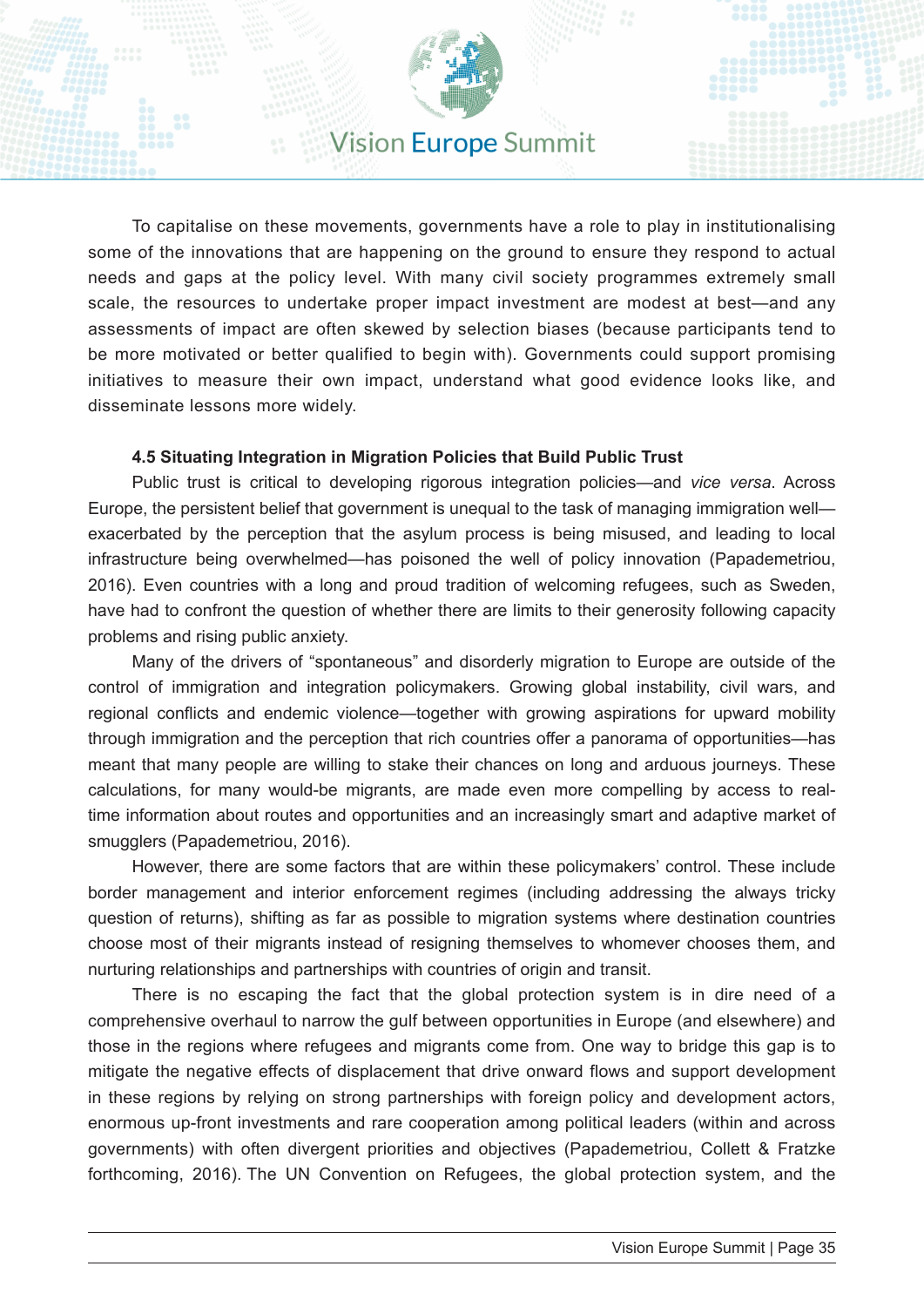To capitalise on these movements, governments have a role to play in institutionalising some of the innovations that are happening on the ground to ensure they respond to actual needs and gaps at the policy level. With many civil society programmes extremely small scale, the resources to undertake proper impact investment are modest at best—and any assessments of impact are often skewed by selection biases (because participants tend to be more motivated or better qualified to begin with). Governments could support promising initiatives to measure their own impact, understand what good evidence looks like, and disseminate lessons more widely.

### 4.5 Situating Integration in Migration Policies that Build Public Trust

Public trust is critical to developing rigorous integration policies—and *vice versa*. Across Europe, the persistent belief that government is unequal to the task of managing immigration well—exacerbated by the perception that the asylum process is being misused, and leading to local infrastructure being overwhelmed—has poisoned the well of policy innovation (Papademetriou, 2016). Even countries with a long and proud tradition of welcoming refugees, such as Sweden, have had to confront the question of whether there are limits to their generosity following capacity problems and rising public anxiety.

Many of the drivers of "spontaneous" and disorderly migration to Europe are outside of the control of immigration and integration policymakers. Growing global instability, civil wars, and regional conflicts and endemic violence—together with growing aspirations for upward mobility through immigration and the perception that rich countries offer a panorama of opportunities—has meant that many people are willing to stake their chances on long and arduous journeys. These calculations, for many would-be migrants, are made even more compelling by access to real-time information about routes and opportunities and an increasingly smart and adaptive market of smugglers (Papademetriou, 2016).

However, there are some factors that are within these policymakers' control. These include border management and interior enforcement regimes (including addressing the always tricky question of returns), shifting as far as possible to migration systems where destination countries choose most of their migrants instead of resigning themselves to whomever chooses them, and nurturing relationships and partnerships with countries of origin and transit.

There is no escaping the fact that the global protection system is in dire need of a comprehensive overhaul to narrow the gulf between opportunities in Europe (and elsewhere) and those in the regions where refugees and migrants come from. One way to bridge this gap is to mitigate the negative effects of displacement that drive onward flows and support development in these regions by relying on strong partnerships with foreign policy and development actors, enormous up-front investments and rare cooperation among political leaders (within and across governments) with often divergent priorities and objectives (Papademetriou, Collett & Fratzke forthcoming, 2016). The UN Convention on Refugees, the global protection system, and the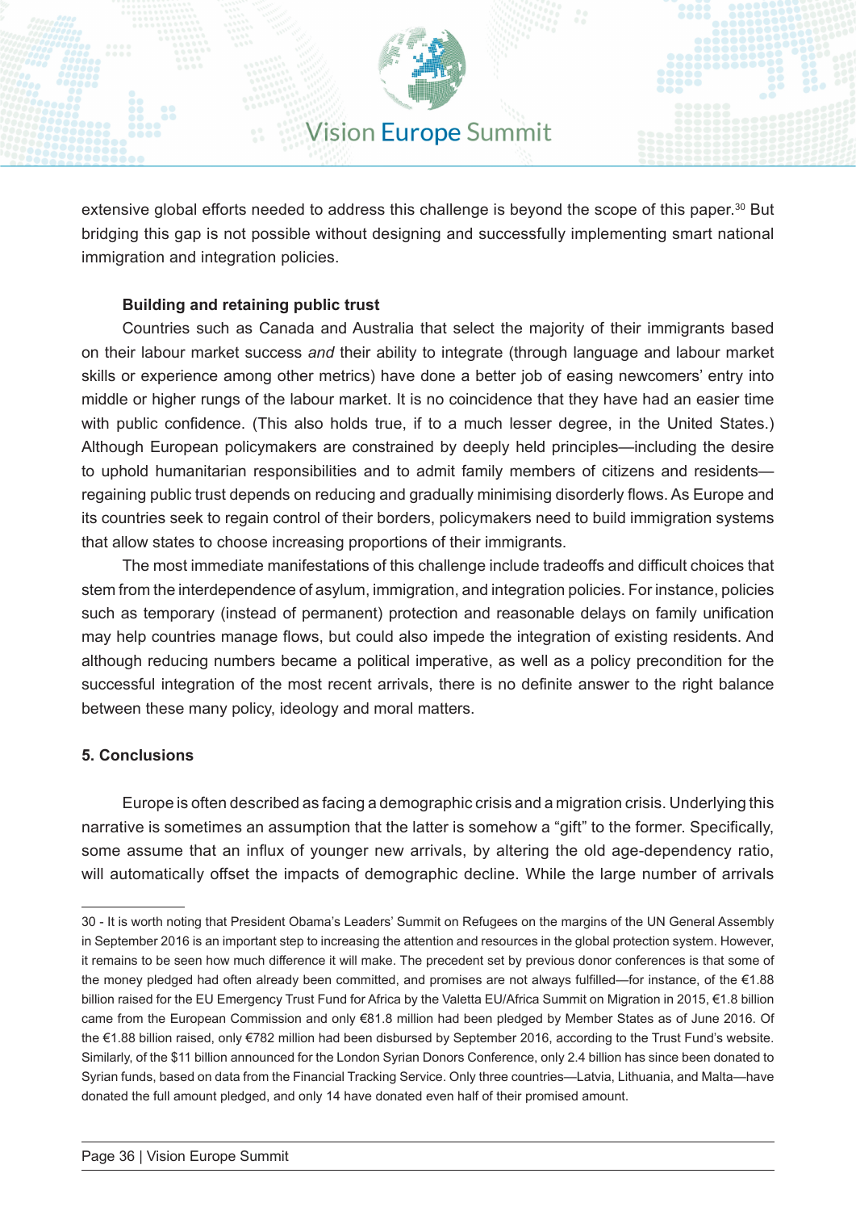extensive global efforts needed to address this challenge is beyond the scope of this paper.[30] But bridging this gap is not possible without designing and successfully implementing smart national immigration and integration policies.

**Building and retaining public trust**

Countries such as Canada and Australia that select the majority of their immigrants based on their labour market success *and* their ability to integrate (through language and labour market skills or experience among other metrics) have done a better job of easing newcomers' entry into middle or higher rungs of the labour market. It is no coincidence that they have had an easier time with public confidence. (This also holds true, if to a much lesser degree, in the United States.) Although European policymakers are constrained by deeply held principles—including the desire to uphold humanitarian responsibilities and to admit family members of citizens and residents—regaining public trust depends on reducing and gradually minimising disorderly flows. As Europe and its countries seek to regain control of their borders, policymakers need to build immigration systems that allow states to choose increasing proportions of their immigrants.

The most immediate manifestations of this challenge include tradeoffs and difficult choices that stem from the interdependence of asylum, immigration, and integration policies. For instance, policies such as temporary (instead of permanent) protection and reasonable delays on family unification may help countries manage flows, but could also impede the integration of existing residents. And although reducing numbers became a political imperative, as well as a policy precondition for the successful integration of the most recent arrivals, there is no definite answer to the right balance between these many policy, ideology and moral matters.

## 5. Conclusions

Europe is often described as facing a demographic crisis and a migration crisis. Underlying this narrative is sometimes an assumption that the latter is somehow a "gift" to the former. Specifically, some assume that an influx of younger new arrivals, by altering the old age-dependency ratio, will automatically offset the impacts of demographic decline. While the large number of arrivals

---

30 - It is worth noting that President Obama's Leaders' Summit on Refugees on the margins of the UN General Assembly in September 2016 is an important step to increasing the attention and resources in the global protection system. However, it remains to be seen how much difference it will make. The precedent set by previous donor conferences is that some of the money pledged had often already been committed, and promises are not always fulfilled—for instance, of the €1.88 billion raised for the EU Emergency Trust Fund for Africa by the Valetta EU/Africa Summit on Migration in 2015, €1.8 billion came from the European Commission and only €81.8 million had been pledged by Member States as of June 2016. Of the €1.88 billion raised, only €782 million had been disbursed by September 2016, according to the Trust Fund's website. Similarly, of the $11 billion announced for the London Syrian Donors Conference, only 2.4 billion has since been donated to Syrian funds, based on data from the Financial Tracking Service. Only three countries—Latvia, Lithuania, and Malta—have donated the full amount pledged, and only 14 have donated even half of their promised amount.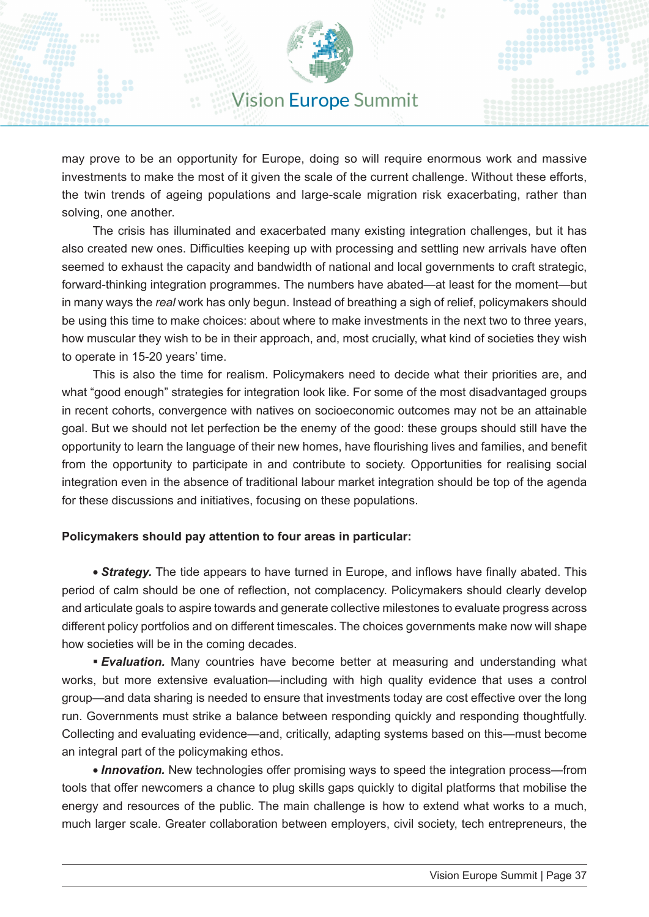may prove to be an opportunity for Europe, doing so will require enormous work and massive investments to make the most of it given the scale of the current challenge. Without these efforts, the twin trends of ageing populations and large-scale migration risk exacerbating, rather than solving, one another.

The crisis has illuminated and exacerbated many existing integration challenges, but it has also created new ones. Difficulties keeping up with processing and settling new arrivals have often seemed to exhaust the capacity and bandwidth of national and local governments to craft strategic, forward-thinking integration programmes. The numbers have abated—at least for the moment—but in many ways the *real* work has only begun. Instead of breathing a sigh of relief, policymakers should be using this time to make choices: about where to make investments in the next two to three years, how muscular they wish to be in their approach, and, most crucially, what kind of societies they wish to operate in 15-20 years' time.

This is also the time for realism. Policymakers need to decide what their priorities are, and what "good enough" strategies for integration look like. For some of the most disadvantaged groups in recent cohorts, convergence with natives on socioeconomic outcomes may not be an attainable goal. But we should not let perfection be the enemy of the good: these groups should still have the opportunity to learn the language of their new homes, have flourishing lives and families, and benefit from the opportunity to participate in and contribute to society. Opportunities for realising social integration even in the absence of traditional labour market integration should be top of the agenda for these discussions and initiatives, focusing on these populations.

**Policymakers should pay attention to four areas in particular:**

- ***Strategy.*** The tide appears to have turned in Europe, and inflows have finally abated. This period of calm should be one of reflection, not complacency. Policymakers should clearly develop and articulate goals to aspire towards and generate collective milestones to evaluate progress across different policy portfolios and on different timescales. The choices governments make now will shape how societies will be in the coming decades.
- ***Evaluation.*** Many countries have become better at measuring and understanding what works, but more extensive evaluation—including with high quality evidence that uses a control group—and data sharing is needed to ensure that investments today are cost effective over the long run. Governments must strike a balance between responding quickly and responding thoughtfully. Collecting and evaluating evidence—and, critically, adapting systems based on this—must become an integral part of the policymaking ethos.
- ***Innovation.*** New technologies offer promising ways to speed the integration process—from tools that offer newcomers a chance to plug skills gaps quickly to digital platforms that mobilise the energy and resources of the public. The main challenge is how to extend what works to a much, much larger scale. Greater collaboration between employers, civil society, tech entrepreneurs, the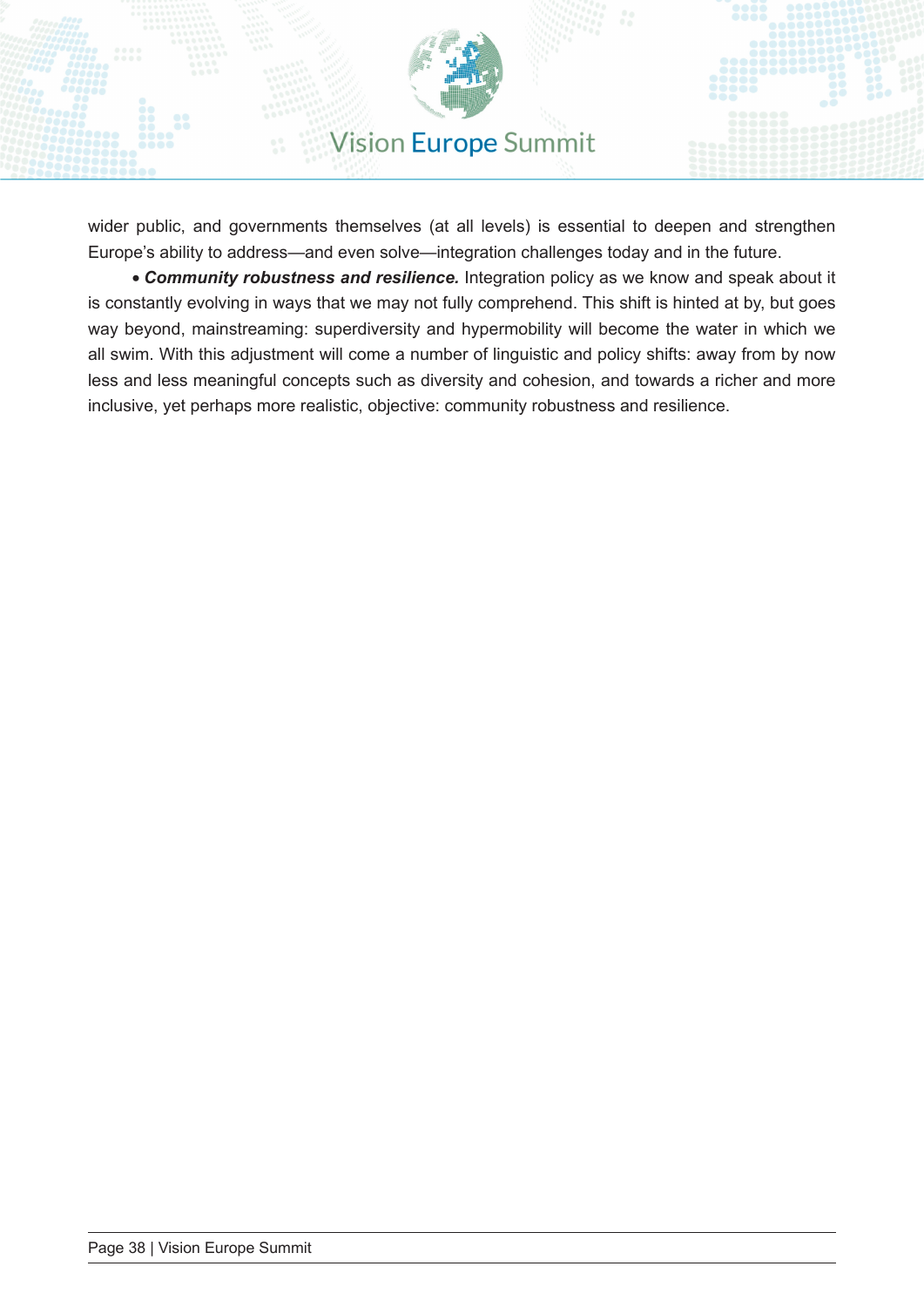wider public, and governments themselves (at all levels) is essential to deepen and strengthen Europe's ability to address—and even solve—integration challenges today and in the future.

• ***Community robustness and resilience.*** Integration policy as we know and speak about it is constantly evolving in ways that we may not fully comprehend. This shift is hinted at by, but goes way beyond, mainstreaming: superdiversity and hypermobility will become the water in which we all swim. With this adjustment will come a number of linguistic and policy shifts: away from by now less and less meaningful concepts such as diversity and cohesion, and towards a richer and more inclusive, yet perhaps more realistic, objective: community robustness and resilience.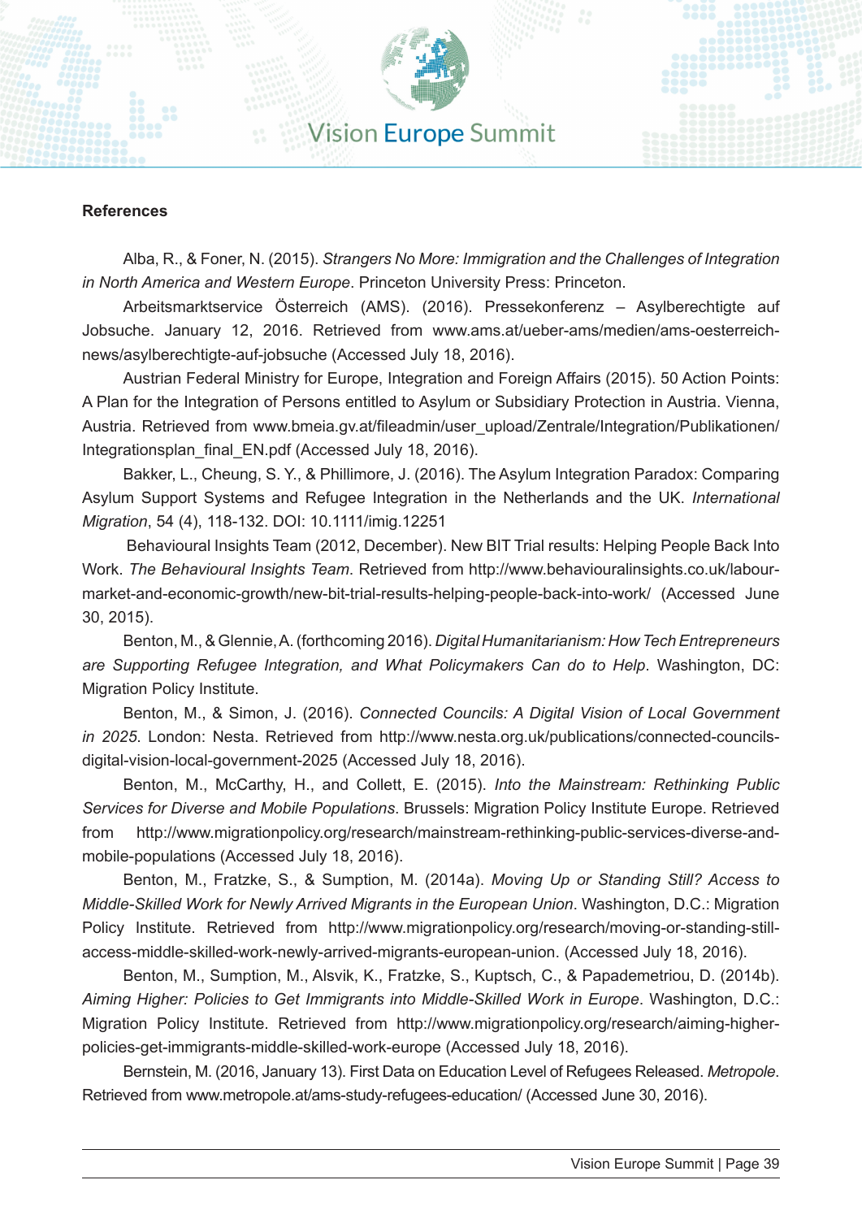**References**

Alba, R., & Foner, N. (2015). *Strangers No More: Immigration and the Challenges of Integration in North America and Western Europe*. Princeton University Press: Princeton.

Arbeitsmarktservice Österreich (AMS). (2016). Pressekonferenz – Asylberechtigte auf Jobsuche. January 12, 2016. Retrieved from www.ams.at/ueber-ams/medien/ams-oesterreich-news/asylberechtigte-auf-jobsuche (Accessed July 18, 2016).

Austrian Federal Ministry for Europe, Integration and Foreign Affairs (2015). 50 Action Points: A Plan for the Integration of Persons entitled to Asylum or Subsidiary Protection in Austria. Vienna, Austria. Retrieved from www.bmeia.gv.at/fileadmin/user_upload/Zentrale/Integration/Publikationen/Integrationsplan_final_EN.pdf (Accessed July 18, 2016).

Bakker, L., Cheung, S. Y., & Phillimore, J. (2016). The Asylum Integration Paradox: Comparing Asylum Support Systems and Refugee Integration in the Netherlands and the UK. *International Migration*, 54 (4), 118-132. DOI: 10.1111/imig.12251

Behavioural Insights Team (2012, December). New BIT Trial results: Helping People Back Into Work. *The Behavioural Insights Team*. Retrieved from http://www.behaviouralinsights.co.uk/labour-market-and-economic-growth/new-bit-trial-results-helping-people-back-into-work/ (Accessed June 30, 2015).

Benton, M., & Glennie, A. (forthcoming 2016). *Digital Humanitarianism: How Tech Entrepreneurs are Supporting Refugee Integration, and What Policymakers Can do to Help*. Washington, DC: Migration Policy Institute.

Benton, M., & Simon, J. (2016). *Connected Councils: A Digital Vision of Local Government in 2025*. London: Nesta. Retrieved from http://www.nesta.org.uk/publications/connected-councils-digital-vision-local-government-2025 (Accessed July 18, 2016).

Benton, M., McCarthy, H., and Collett, E. (2015). *Into the Mainstream: Rethinking Public Services for Diverse and Mobile Populations*. Brussels: Migration Policy Institute Europe. Retrieved from http://www.migrationpolicy.org/research/mainstream-rethinking-public-services-diverse-and-mobile-populations (Accessed July 18, 2016).

Benton, M., Fratzke, S., & Sumption, M. (2014a). *Moving Up or Standing Still? Access to Middle-Skilled Work for Newly Arrived Migrants in the European Union*. Washington, D.C.: Migration Policy Institute. Retrieved from http://www.migrationpolicy.org/research/moving-or-standing-still-access-middle-skilled-work-newly-arrived-migrants-european-union. (Accessed July 18, 2016).

Benton, M., Sumption, M., Alsvik, K., Fratzke, S., Kuptsch, C., & Papademetriou, D. (2014b). *Aiming Higher: Policies to Get Immigrants into Middle-Skilled Work in Europe*. Washington, D.C.: Migration Policy Institute. Retrieved from http://www.migrationpolicy.org/research/aiming-higher-policies-get-immigrants-middle-skilled-work-europe (Accessed July 18, 2016).

Bernstein, M. (2016, January 13). First Data on Education Level of Refugees Released. *Metropole*. Retrieved from www.metropole.at/ams-study-refugees-education/ (Accessed June 30, 2016).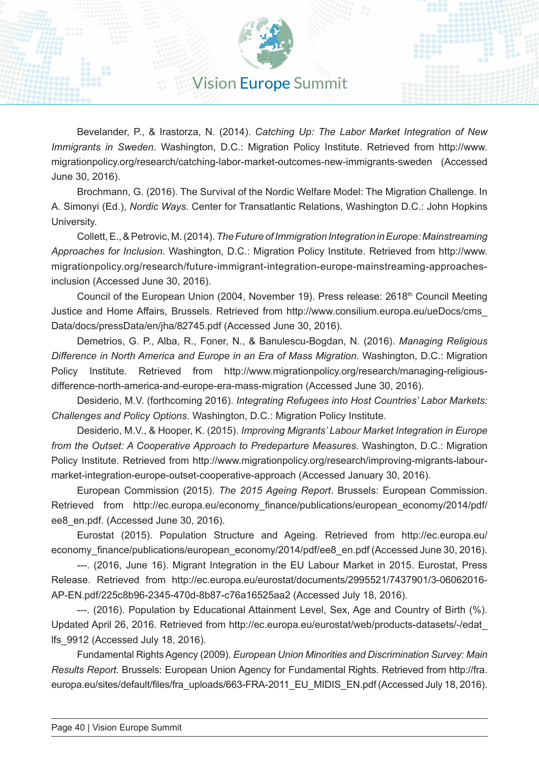Bevelander, P., & Irastorza, N. (2014). *Catching Up: The Labor Market Integration of New Immigrants in Sweden*. Washington, D.C.: Migration Policy Institute. Retrieved from http://www.migrationpolicy.org/research/catching-labor-market-outcomes-new-immigrants-sweden (Accessed June 30, 2016).

Brochmann, G. (2016). The Survival of the Nordic Welfare Model: The Migration Challenge. In A. Simonyi (Ed.), *Nordic Ways*. Center for Transatlantic Relations, Washington D.C.: John Hopkins University.

Collett, E., & Petrovic, M. (2014). *The Future of Immigration Integration in Europe: Mainstreaming Approaches for Inclusion*. Washington, D.C.: Migration Policy Institute. Retrieved from http://www.migrationpolicy.org/research/future-immigrant-integration-europe-mainstreaming-approaches-inclusion (Accessed June 30, 2016).

Council of the European Union (2004, November 19). Press release: 2618th Council Meeting Justice and Home Affairs, Brussels. Retrieved from http://www.consilium.europa.eu/ueDocs/cms_Data/docs/pressData/en/jha/82745.pdf (Accessed June 30, 2016).

Demetrios, G. P., Alba, R., Foner, N., & Banulescu-Bogdan, N. (2016). *Managing Religious Difference in North America and Europe in an Era of Mass Migration.* Washington, D.C.: Migration Policy Institute. Retrieved from http://www.migrationpolicy.org/research/managing-religious-difference-north-america-and-europe-era-mass-migration (Accessed June 30, 2016).

Desiderio, M.V. (forthcoming 2016). *Integrating Refugees into Host Countries' Labor Markets: Challenges and Policy Options*. Washington, D.C.: Migration Policy Institute.

Desiderio, M.V., & Hooper, K. (2015). *Improving Migrants' Labour Market Integration in Europe from the Outset: A Cooperative Approach to Predeparture Measures*. Washington, D.C.: Migration Policy Institute. Retrieved from http://www.migrationpolicy.org/research/improving-migrants-labour-market-integration-europe-outset-cooperative-approach (Accessed January 30, 2016).

European Commission (2015). *The 2015 Ageing Report*. Brussels: European Commission. Retrieved from http://ec.europa.eu/economy_finance/publications/european_economy/2014/pdf/ee8_en.pdf. (Accessed June 30, 2016).

Eurostat (2015). Population Structure and Ageing. Retrieved from http://ec.europa.eu/economy_finance/publications/european_economy/2014/pdf/ee8_en.pdf (Accessed June 30, 2016).

---. (2016, June 16). Migrant Integration in the EU Labour Market in 2015. Eurostat, Press Release. Retrieved from http://ec.europa.eu/eurostat/documents/2995521/7437901/3-06062016-AP-EN.pdf/225c8b96-2345-470d-8b87-c76a16525aa2 (Accessed July 18, 2016).

---. (2016). Population by Educational Attainment Level, Sex, Age and Country of Birth (%). Updated April 26, 2016. Retrieved from http://ec.europa.eu/eurostat/web/products-datasets/-/edat_lfs_9912 (Accessed July 18, 2016).

Fundamental Rights Agency (2009). *European Union Minorities and Discrimination Survey: Main Results Report*. Brussels: European Union Agency for Fundamental Rights. Retrieved from http://fra.europa.eu/sites/default/files/fra_uploads/663-FRA-2011_EU_MIDIS_EN.pdf (Accessed July 18, 2016).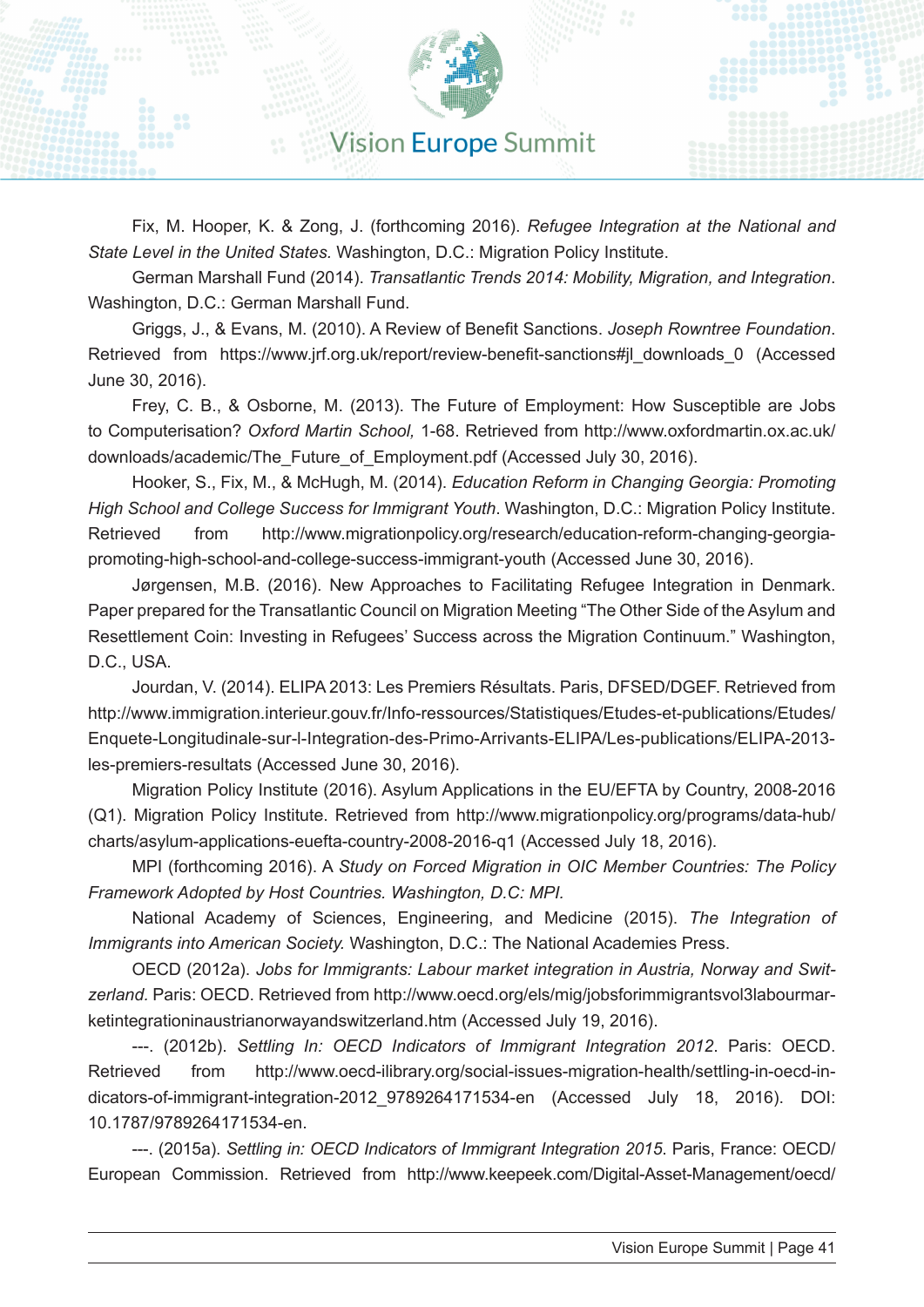Fix, M. Hooper, K. & Zong, J. (forthcoming 2016). *Refugee Integration at the National and State Level in the United States.* Washington, D.C.: Migration Policy Institute.

German Marshall Fund (2014). *Transatlantic Trends 2014: Mobility, Migration, and Integration*. Washington, D.C.: German Marshall Fund.

Griggs, J., & Evans, M. (2010). A Review of Benefit Sanctions. *Joseph Rowntree Foundation*. Retrieved from https://www.jrf.org.uk/report/review-benefit-sanctions#jl_downloads_0 (Accessed June 30, 2016).

Frey, C. B., & Osborne, M. (2013). The Future of Employment: How Susceptible are Jobs to Computerisation? *Oxford Martin School,* 1-68. Retrieved from http://www.oxfordmartin.ox.ac.uk/downloads/academic/The_Future_of_Employment.pdf (Accessed July 30, 2016).

Hooker, S., Fix, M., & McHugh, M. (2014). *Education Reform in Changing Georgia: Promoting High School and College Success for Immigrant Youth*. Washington, D.C.: Migration Policy Institute. Retrieved from http://www.migrationpolicy.org/research/education-reform-changing-georgia-promoting-high-school-and-college-success-immigrant-youth (Accessed June 30, 2016).

Jørgensen, M.B. (2016). New Approaches to Facilitating Refugee Integration in Denmark. Paper prepared for the Transatlantic Council on Migration Meeting "The Other Side of the Asylum and Resettlement Coin: Investing in Refugees' Success across the Migration Continuum." Washington, D.C., USA.

Jourdan, V. (2014). ELIPA 2013: Les Premiers Résultats. Paris, DFSED/DGEF. Retrieved from http://www.immigration.interieur.gouv.fr/Info-ressources/Statistiques/Etudes-et-publications/Etudes/Enquete-Longitudinale-sur-l-Integration-des-Primo-Arrivants-ELIPA/Les-publications/ELIPA-2013-les-premiers-resultats (Accessed June 30, 2016).

Migration Policy Institute (2016). Asylum Applications in the EU/EFTA by Country, 2008-2016 (Q1). Migration Policy Institute. Retrieved from http://www.migrationpolicy.org/programs/data-hub/charts/asylum-applications-euefta-country-2008-2016-q1 (Accessed July 18, 2016).

MPI (forthcoming 2016). A *Study on Forced Migration in OIC Member Countries: The Policy Framework Adopted by Host Countries. Washington, D.C: MPI.*

National Academy of Sciences, Engineering, and Medicine (2015). *The Integration of Immigrants into American Society.* Washington, D.C.: The National Academies Press.

OECD (2012a). *Jobs for Immigrants: Labour market integration in Austria, Norway and Switzerland.* Paris: OECD. Retrieved from http://www.oecd.org/els/mig/jobsforimmigrantsvol3labourmarketintegrationinaustrianorwayandswitzerland.htm (Accessed July 19, 2016).

---. (2012b). *Settling In: OECD Indicators of Immigrant Integration 2012*. Paris: OECD. Retrieved from http://www.oecd-ilibrary.org/social-issues-migration-health/settling-in-oecd-indicators-of-immigrant-integration-2012_9789264171534-en (Accessed July 18, 2016). DOI: 10.1787/9789264171534-en.

---. (2015a). *Settling in: OECD Indicators of Immigrant Integration 2015*. Paris, France: OECD/European Commission. Retrieved from http://www.keepeek.com/Digital-Asset-Management/oecd/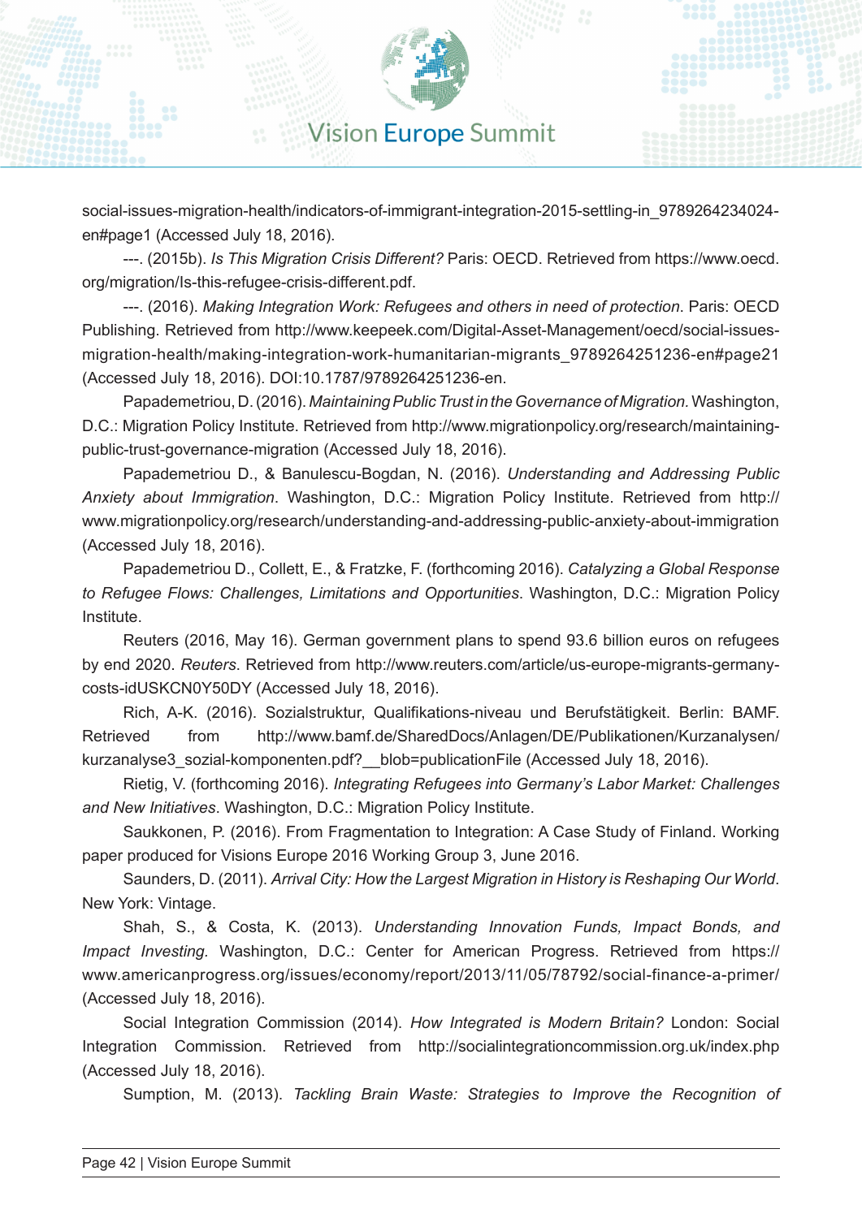social-issues-migration-health/indicators-of-immigrant-integration-2015-settling-in_9789264234024-en#page1 (Accessed July 18, 2016).

---. (2015b). *Is This Migration Crisis Different?* Paris: OECD. Retrieved from https://www.oecd.org/migration/Is-this-refugee-crisis-different.pdf.

---. (2016). *Making Integration Work: Refugees and others in need of protection*. Paris: OECD Publishing. Retrieved from http://www.keepeek.com/Digital-Asset-Management/oecd/social-issues-migration-health/making-integration-work-humanitarian-migrants_9789264251236-en#page21 (Accessed July 18, 2016). DOI:10.1787/9789264251236-en.

Papademetriou, D. (2016). *Maintaining Public Trust in the Governance of Migration.* Washington, D.C.: Migration Policy Institute. Retrieved from http://www.migrationpolicy.org/research/maintaining-public-trust-governance-migration (Accessed July 18, 2016).

Papademetriou D., & Banulescu-Bogdan, N. (2016). *Understanding and Addressing Public Anxiety about Immigration*. Washington, D.C.: Migration Policy Institute. Retrieved from http://www.migrationpolicy.org/research/understanding-and-addressing-public-anxiety-about-immigration (Accessed July 18, 2016).

Papademetriou D., Collett, E., & Fratzke, F. (forthcoming 2016). *Catalyzing a Global Response to Refugee Flows: Challenges, Limitations and Opportunities*. Washington, D.C.: Migration Policy Institute.

Reuters (2016, May 16). German government plans to spend 93.6 billion euros on refugees by end 2020. *Reuters*. Retrieved from http://www.reuters.com/article/us-europe-migrants-germany-costs-idUSKCN0Y50DY (Accessed July 18, 2016).

Rich, A-K. (2016). Sozialstruktur, Qualifikations-niveau und Berufstätigkeit. Berlin: BAMF. Retrieved from http://www.bamf.de/SharedDocs/Anlagen/DE/Publikationen/Kurzanalysen/kurzanalyse3_sozial-komponenten.pdf?__blob=publicationFile (Accessed July 18, 2016).

Rietig, V. (forthcoming 2016). *Integrating Refugees into Germany's Labor Market: Challenges and New Initiatives*. Washington, D.C.: Migration Policy Institute.

Saukkonen, P. (2016). From Fragmentation to Integration: A Case Study of Finland. Working paper produced for Visions Europe 2016 Working Group 3, June 2016.

Saunders, D. (2011). *Arrival City: How the Largest Migration in History is Reshaping Our World*. New York: Vintage.

Shah, S., & Costa, K. (2013). *Understanding Innovation Funds, Impact Bonds, and Impact Investing.* Washington, D.C.: Center for American Progress. Retrieved from https://www.americanprogress.org/issues/economy/report/2013/11/05/78792/social-finance-a-primer/ (Accessed July 18, 2016).

Social Integration Commission (2014). *How Integrated is Modern Britain?* London: Social Integration Commission. Retrieved from http://socialintegrationcommission.org.uk/index.php (Accessed July 18, 2016).

Sumption, M. (2013). *Tackling Brain Waste: Strategies to Improve the Recognition of*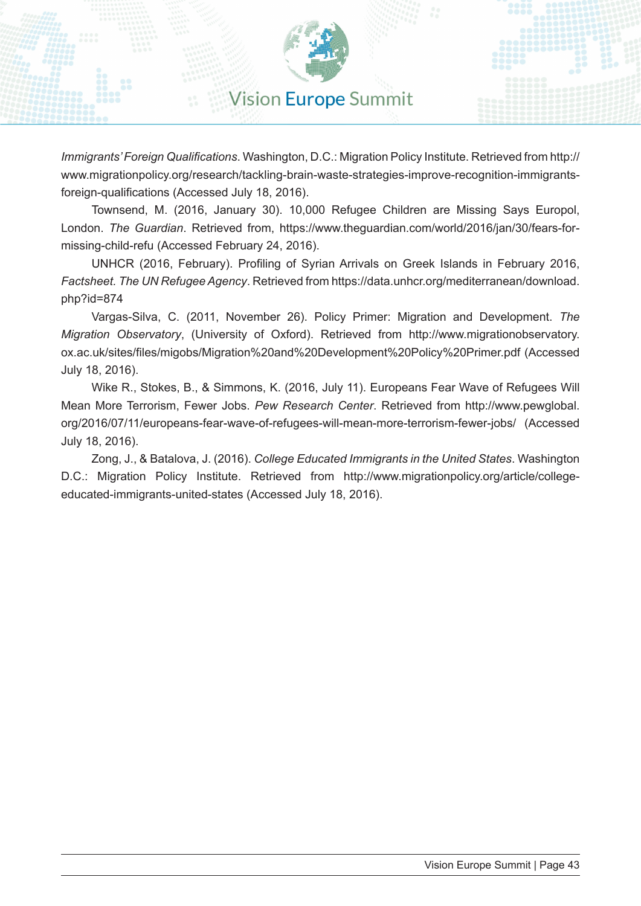*Immigrants' Foreign Qualifications*. Washington, D.C.: Migration Policy Institute. Retrieved from http://www.migrationpolicy.org/research/tackling-brain-waste-strategies-improve-recognition-immigrants-foreign-qualifications (Accessed July 18, 2016).

Townsend, M. (2016, January 30). 10,000 Refugee Children are Missing Says Europol, London. *The Guardian*. Retrieved from, https://www.theguardian.com/world/2016/jan/30/fears-for-missing-child-refu (Accessed February 24, 2016).

UNHCR (2016, February). Profiling of Syrian Arrivals on Greek Islands in February 2016, *Factsheet. The UN Refugee Agency*. Retrieved from https://data.unhcr.org/mediterranean/download.php?id=874

Vargas-Silva, C. (2011, November 26). Policy Primer: Migration and Development. *The Migration Observatory*, (University of Oxford). Retrieved from http://www.migrationobservatory.ox.ac.uk/sites/files/migobs/Migration%20and%20Development%20Policy%20Primer.pdf (Accessed July 18, 2016).

Wike R., Stokes, B., & Simmons, K. (2016, July 11). Europeans Fear Wave of Refugees Will Mean More Terrorism, Fewer Jobs. *Pew Research Center*. Retrieved from http://www.pewglobal.org/2016/07/11/europeans-fear-wave-of-refugees-will-mean-more-terrorism-fewer-jobs/ (Accessed July 18, 2016).

Zong, J., & Batalova, J. (2016). *College Educated Immigrants in the United States*. Washington D.C.: Migration Policy Institute. Retrieved from http://www.migrationpolicy.org/article/college-educated-immigrants-united-states (Accessed July 18, 2016).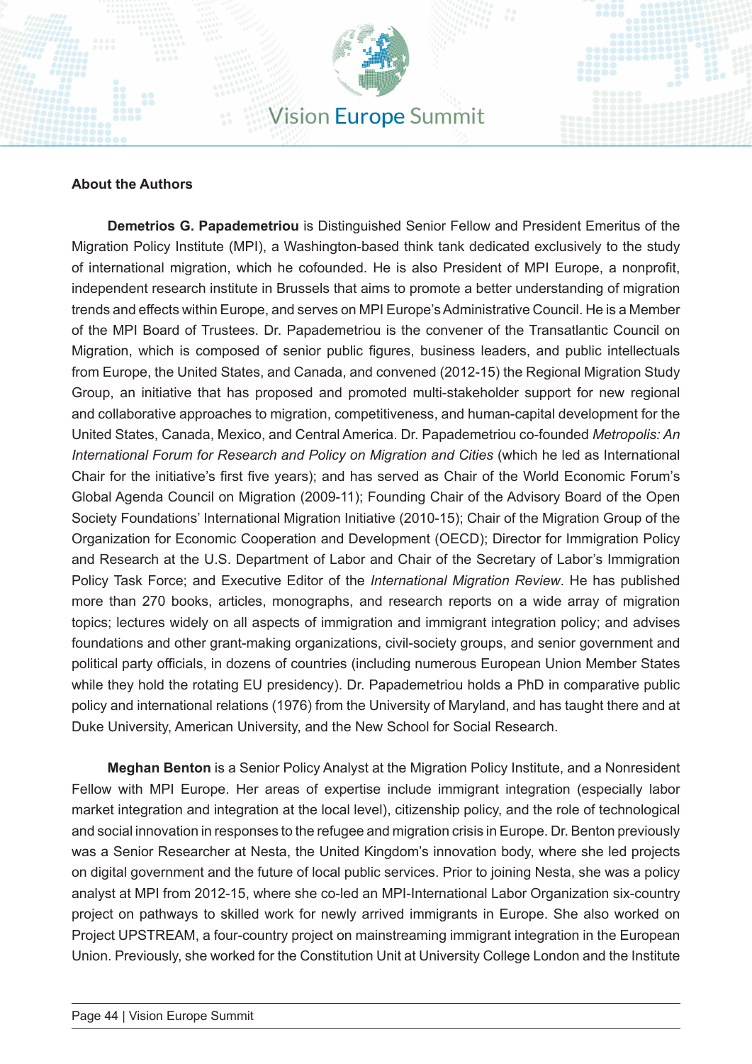**About the Authors**

**Demetrios G. Papademetriou** is Distinguished Senior Fellow and President Emeritus of the Migration Policy Institute (MPI), a Washington-based think tank dedicated exclusively to the study of international migration, which he cofounded. He is also President of MPI Europe, a nonprofit, independent research institute in Brussels that aims to promote a better understanding of migration trends and effects within Europe, and serves on MPI Europe's Administrative Council. He is a Member of the MPI Board of Trustees. Dr. Papademetriou is the convener of the Transatlantic Council on Migration, which is composed of senior public figures, business leaders, and public intellectuals from Europe, the United States, and Canada, and convened (2012-15) the Regional Migration Study Group, an initiative that has proposed and promoted multi-stakeholder support for new regional and collaborative approaches to migration, competitiveness, and human-capital development for the United States, Canada, Mexico, and Central America. Dr. Papademetriou co-founded *Metropolis: An International Forum for Research and Policy on Migration and Cities* (which he led as International Chair for the initiative's first five years); and has served as Chair of the World Economic Forum's Global Agenda Council on Migration (2009-11); Founding Chair of the Advisory Board of the Open Society Foundations' International Migration Initiative (2010-15); Chair of the Migration Group of the Organization for Economic Cooperation and Development (OECD); Director for Immigration Policy and Research at the U.S. Department of Labor and Chair of the Secretary of Labor's Immigration Policy Task Force; and Executive Editor of the *International Migration Review*. He has published more than 270 books, articles, monographs, and research reports on a wide array of migration topics; lectures widely on all aspects of immigration and immigrant integration policy; and advises foundations and other grant-making organizations, civil-society groups, and senior government and political party officials, in dozens of countries (including numerous European Union Member States while they hold the rotating EU presidency). Dr. Papademetriou holds a PhD in comparative public policy and international relations (1976) from the University of Maryland, and has taught there and at Duke University, American University, and the New School for Social Research.

**Meghan Benton** is a Senior Policy Analyst at the Migration Policy Institute, and a Nonresident Fellow with MPI Europe. Her areas of expertise include immigrant integration (especially labor market integration and integration at the local level), citizenship policy, and the role of technological and social innovation in responses to the refugee and migration crisis in Europe. Dr. Benton previously was a Senior Researcher at Nesta, the United Kingdom's innovation body, where she led projects on digital government and the future of local public services. Prior to joining Nesta, she was a policy analyst at MPI from 2012-15, where she co-led an MPI-International Labor Organization six-country project on pathways to skilled work for newly arrived immigrants in Europe. She also worked on Project UPSTREAM, a four-country project on mainstreaming immigrant integration in the European Union. Previously, she worked for the Constitution Unit at University College London and the Institute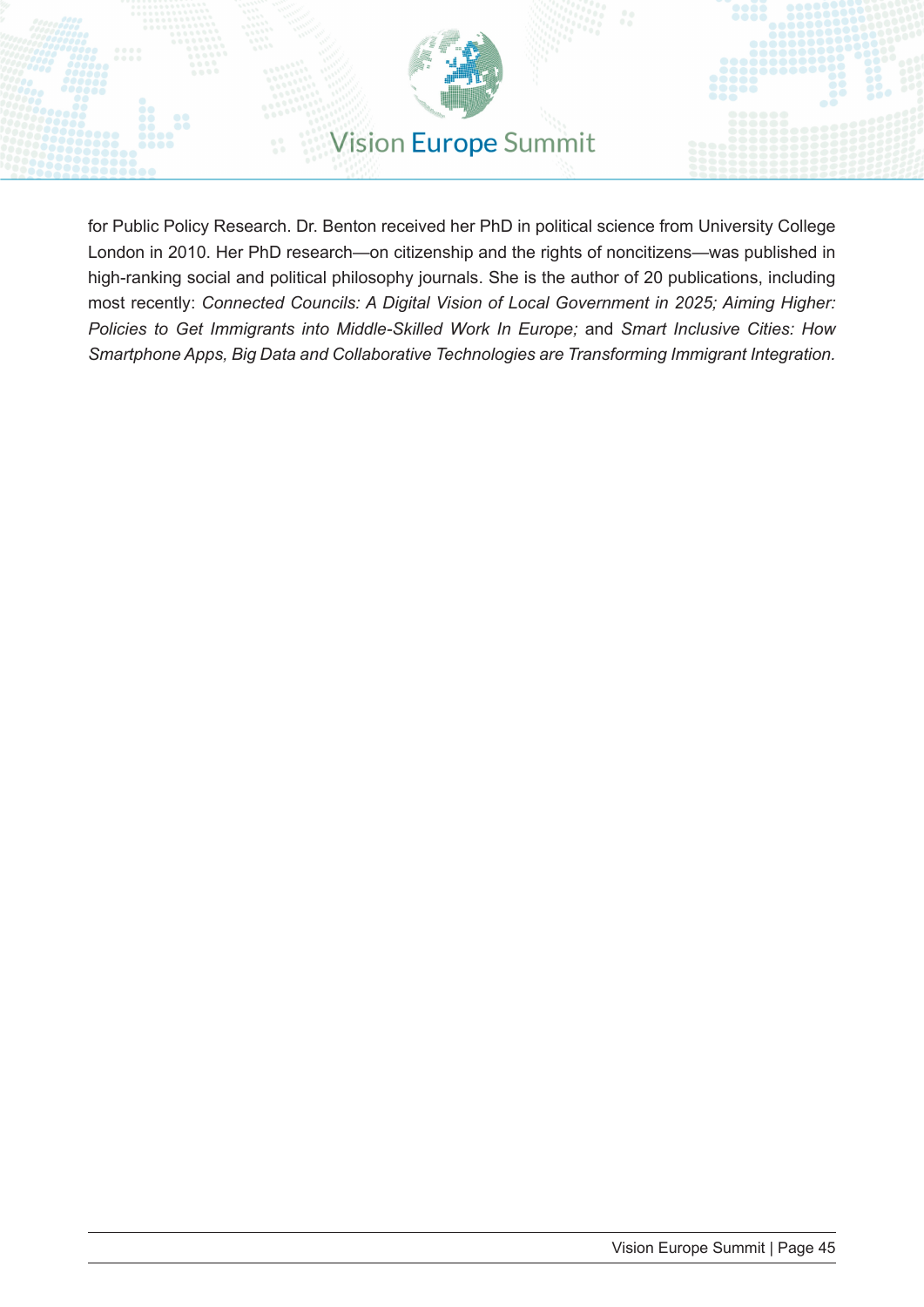for Public Policy Research. Dr. Benton received her PhD in political science from University College London in 2010. Her PhD research—on citizenship and the rights of noncitizens—was published in high-ranking social and political philosophy journals. She is the author of 20 publications, including most recently: *Connected Councils: A Digital Vision of Local Government in 2025; Aiming Higher: Policies to Get Immigrants into Middle-Skilled Work In Europe;* and *Smart Inclusive Cities: How Smartphone Apps, Big Data and Collaborative Technologies are Transforming Immigrant Integration.*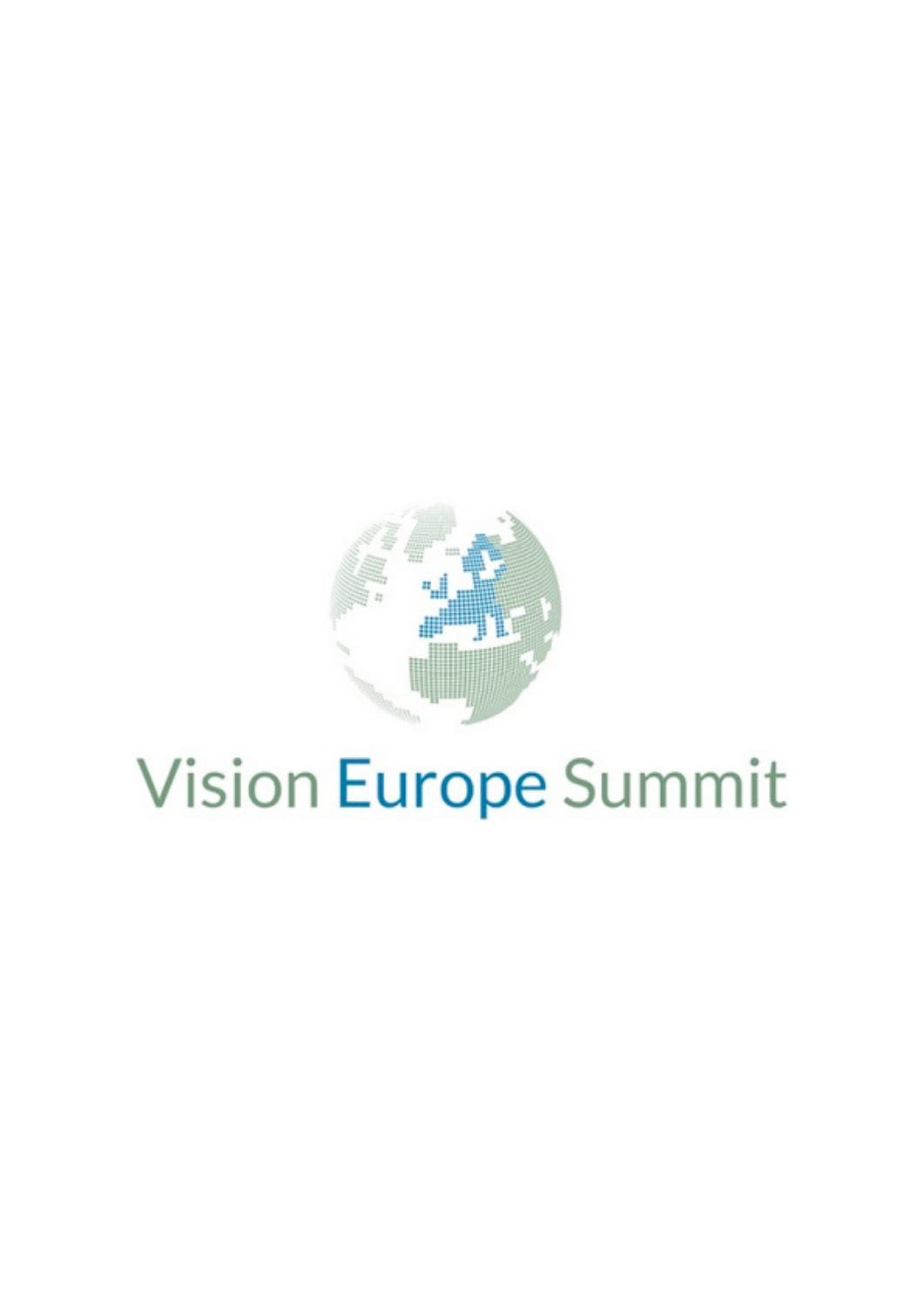Vision Europe Summit